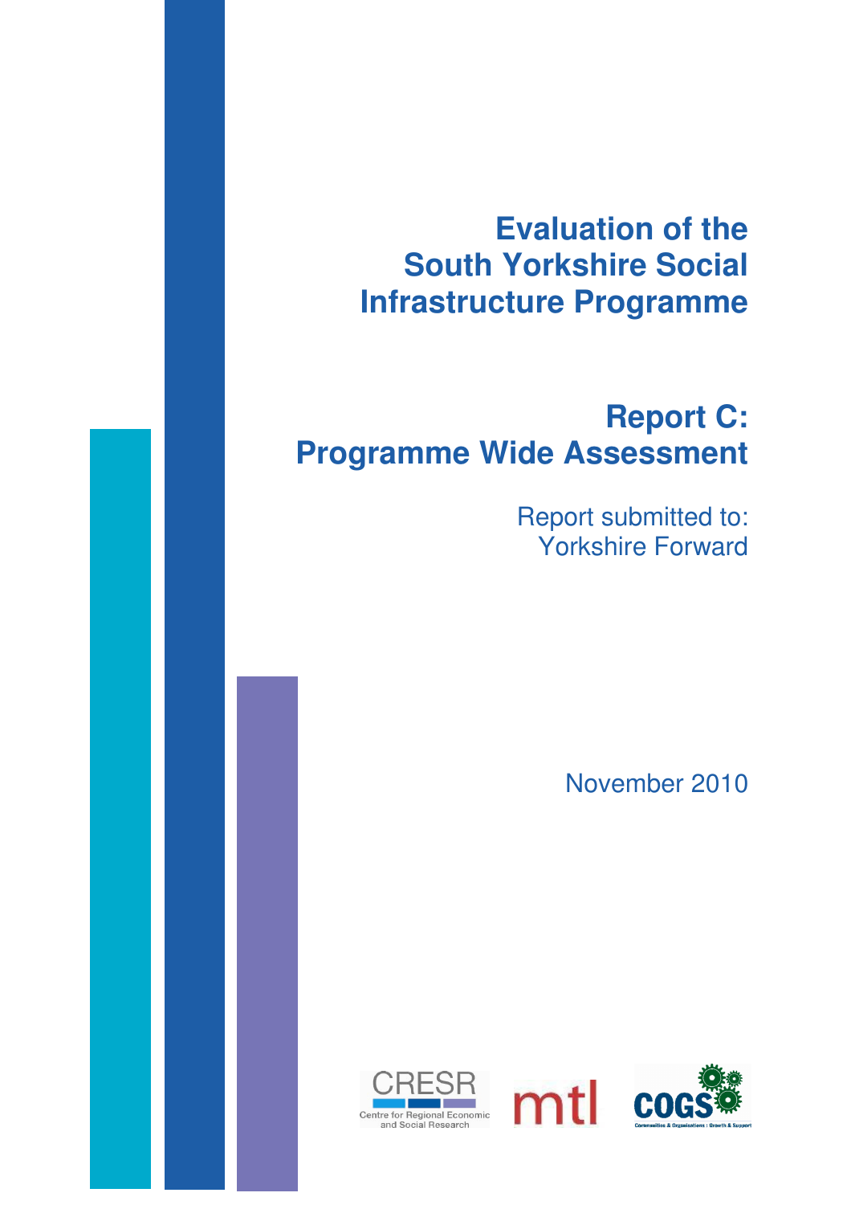# Evaluation of the South Yorkshire Social Infrastructure Programme

## Report C: Programme Wide Assessment

Report submitted to: Yorkshire Forward

November 2010

CRESR Centre for Regional Economic and Social Research

mtl

COGS Communities & Organisations : Growth & Support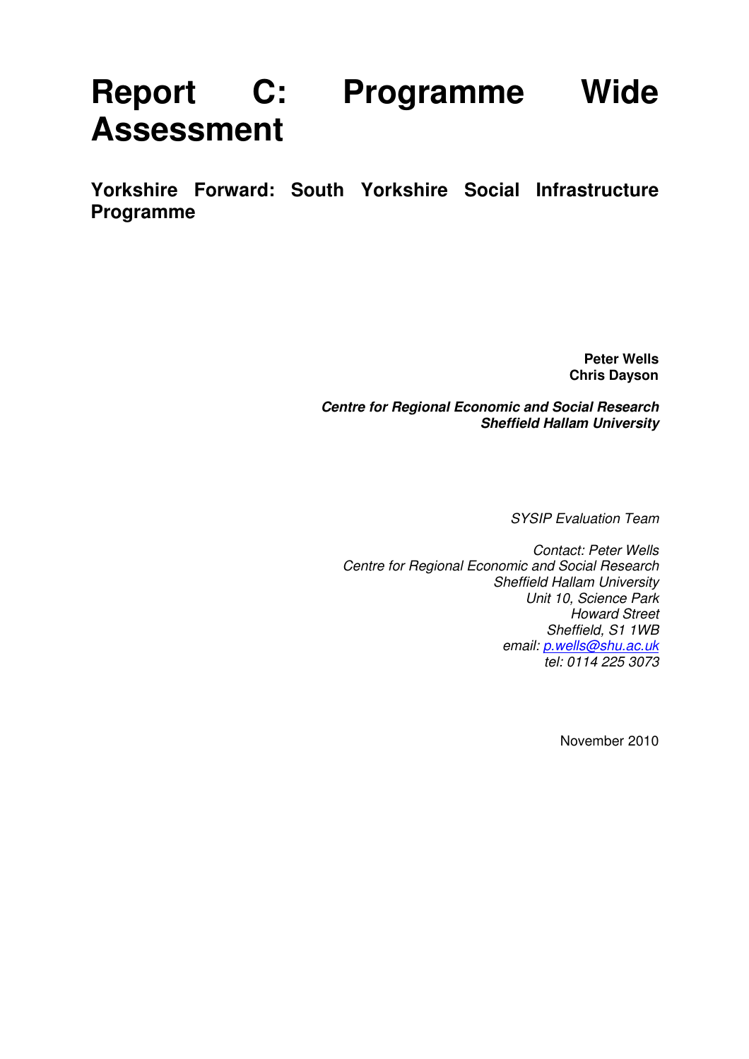# Report C: Programme Wide Assessment

## Yorkshire Forward: South Yorkshire Social Infrastructure Programme

**Peter Wells**
**Chris Dayson**

***Centre for Regional Economic and Social Research***
***Sheffield Hallam University***

*SYSIP Evaluation Team*

*Contact: Peter Wells*
*Centre for Regional Economic and Social Research*
*Sheffield Hallam University*
*Unit 10, Science Park*
*Howard Street*
*Sheffield, S1 1WB*
*email: p.wells@shu.ac.uk*
*tel: 0114 225 3073*

November 2010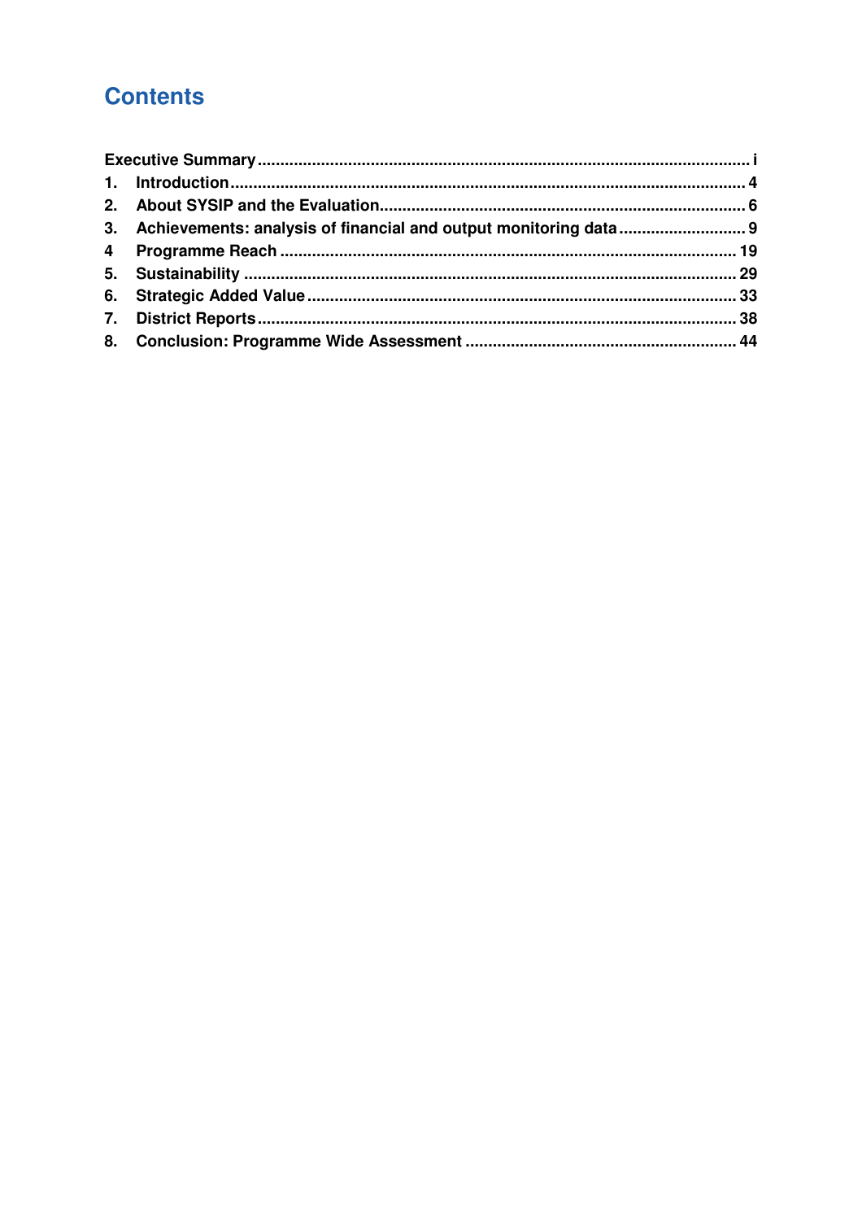# Contents

| | | |
|---|---|---|
| Executive Summary | | i |
| 1. | Introduction | 4 |
| 2. | About SYSIP and the Evaluation | 6 |
| 3. | Achievements: analysis of financial and output monitoring data | 9 |
| 4 | Programme Reach | 19 |
| 5. | Sustainability | 29 |
| 6. | Strategic Added Value | 33 |
| 7. | District Reports | 38 |
| 8. | Conclusion: Programme Wide Assessment | 44 |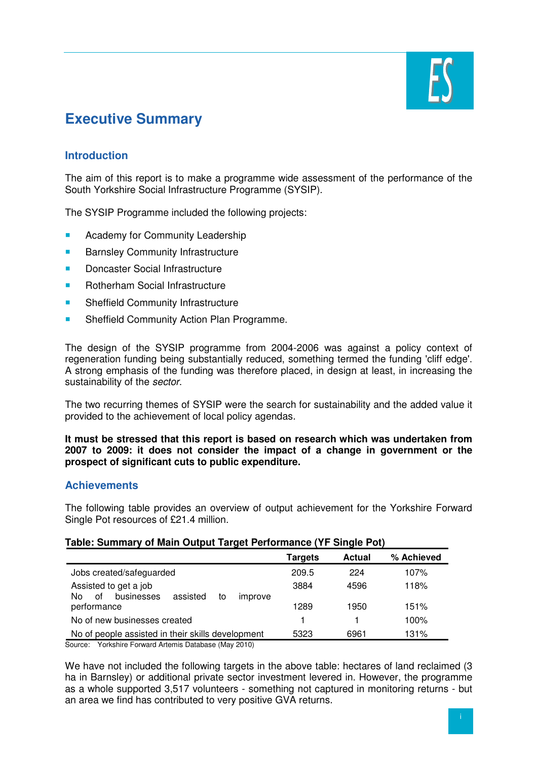# Executive Summary

## Introduction

The aim of this report is to make a programme wide assessment of the performance of the South Yorkshire Social Infrastructure Programme (SYSIP).

The SYSIP Programme included the following projects:

- Academy for Community Leadership
- Barnsley Community Infrastructure
- Doncaster Social Infrastructure
- Rotherham Social Infrastructure
- Sheffield Community Infrastructure
- Sheffield Community Action Plan Programme.

The design of the SYSIP programme from 2004-2006 was against a policy context of regeneration funding being substantially reduced, something termed the funding 'cliff edge'. A strong emphasis of the funding was therefore placed, in design at least, in increasing the sustainability of the *sector*.

The two recurring themes of SYSIP were the search for sustainability and the added value it provided to the achievement of local policy agendas.

**It must be stressed that this report is based on research which was undertaken from 2007 to 2009: it does not consider the impact of a change in government or the prospect of significant cuts to public expenditure.**

## Achievements

The following table provides an overview of output achievement for the Yorkshire Forward Single Pot resources of £21.4 million.

**Table: Summary of Main Output Target Performance (YF Single Pot)**

| | Targets | Actual | % Achieved |
|---|---|---|---|
| Jobs created/safeguarded | 209.5 | 224 | 107% |
| Assisted to get a job | 3884 | 4596 | 118% |
| No of businesses assisted to improve performance | 1289 | 1950 | 151% |
| No of new businesses created | 1 | 1 | 100% |
| No of people assisted in their skills development | 5323 | 6961 | 131% |

Source: Yorkshire Forward Artemis Database (May 2010)

We have not included the following targets in the above table: hectares of land reclaimed (3 ha in Barnsley) or additional private sector investment levered in. However, the programme as a whole supported 3,517 volunteers - something not captured in monitoring returns - but an area we find has contributed to very positive GVA returns.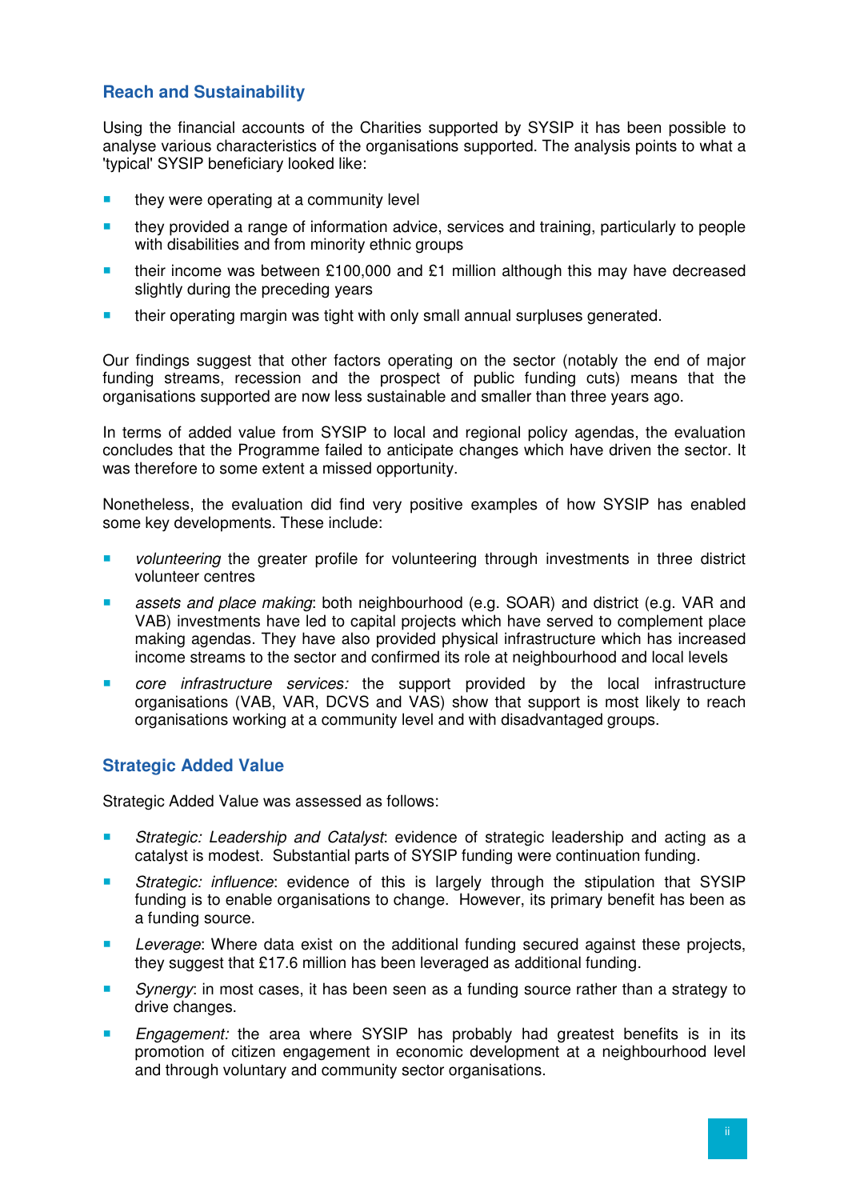## Reach and Sustainability

Using the financial accounts of the Charities supported by SYSIP it has been possible to analyse various characteristics of the organisations supported. The analysis points to what a 'typical' SYSIP beneficiary looked like:

- they were operating at a community level
- they provided a range of information advice, services and training, particularly to people with disabilities and from minority ethnic groups
- their income was between £100,000 and £1 million although this may have decreased slightly during the preceding years
- their operating margin was tight with only small annual surpluses generated.

Our findings suggest that other factors operating on the sector (notably the end of major funding streams, recession and the prospect of public funding cuts) means that the organisations supported are now less sustainable and smaller than three years ago.

In terms of added value from SYSIP to local and regional policy agendas, the evaluation concludes that the Programme failed to anticipate changes which have driven the sector. It was therefore to some extent a missed opportunity.

Nonetheless, the evaluation did find very positive examples of how SYSIP has enabled some key developments. These include:

- *volunteering* the greater profile for volunteering through investments in three district volunteer centres
- *assets and place making*: both neighbourhood (e.g. SOAR) and district (e.g. VAR and VAB) investments have led to capital projects which have served to complement place making agendas. They have also provided physical infrastructure which has increased income streams to the sector and confirmed its role at neighbourhood and local levels
- *core infrastructure services:* the support provided by the local infrastructure organisations (VAB, VAR, DCVS and VAS) show that support is most likely to reach organisations working at a community level and with disadvantaged groups.

## Strategic Added Value

Strategic Added Value was assessed as follows:

- *Strategic: Leadership and Catalyst*: evidence of strategic leadership and acting as a catalyst is modest. Substantial parts of SYSIP funding were continuation funding.
- *Strategic: influence*: evidence of this is largely through the stipulation that SYSIP funding is to enable organisations to change. However, its primary benefit has been as a funding source.
- *Leverage*: Where data exist on the additional funding secured against these projects, they suggest that £17.6 million has been leveraged as additional funding.
- *Synergy*: in most cases, it has been seen as a funding source rather than a strategy to drive changes.
- *Engagement:* the area where SYSIP has probably had greatest benefits is in its promotion of citizen engagement in economic development at a neighbourhood level and through voluntary and community sector organisations.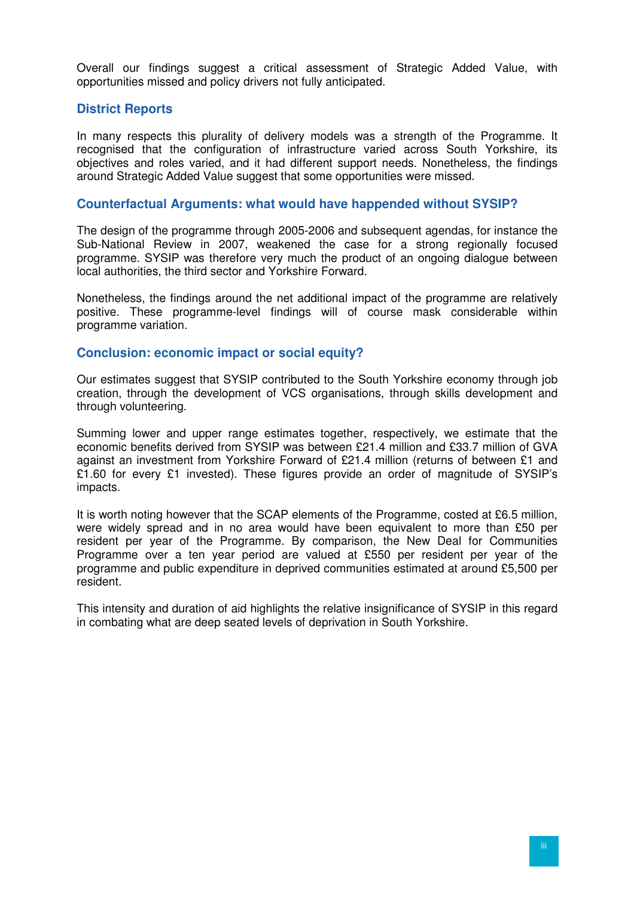Overall our findings suggest a critical assessment of Strategic Added Value, with opportunities missed and policy drivers not fully anticipated.

### District Reports

In many respects this plurality of delivery models was a strength of the Programme. It recognised that the configuration of infrastructure varied across South Yorkshire, its objectives and roles varied, and it had different support needs. Nonetheless, the findings around Strategic Added Value suggest that some opportunities were missed.

### Counterfactual Arguments: what would have happpended without SYSIP?

The design of the programme through 2005-2006 and subsequent agendas, for instance the Sub-National Review in 2007, weakened the case for a strong regionally focused programme. SYSIP was therefore very much the product of an ongoing dialogue between local authorities, the third sector and Yorkshire Forward.

Nonetheless, the findings around the net additional impact of the programme are relatively positive. These programme-level findings will of course mask considerable within programme variation.

### Conclusion: economic impact or social equity?

Our estimates suggest that SYSIP contributed to the South Yorkshire economy through job creation, through the development of VCS organisations, through skills development and through volunteering.

Summing lower and upper range estimates together, respectively, we estimate that the economic benefits derived from SYSIP was between £21.4 million and £33.7 million of GVA against an investment from Yorkshire Forward of £21.4 million (returns of between £1 and £1.60 for every £1 invested). These figures provide an order of magnitude of SYSIP's impacts.

It is worth noting however that the SCAP elements of the Programme, costed at £6.5 million, were widely spread and in no area would have been equivalent to more than £50 per resident per year of the Programme. By comparison, the New Deal for Communities Programme over a ten year period are valued at £550 per resident per year of the programme and public expenditure in deprived communities estimated at around £5,500 per resident.

This intensity and duration of aid highlights the relative insignificance of SYSIP in this regard in combating what are deep seated levels of deprivation in South Yorkshire.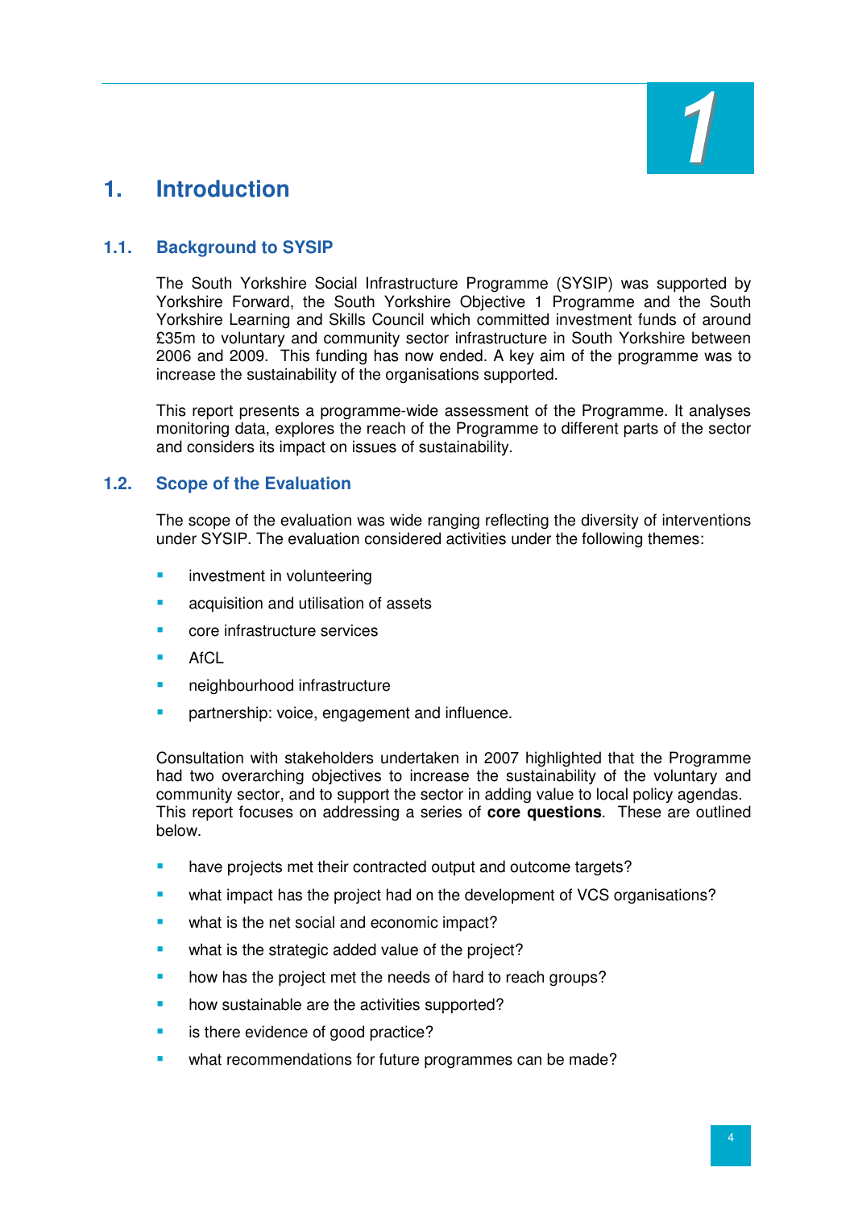# 1. Introduction

## 1.1. Background to SYSIP

The South Yorkshire Social Infrastructure Programme (SYSIP) was supported by Yorkshire Forward, the South Yorkshire Objective 1 Programme and the South Yorkshire Learning and Skills Council which committed investment funds of around £35m to voluntary and community sector infrastructure in South Yorkshire between 2006 and 2009. This funding has now ended. A key aim of the programme was to increase the sustainability of the organisations supported.

This report presents a programme-wide assessment of the Programme. It analyses monitoring data, explores the reach of the Programme to different parts of the sector and considers its impact on issues of sustainability.

## 1.2. Scope of the Evaluation

The scope of the evaluation was wide ranging reflecting the diversity of interventions under SYSIP. The evaluation considered activities under the following themes:

- investment in volunteering
- acquisition and utilisation of assets
- core infrastructure services
- AfCL
- neighbourhood infrastructure
- partnership: voice, engagement and influence.

Consultation with stakeholders undertaken in 2007 highlighted that the Programme had two overarching objectives to increase the sustainability of the voluntary and community sector, and to support the sector in adding value to local policy agendas. This report focuses on addressing a series of **core questions**. These are outlined below.

- have projects met their contracted output and outcome targets?
- what impact has the project had on the development of VCS organisations?
- what is the net social and economic impact?
- what is the strategic added value of the project?
- how has the project met the needs of hard to reach groups?
- how sustainable are the activities supported?
- is there evidence of good practice?
- what recommendations for future programmes can be made?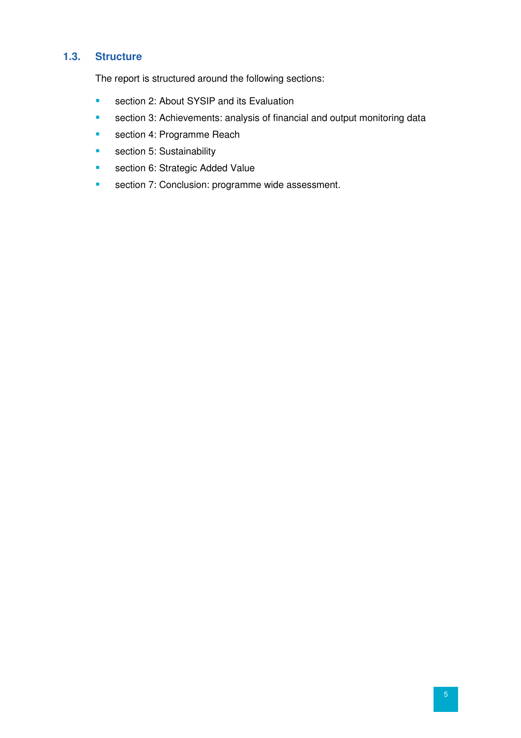### 1.3. Structure

The report is structured around the following sections:

- section 2: About SYSIP and its Evaluation
- section 3: Achievements: analysis of financial and output monitoring data
- section 4: Programme Reach
- section 5: Sustainability
- section 6: Strategic Added Value
- section 7: Conclusion: programme wide assessment.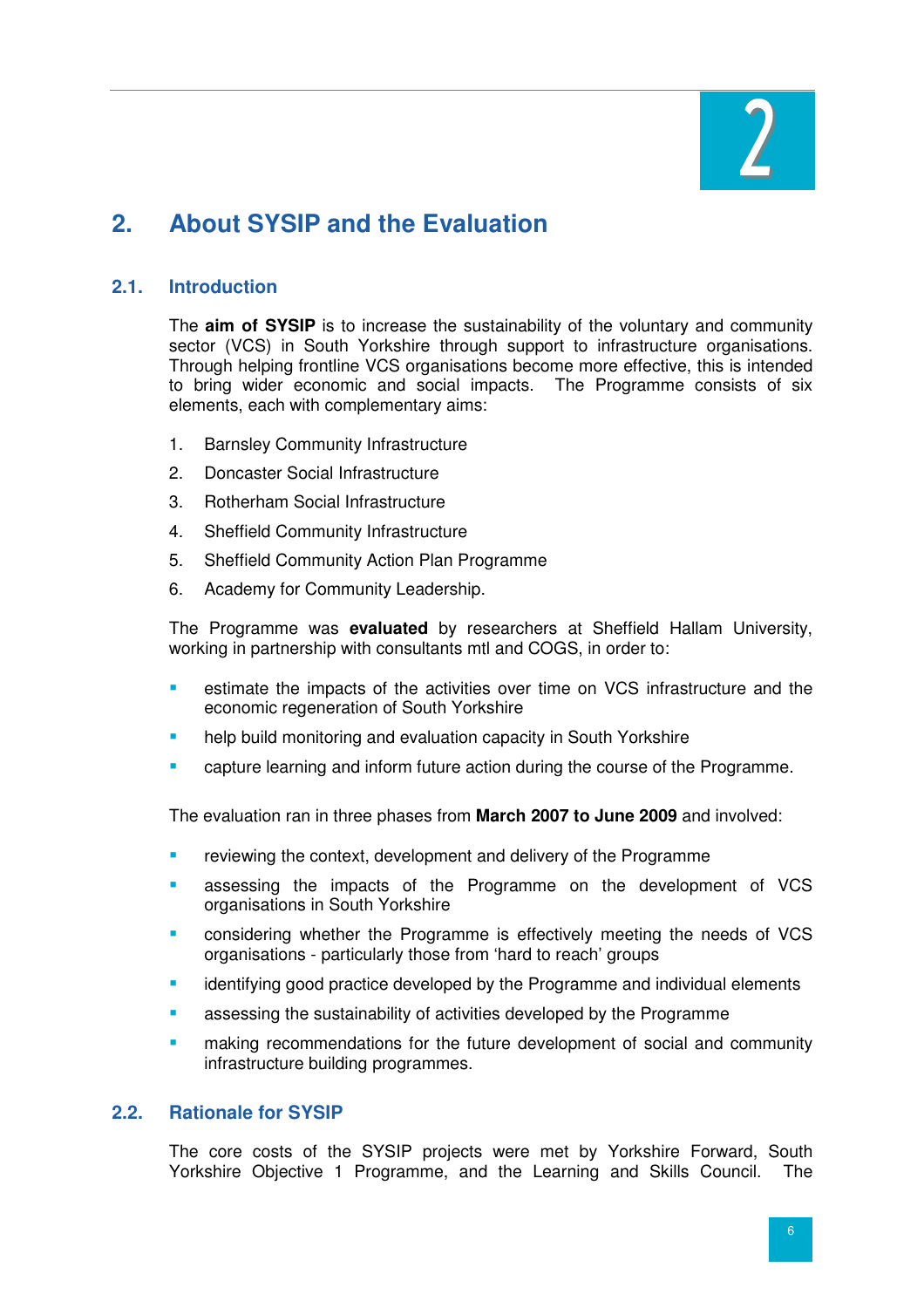# 2. About SYSIP and the Evaluation

## 2.1. Introduction

The **aim of SYSIP** is to increase the sustainability of the voluntary and community sector (VCS) in South Yorkshire through support to infrastructure organisations. Through helping frontline VCS organisations become more effective, this is intended to bring wider economic and social impacts. The Programme consists of six elements, each with complementary aims:

1. Barnsley Community Infrastructure
2. Doncaster Social Infrastructure
3. Rotherham Social Infrastructure
4. Sheffield Community Infrastructure
5. Sheffield Community Action Plan Programme
6. Academy for Community Leadership.

The Programme was **evaluated** by researchers at Sheffield Hallam University, working in partnership with consultants mtl and COGS, in order to:

- estimate the impacts of the activities over time on VCS infrastructure and the economic regeneration of South Yorkshire
- help build monitoring and evaluation capacity in South Yorkshire
- capture learning and inform future action during the course of the Programme.

The evaluation ran in three phases from **March 2007 to June 2009** and involved:

- reviewing the context, development and delivery of the Programme
- assessing the impacts of the Programme on the development of VCS organisations in South Yorkshire
- considering whether the Programme is effectively meeting the needs of VCS organisations - particularly those from 'hard to reach' groups
- identifying good practice developed by the Programme and individual elements
- assessing the sustainability of activities developed by the Programme
- making recommendations for the future development of social and community infrastructure building programmes.

## 2.2. Rationale for SYSIP

The core costs of the SYSIP projects were met by Yorkshire Forward, South Yorkshire Objective 1 Programme, and the Learning and Skills Council. The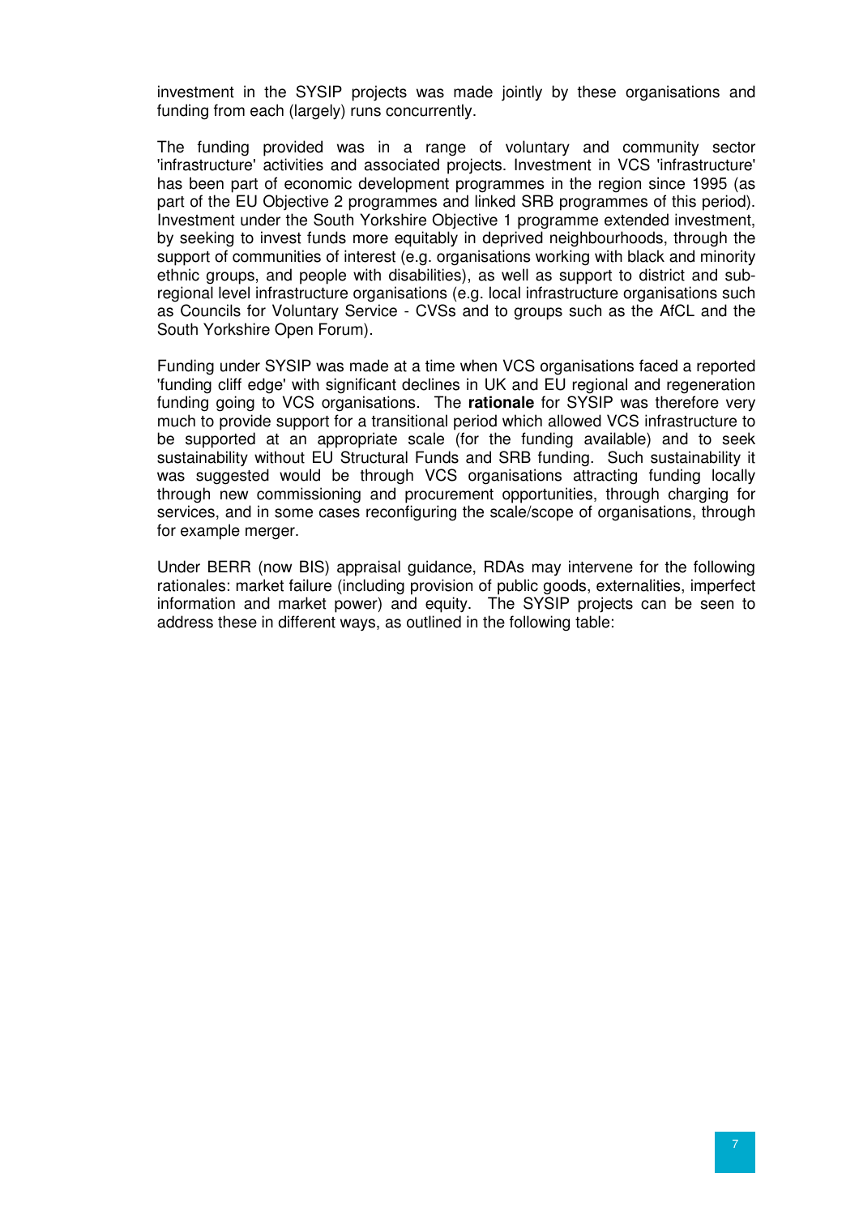investment in the SYSIP projects was made jointly by these organisations and funding from each (largely) runs concurrently.

The funding provided was in a range of voluntary and community sector 'infrastructure' activities and associated projects. Investment in VCS 'infrastructure' has been part of economic development programmes in the region since 1995 (as part of the EU Objective 2 programmes and linked SRB programmes of this period). Investment under the South Yorkshire Objective 1 programme extended investment, by seeking to invest funds more equitably in deprived neighbourhoods, through the support of communities of interest (e.g. organisations working with black and minority ethnic groups, and people with disabilities), as well as support to district and sub-regional level infrastructure organisations (e.g. local infrastructure organisations such as Councils for Voluntary Service - CVSs and to groups such as the AfCL and the South Yorkshire Open Forum).

Funding under SYSIP was made at a time when VCS organisations faced a reported 'funding cliff edge' with significant declines in UK and EU regional and regeneration funding going to VCS organisations. The **rationale** for SYSIP was therefore very much to provide support for a transitional period which allowed VCS infrastructure to be supported at an appropriate scale (for the funding available) and to seek sustainability without EU Structural Funds and SRB funding. Such sustainability it was suggested would be through VCS organisations attracting funding locally through new commissioning and procurement opportunities, through charging for services, and in some cases reconfiguring the scale/scope of organisations, through for example merger.

Under BERR (now BIS) appraisal guidance, RDAs may intervene for the following rationales: market failure (including provision of public goods, externalities, imperfect information and market power) and equity. The SYSIP projects can be seen to address these in different ways, as outlined in the following table: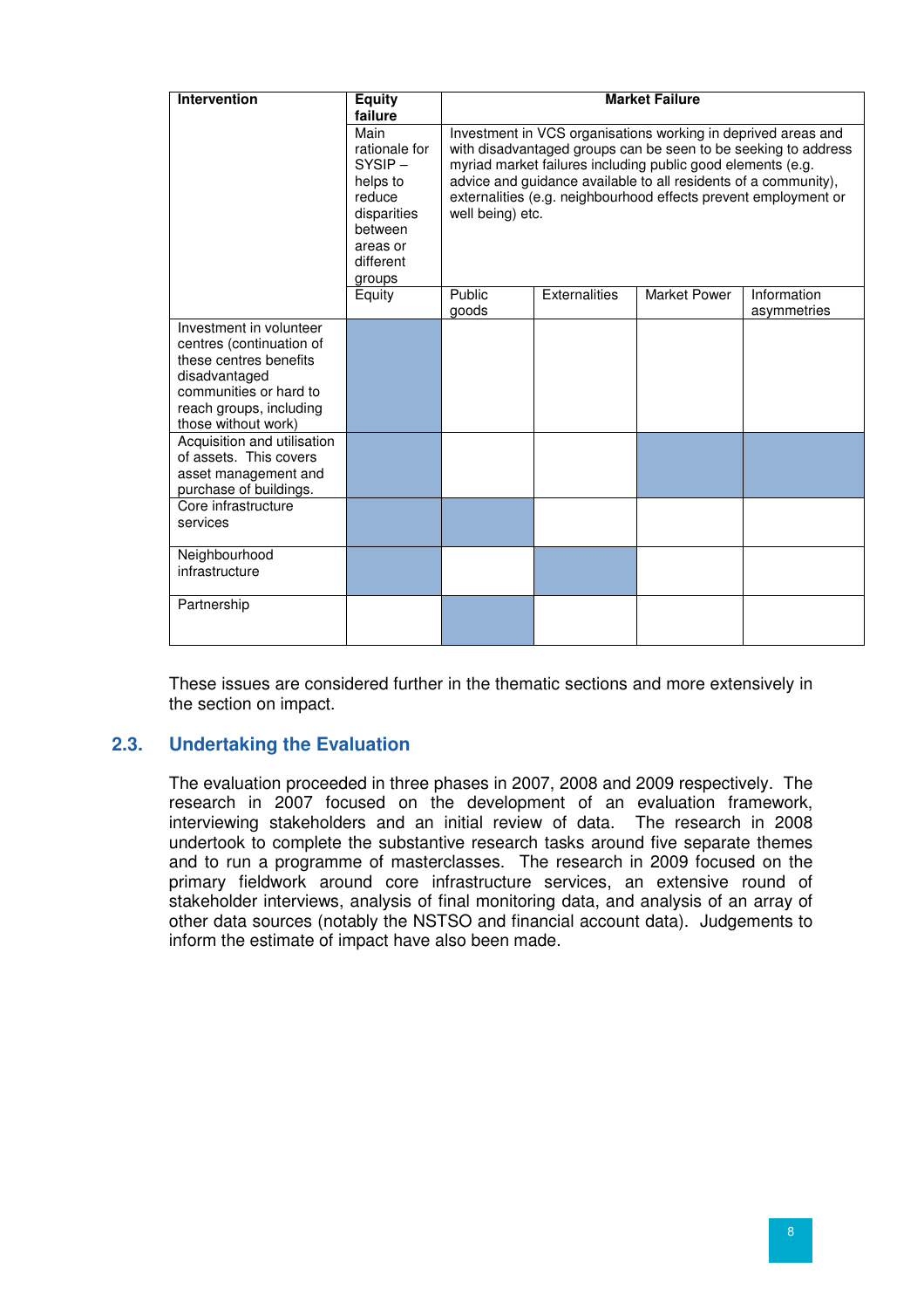| Intervention | Equity failure | Market Failure | | | |
|---|---|---|---|---|---|
| | Main rationale for SYSIP – helps to reduce disparities between areas or different groups | Investment in VCS organisations working in deprived areas and with disadvantaged groups can be seen to be seeking to address myriad market failures including public good elements (e.g. advice and guidance available to all residents of a community), externalities (e.g. neighbourhood effects prevent employment or well being) etc. | | | |
| | Equity | Public goods | Externalities | Market Power | Information asymmetries |
| Investment in volunteer centres (continuation of these centres benefits disadvantaged communities or hard to reach groups, including those without work) | ■ | | | | |
| Acquisition and utilisation of assets. This covers asset management and purchase of buildings. | ■ | | | ■ | ■ |
| Core infrastructure services | ■ | ■ | | | |
| Neighbourhood infrastructure | ■ | | ■ | | |
| Partnership | | ■ | | | |

These issues are considered further in the thematic sections and more extensively in the section on impact.

## 2.3. Undertaking the Evaluation

The evaluation proceeded in three phases in 2007, 2008 and 2009 respectively. The research in 2007 focused on the development of an evaluation framework, interviewing stakeholders and an initial review of data. The research in 2008 undertook to complete the substantive research tasks around five separate themes and to run a programme of masterclasses. The research in 2009 focused on the primary fieldwork around core infrastructure services, an extensive round of stakeholder interviews, analysis of final monitoring data, and analysis of an array of other data sources (notably the NSTSO and financial account data). Judgements to inform the estimate of impact have also been made.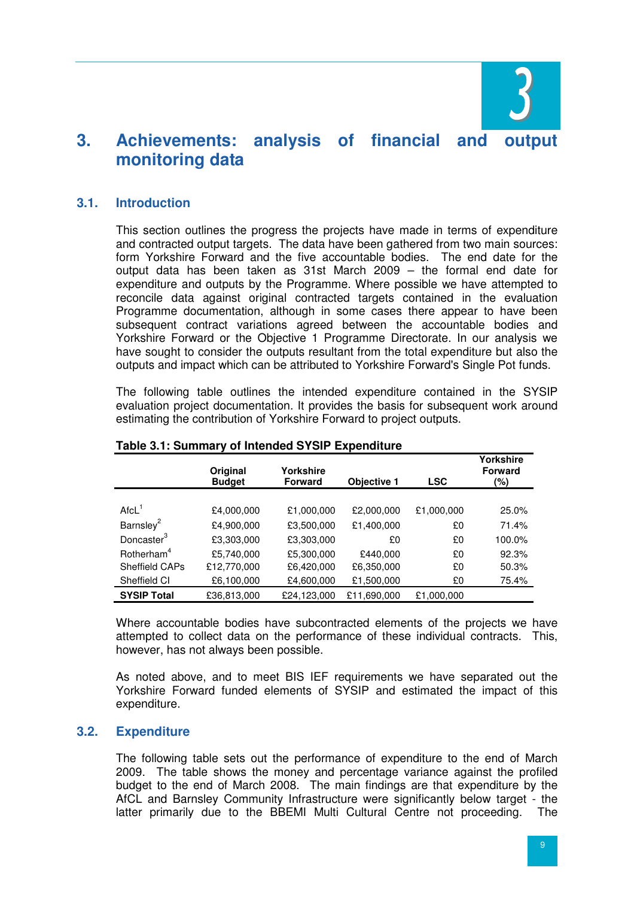# 3. Achievements: analysis of financial and output monitoring data

## 3.1. Introduction

This section outlines the progress the projects have made in terms of expenditure and contracted output targets. The data have been gathered from two main sources: form Yorkshire Forward and the five accountable bodies. The end date for the output data has been taken as 31st March 2009 – the formal end date for expenditure and outputs by the Programme. Where possible we have attempted to reconcile data against original contracted targets contained in the evaluation Programme documentation, although in some cases there appear to have been subsequent contract variations agreed between the accountable bodies and Yorkshire Forward or the Objective 1 Programme Directorate. In our analysis we have sought to consider the outputs resultant from the total expenditure but also the outputs and impact which can be attributed to Yorkshire Forward's Single Pot funds.

The following table outlines the intended expenditure contained in the SYSIP evaluation project documentation. It provides the basis for subsequent work around estimating the contribution of Yorkshire Forward to project outputs.

**Table 3.1: Summary of Intended SYSIP Expenditure**

| | Original Budget | Yorkshire Forward | Objective 1 | LSC | Yorkshire Forward (%) |
|---|---|---|---|---|---|
| AfcL[1] | £4,000,000 | £1,000,000 | £2,000,000 | £1,000,000 | 25.0% |
| Barnsley[2] | £4,900,000 | £3,500,000 | £1,400,000 | £0 | 71.4% |
| Doncaster[3] | £3,303,000 | £3,303,000 | £0 | £0 | 100.0% |
| Rotherham[4] | £5,740,000 | £5,300,000 | £440,000 | £0 | 92.3% |
| Sheffield CAPs | £12,770,000 | £6,420,000 | £6,350,000 | £0 | 50.3% |
| Sheffield CI | £6,100,000 | £4,600,000 | £1,500,000 | £0 | 75.4% |
| **SYSIP Total** | £36,813,000 | £24,123,000 | £11,690,000 | £1,000,000 | |

Where accountable bodies have subcontracted elements of the projects we have attempted to collect data on the performance of these individual contracts. This, however, has not always been possible.

As noted above, and to meet BIS IEF requirements we have separated out the Yorkshire Forward funded elements of SYSIP and estimated the impact of this expenditure.

## 3.2. Expenditure

The following table sets out the performance of expenditure to the end of March 2009. The table shows the money and percentage variance against the profiled budget to the end of March 2008. The main findings are that expenditure by the AfCL and Barnsley Community Infrastructure were significantly below target - the latter primarily due to the BBEMI Multi Cultural Centre not proceeding. The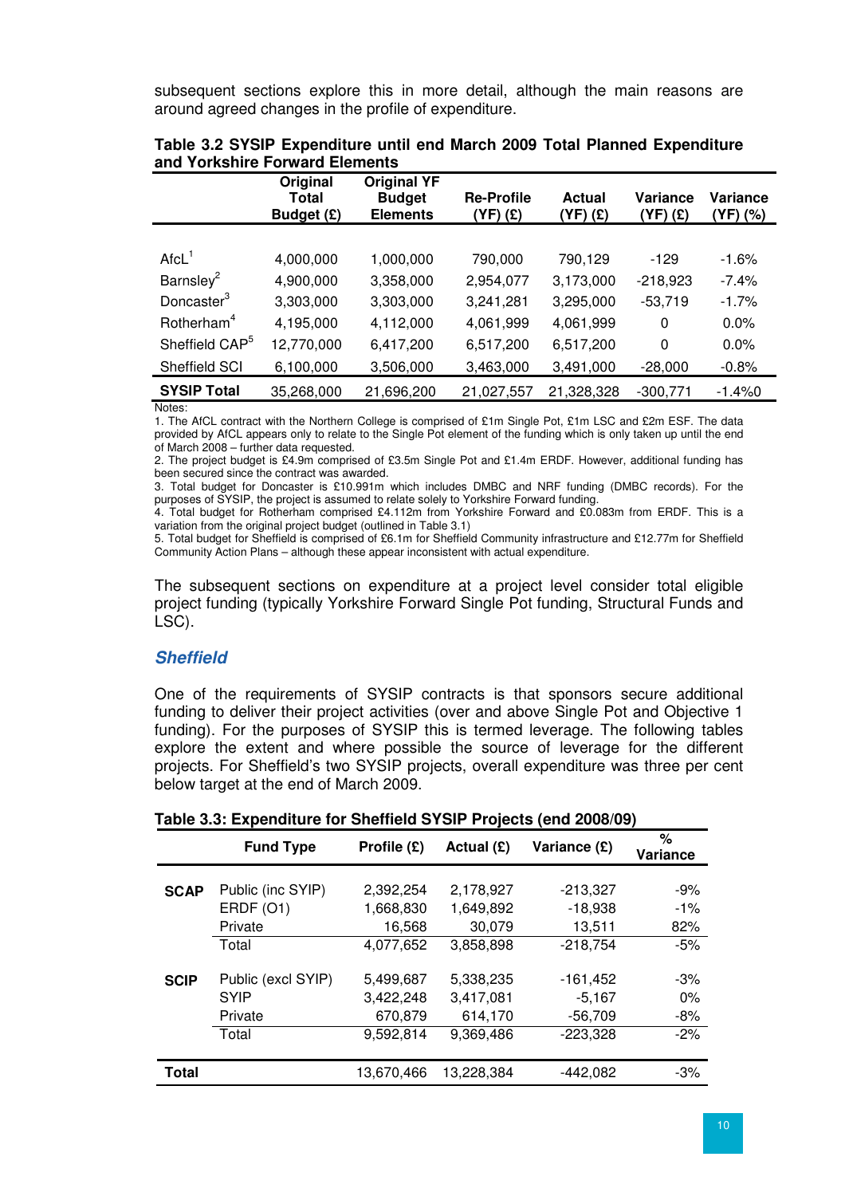subsequent sections explore this in more detail, although the main reasons are around agreed changes in the profile of expenditure.

**Table 3.2 SYSIP Expenditure until end March 2009 Total Planned Expenditure and Yorkshire Forward Elements**

| | Original Total Budget (£) | Original YF Budget Elements | Re-Profile (YF) (£) | Actual (YF) (£) | Variance (YF) (£) | Variance (YF) (%) |
|---|---|---|---|---|---|---|
| AfcL[1] | 4,000,000 | 1,000,000 | 790,000 | 790,129 | -129 | -1.6% |
| Barnsley[2] | 4,900,000 | 3,358,000 | 2,954,077 | 3,173,000 | -218,923 | -7.4% |
| Doncaster[3] | 3,303,000 | 3,303,000 | 3,241,281 | 3,295,000 | -53,719 | -1.7% |
| Rotherham[4] | 4,195,000 | 4,112,000 | 4,061,999 | 4,061,999 | 0 | 0.0% |
| Sheffield CAP[5] | 12,770,000 | 6,417,200 | 6,517,200 | 6,517,200 | 0 | 0.0% |
| Sheffield SCI | 6,100,000 | 3,506,000 | 3,463,000 | 3,491,000 | -28,000 | -0.8% |
| **SYSIP Total** | 35,268,000 | 21,696,200 | 21,027,557 | 21,328,328 | -300,771 | -1.4%0 |

Notes:

1. The AfCL contract with the Northern College is comprised of £1m Single Pot, £1m LSC and £2m ESF. The data provided by AfCL appears only to relate to the Single Pot element of the funding which is only taken up until the end of March 2008 – further data requested.
2. The project budget is £4.9m comprised of £3.5m Single Pot and £1.4m ERDF. However, additional funding has been secured since the contract was awarded.
3. Total budget for Doncaster is £10.991m which includes DMBC and NRF funding (DMBC records). For the purposes of SYSIP, the project is assumed to relate solely to Yorkshire Forward funding.
4. Total budget for Rotherham comprised £4.112m from Yorkshire Forward and £0.083m from ERDF. This is a variation from the original project budget (outlined in Table 3.1)
5. Total budget for Sheffield is comprised of £6.1m for Sheffield Community infrastructure and £12.77m for Sheffield Community Action Plans – although these appear inconsistent with actual expenditure.

The subsequent sections on expenditure at a project level consider total eligible project funding (typically Yorkshire Forward Single Pot funding, Structural Funds and LSC).

### *Sheffield*

One of the requirements of SYSIP contracts is that sponsors secure additional funding to deliver their project activities (over and above Single Pot and Objective 1 funding). For the purposes of SYSIP this is termed leverage. The following tables explore the extent and where possible the source of leverage for the different projects. For Sheffield's two SYSIP projects, overall expenditure was three per cent below target at the end of March 2009.

**Table 3.3: Expenditure for Sheffield SYSIP Projects (end 2008/09)**

| | Fund Type | Profile (£) | Actual (£) | Variance (£) | % Variance |
|---|---|---|---|---|---|
| **SCAP** | Public (inc SYIP) | 2,392,254 | 2,178,927 | -213,327 | -9% |
| | ERDF (O1) | 1,668,830 | 1,649,892 | -18,938 | -1% |
| | Private | 16,568 | 30,079 | 13,511 | 82% |
| | Total | 4,077,652 | 3,858,898 | -218,754 | -5% |
| **SCIP** | Public (excl SYIP) | 5,499,687 | 5,338,235 | -161,452 | -3% |
| | SYIP | 3,422,248 | 3,417,081 | -5,167 | 0% |
| | Private | 670,879 | 614,170 | -56,709 | -8% |
| | Total | 9,592,814 | 9,369,486 | -223,328 | -2% |
| **Total** | | 13,670,466 | 13,228,384 | -442,082 | -3% |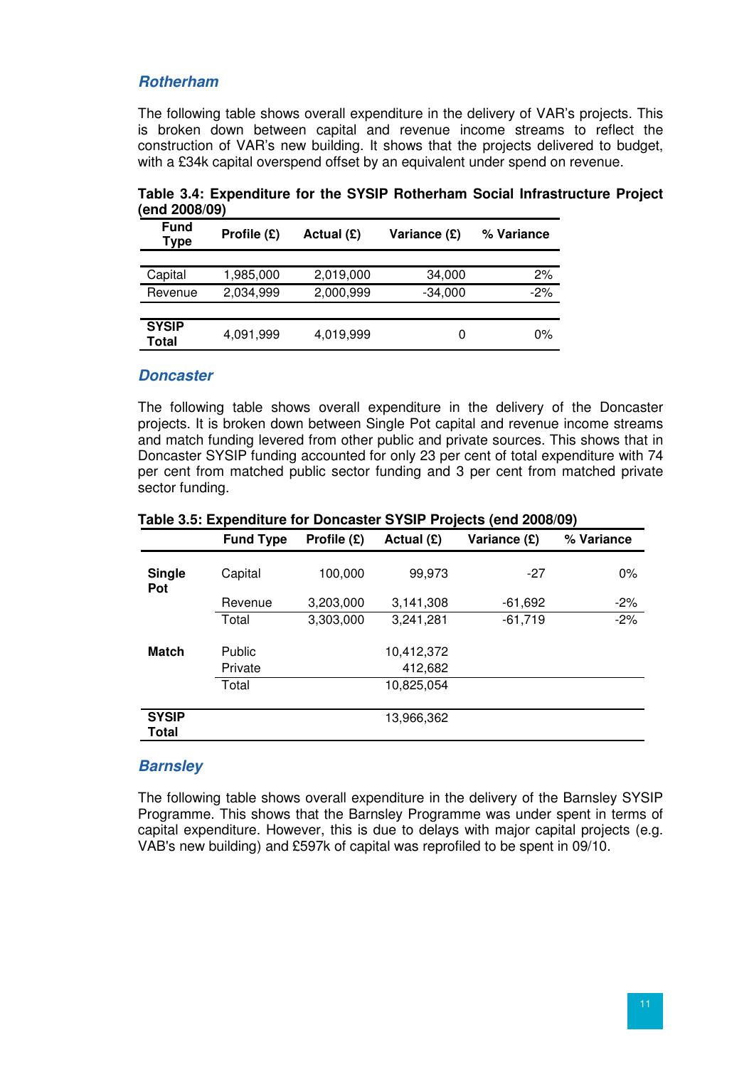### *Rotherham*

The following table shows overall expenditure in the delivery of VAR's projects. This is broken down between capital and revenue income streams to reflect the construction of VAR's new building. It shows that the projects delivered to budget, with a £34k capital overspend offset by an equivalent under spend on revenue.

**Table 3.4: Expenditure for the SYSIP Rotherham Social Infrastructure Project (end 2008/09)**

| Fund Type | Profile (£) | Actual (£) | Variance (£) | % Variance |
|---|---|---|---|---|
| Capital | 1,985,000 | 2,019,000 | 34,000 | 2% |
| Revenue | 2,034,999 | 2,000,999 | -34,000 | -2% |
| **SYSIP Total** | 4,091,999 | 4,019,999 | 0 | 0% |

### *Doncaster*

The following table shows overall expenditure in the delivery of the Doncaster projects. It is broken down between Single Pot capital and revenue income streams and match funding levered from other public and private sources. This shows that in Doncaster SYSIP funding accounted for only 23 per cent of total expenditure with 74 per cent from matched public sector funding and 3 per cent from matched private sector funding.

**Table 3.5: Expenditure for Doncaster SYSIP Projects (end 2008/09)**

| | Fund Type | Profile (£) | Actual (£) | Variance (£) | % Variance |
|---|---|---|---|---|---|
| **Single Pot** | Capital | 100,000 | 99,973 | -27 | 0% |
| | Revenue | 3,203,000 | 3,141,308 | -61,692 | -2% |
| | Total | 3,303,000 | 3,241,281 | -61,719 | -2% |
| **Match** | Public | | 10,412,372 | | |
| | Private | | 412,682 | | |
| | Total | | 10,825,054 | | |
| **SYSIP Total** | | | 13,966,362 | | |

### *Barnsley*

The following table shows overall expenditure in the delivery of the Barnsley SYSIP Programme. This shows that the Barnsley Programme was under spent in terms of capital expenditure. However, this is due to delays with major capital projects (e.g. VAB's new building) and £597k of capital was reprofiled to be spent in 09/10.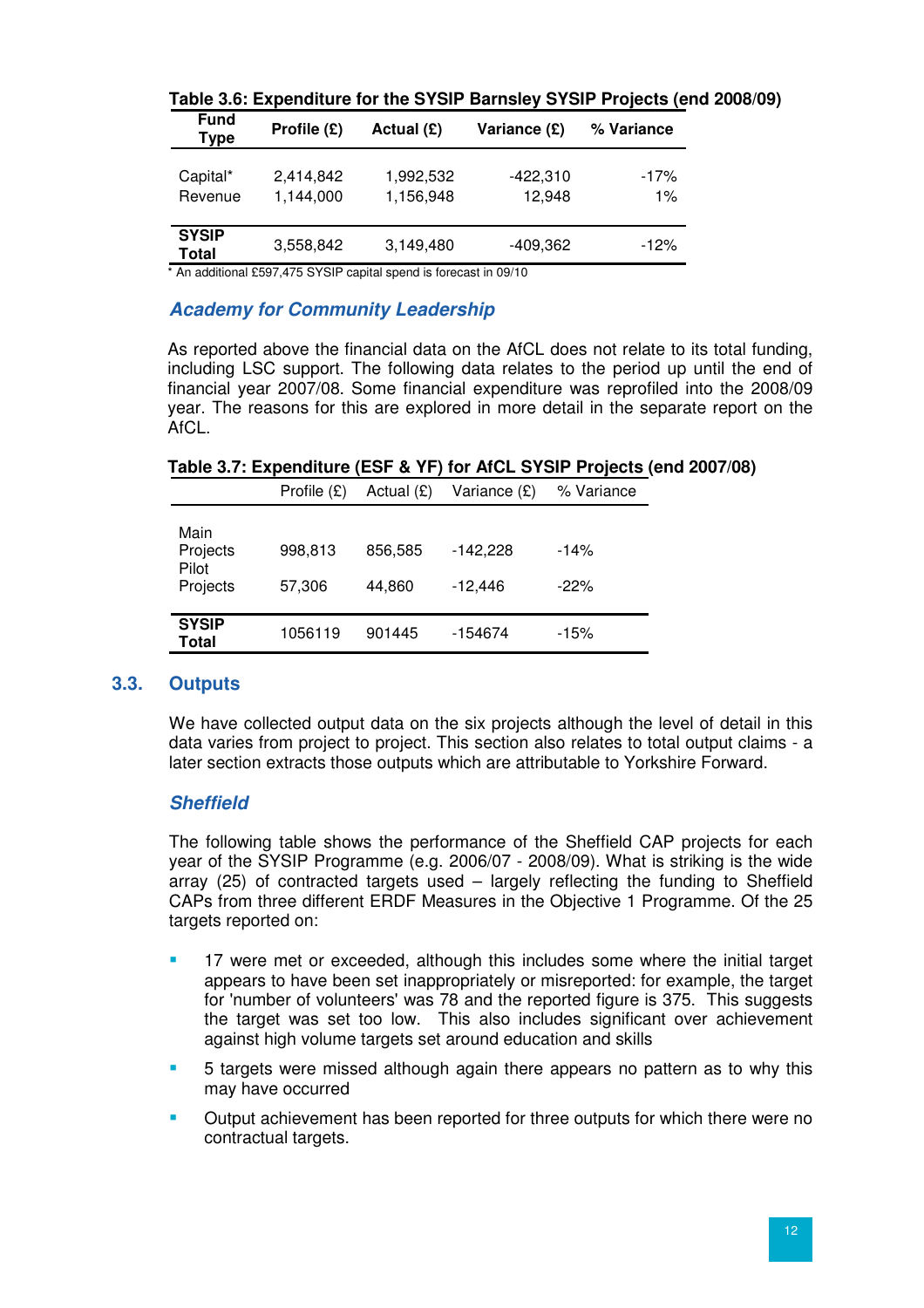**Table 3.6: Expenditure for the SYSIP Barnsley SYSIP Projects (end 2008/09)**

| Fund Type | Profile (£) | Actual (£) | Variance (£) | % Variance |
|---|---|---|---|---|
| Capital* | 2,414,842 | 1,992,532 | -422,310 | -17% |
| Revenue | 1,144,000 | 1,156,948 | 12,948 | 1% |
| **SYSIP Total** | 3,558,842 | 3,149,480 | -409,362 | -12% |

* An additional £597,475 SYSIP capital spend is forecast in 09/10

### *Academy for Community Leadership*

As reported above the financial data on the AfCL does not relate to its total funding, including LSC support. The following data relates to the period up until the end of financial year 2007/08. Some financial expenditure was reprofiled into the 2008/09 year. The reasons for this are explored in more detail in the separate report on the AfCL.

**Table 3.7: Expenditure (ESF & YF) for AfCL SYSIP Projects (end 2007/08)**

| | Profile (£) | Actual (£) | Variance (£) | % Variance |
|---|---|---|---|---|
| Main Projects | 998,813 | 856,585 | -142,228 | -14% |
| Pilot Projects | 57,306 | 44,860 | -12,446 | -22% |
| **SYSIP Total** | 1056119 | 901445 | -154674 | -15% |

## 3.3. Outputs

We have collected output data on the six projects although the level of detail in this data varies from project to project. This section also relates to total output claims - a later section extracts those outputs which are attributable to Yorkshire Forward.

### *Sheffield*

The following table shows the performance of the Sheffield CAP projects for each year of the SYSIP Programme (e.g. 2006/07 - 2008/09). What is striking is the wide array (25) of contracted targets used – largely reflecting the funding to Sheffield CAPs from three different ERDF Measures in the Objective 1 Programme. Of the 25 targets reported on:

- 17 were met or exceeded, although this includes some where the initial target appears to have been set inappropriately or misreported: for example, the target for 'number of volunteers' was 78 and the reported figure is 375. This suggests the target was set too low. This also includes significant over achievement against high volume targets set around education and skills
- 5 targets were missed although again there appears no pattern as to why this may have occurred
- Output achievement has been reported for three outputs for which there were no contractual targets.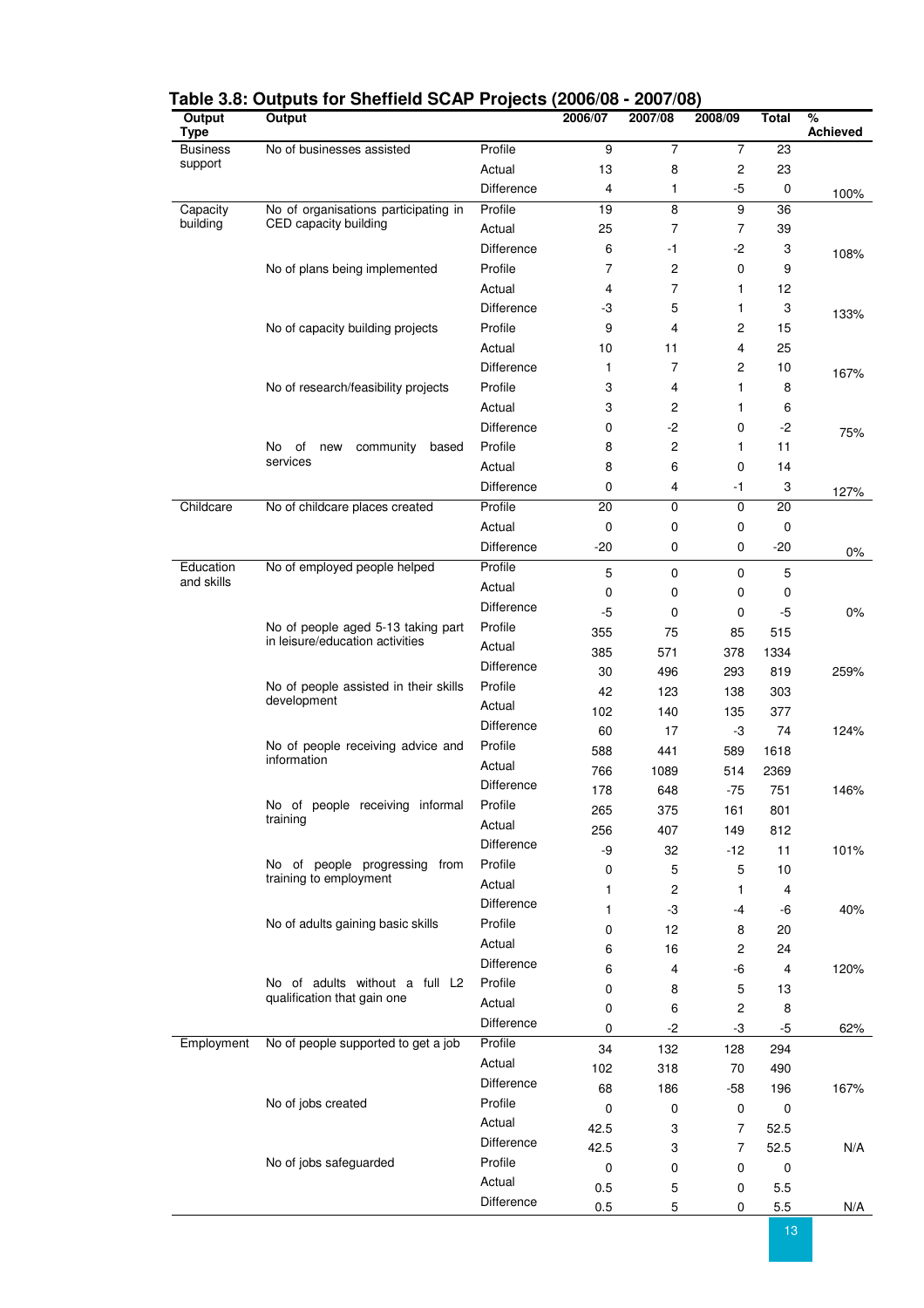## Table 3.8: Outputs for Sheffield SCAP Projects (2006/08 - 2007/08)

| Output Type | Output | | 2006/07 | 2007/08 | 2008/09 | Total | % Achieved |
|---|---|---|---|---|---|---|---|
| Business support | No of businesses assisted | Profile | 9 | 7 | 7 | 23 | |
| | | Actual | 13 | 8 | 2 | 23 | |
| | | Difference | 4 | 1 | -5 | 0 | 100% |
| Capacity building | No of organisations participating in CED capacity building | Profile | 19 | 8 | 9 | 36 | |
| | | Actual | 25 | 7 | 7 | 39 | |
| | | Difference | 6 | -1 | -2 | 3 | 108% |
| | No of plans being implemented | Profile | 7 | 2 | 0 | 9 | |
| | | Actual | 4 | 7 | 1 | 12 | |
| | | Difference | -3 | 5 | 1 | 3 | 133% |
| | No of capacity building projects | Profile | 9 | 4 | 2 | 15 | |
| | | Actual | 10 | 11 | 4 | 25 | |
| | | Difference | 1 | 7 | 2 | 10 | 167% |
| | No of research/feasibility projects | Profile | 3 | 4 | 1 | 8 | |
| | | Actual | 3 | 2 | 1 | 6 | |
| | | Difference | 0 | -2 | 0 | -2 | 75% |
| | No of new community based services | Profile | 8 | 2 | 1 | 11 | |
| | | Actual | 8 | 6 | 0 | 14 | |
| | | Difference | 0 | 4 | -1 | 3 | 127% |
| Childcare | No of childcare places created | Profile | 20 | 0 | 0 | 20 | |
| | | Actual | 0 | 0 | 0 | 0 | |
| | | Difference | -20 | 0 | 0 | -20 | 0% |
| Education and skills | No of employed people helped | Profile | 5 | 0 | 0 | 5 | |
| | | Actual | 0 | 0 | 0 | 0 | |
| | | Difference | -5 | 0 | 0 | -5 | 0% |
| | No of people aged 5-13 taking part in leisure/education activities | Profile | 355 | 75 | 85 | 515 | |
| | | Actual | 385 | 571 | 378 | 1334 | |
| | | Difference | 30 | 496 | 293 | 819 | 259% |
| | No of people assisted in their skills development | Profile | 42 | 123 | 138 | 303 | |
| | | Actual | 102 | 140 | 135 | 377 | |
| | | Difference | 60 | 17 | -3 | 74 | 124% |
| | No of people receiving advice and information | Profile | 588 | 441 | 589 | 1618 | |
| | | Actual | 766 | 1089 | 514 | 2369 | |
| | | Difference | 178 | 648 | -75 | 751 | 146% |
| | No of people receiving informal training | Profile | 265 | 375 | 161 | 801 | |
| | | Actual | 256 | 407 | 149 | 812 | |
| | | Difference | -9 | 32 | -12 | 11 | 101% |
| | No of people progressing from training to employment | Profile | 0 | 5 | 5 | 10 | |
| | | Actual | 1 | 2 | 1 | 4 | |
| | | Difference | 1 | -3 | -4 | -6 | 40% |
| | No of adults gaining basic skills | Profile | 0 | 12 | 8 | 20 | |
| | | Actual | 6 | 16 | 2 | 24 | |
| | | Difference | 6 | 4 | -6 | 4 | 120% |
| | No of adults without a full L2 qualification that gain one | Profile | 0 | 8 | 5 | 13 | |
| | | Actual | 0 | 6 | 2 | 8 | |
| | | Difference | 0 | -2 | -3 | -5 | 62% |
| Employment | No of people supported to get a job | Profile | 34 | 132 | 128 | 294 | |
| | | Actual | 102 | 318 | 70 | 490 | |
| | | Difference | 68 | 186 | -58 | 196 | 167% |
| | No of jobs created | Profile | 0 | 0 | 0 | 0 | |
| | | Actual | 42.5 | 3 | 7 | 52.5 | |
| | | Difference | 42.5 | 3 | 7 | 52.5 | N/A |
| | No of jobs safeguarded | Profile | 0 | 0 | 0 | 0 | |
| | | Actual | 0.5 | 5 | 0 | 5.5 | |
| | | Difference | 0.5 | 5 | 0 | 5.5 | N/A |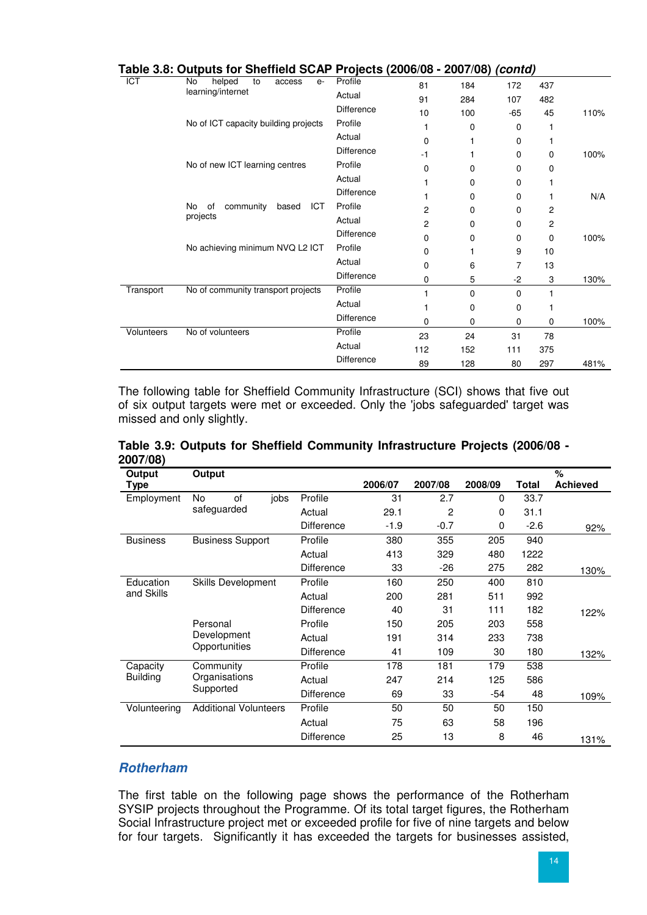**Table 3.8: Outputs for Sheffield SCAP Projects (2006/08 - 2007/08) *(contd)***

| | | | | | | | |
|---|---|---|---|---|---|---|---|
| ICT | No helped to access e-learning/internet | Profile | 81 | 184 | 172 | 437 | |
| | | Actual | 91 | 284 | 107 | 482 | |
| | | Difference | 10 | 100 | -65 | 45 | 110% |
| | No of ICT capacity building projects | Profile | 1 | 0 | 0 | 1 | |
| | | Actual | 0 | 1 | 0 | 1 | |
| | | Difference | -1 | 1 | 0 | 0 | 100% |
| | No of new ICT learning centres | Profile | 0 | 0 | 0 | 0 | |
| | | Actual | 1 | 0 | 0 | 1 | |
| | | Difference | 1 | 0 | 0 | 1 | N/A |
| | No of community based ICT projects | Profile | 2 | 0 | 0 | 2 | |
| | | Actual | 2 | 0 | 0 | 2 | |
| | | Difference | 0 | 0 | 0 | 0 | 100% |
| | No achieving minimum NVQ L2 ICT | Profile | 0 | 1 | 9 | 10 | |
| | | Actual | 0 | 6 | 7 | 13 | |
| | | Difference | 0 | 5 | -2 | 3 | 130% |
| Transport | No of community transport projects | Profile | 1 | 0 | 0 | 1 | |
| | | Actual | 1 | 0 | 0 | 1 | |
| | | Difference | 0 | 0 | 0 | 0 | 100% |
| Volunteers | No of volunteers | Profile | 23 | 24 | 31 | 78 | |
| | | Actual | 112 | 152 | 111 | 375 | |
| | | Difference | 89 | 128 | 80 | 297 | 481% |

The following table for Sheffield Community Infrastructure (SCI) shows that five out of six output targets were met or exceeded. Only the 'jobs safeguarded' target was missed and only slightly.

**Table 3.9: Outputs for Sheffield Community Infrastructure Projects (2006/08 - 2007/08)**

| Output Type | Output | | 2006/07 | 2007/08 | 2008/09 | Total | % Achieved |
|---|---|---|---|---|---|---|---|
| Employment | No of jobs safeguarded | Profile | 31 | 2.7 | 0 | 33.7 | |
| | | Actual | 29.1 | 2 | 0 | 31.1 | |
| | | Difference | -1.9 | -0.7 | 0 | -2.6 | 92% |
| Business | Business Support | Profile | 380 | 355 | 205 | 940 | |
| | | Actual | 413 | 329 | 480 | 1222 | |
| | | Difference | 33 | -26 | 275 | 282 | 130% |
| Education and Skills | Skills Development | Profile | 160 | 250 | 400 | 810 | |
| | | Actual | 200 | 281 | 511 | 992 | |
| | | Difference | 40 | 31 | 111 | 182 | 122% |
| | Personal Development Opportunities | Profile | 150 | 205 | 203 | 558 | |
| | | Actual | 191 | 314 | 233 | 738 | |
| | | Difference | 41 | 109 | 30 | 180 | 132% |
| Capacity Building | Community Organisations Supported | Profile | 178 | 181 | 179 | 538 | |
| | | Actual | 247 | 214 | 125 | 586 | |
| | | Difference | 69 | 33 | -54 | 48 | 109% |
| Volunteering | Additional Volunteers | Profile | 50 | 50 | 50 | 150 | |
| | | Actual | 75 | 63 | 58 | 196 | |
| | | Difference | 25 | 13 | 8 | 46 | 131% |

### *Rotherham*

The first table on the following page shows the performance of the Rotherham SYSIP projects throughout the Programme. Of its total target figures, the Rotherham Social Infrastructure project met or exceeded profile for five of nine targets and below for four targets. Significantly it has exceeded the targets for businesses assisted,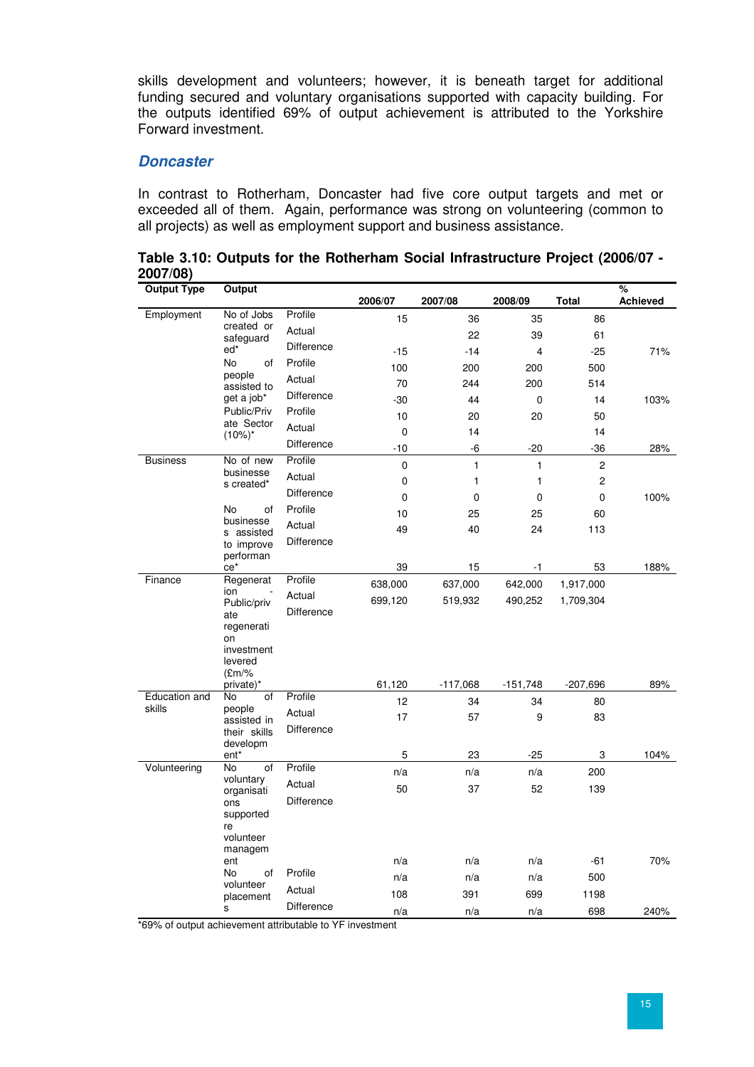skills development and volunteers; however, it is beneath target for additional funding secured and voluntary organisations supported with capacity building. For the outputs identified 69% of output achievement is attributed to the Yorkshire Forward investment.

### Doncaster

In contrast to Rotherham, Doncaster had five core output targets and met or exceeded all of them. Again, performance was strong on volunteering (common to all projects) as well as employment support and business assistance.

**Table 3.10: Outputs for the Rotherham Social Infrastructure Project (2006/07 - 2007/08)**

| Output Type | Output | | 2006/07 | 2007/08 | 2008/09 | Total | % Achieved |
|---|---|---|---|---|---|---|---|
| Employment | No of Jobs created or safeguarded* | Profile | 15 | 36 | 35 | 86 | |
| | | Actual | | 22 | 39 | 61 | |
| | | Difference | -15 | -14 | 4 | -25 | 71% |
| | No of people assisted to get a job* | Profile | 100 | 200 | 200 | 500 | |
| | | Actual | 70 | 244 | 200 | 514 | |
| | | Difference | -30 | 44 | 0 | 14 | 103% |
| | Public/Private Sector (10%)* | Profile | 10 | 20 | 20 | 50 | |
| | | Actual | 0 | 14 | | 14 | |
| | | Difference | -10 | -6 | -20 | -36 | 28% |
| Business | No of new businesses created* | Profile | 0 | 1 | 1 | 2 | |
| | | Actual | 0 | 1 | 1 | 2 | |
| | | Difference | 0 | 0 | 0 | 0 | 100% |
| | No of businesses assisted to improve performance* | Profile | 10 | 25 | 25 | 60 | |
| | | Actual | 49 | 40 | 24 | 113 | |
| | | Difference | 39 | 15 | -1 | 53 | 188% |
| Finance | Regeneration - Public/private regeneration investment levered (£m/% private)* | Profile | 638,000 | 637,000 | 642,000 | 1,917,000 | |
| | | Actual | 699,120 | 519,932 | 490,252 | 1,709,304 | |
| | | Difference | 61,120 | -117,068 | -151,748 | -207,696 | 89% |
| Education and skills | No of people assisted in their skills development* | Profile | 12 | 34 | 34 | 80 | |
| | | Actual | 17 | 57 | 9 | 83 | |
| | | Difference | 5 | 23 | -25 | 3 | 104% |
| Volunteering | No of voluntary organisations supported re volunteer management | Profile | n/a | n/a | n/a | 200 | |
| | | Actual | 50 | 37 | 52 | 139 | |
| | | Difference | n/a | n/a | n/a | -61 | 70% |
| | No of volunteer placements | Profile | n/a | n/a | n/a | 500 | |
| | | Actual | 108 | 391 | 699 | 1198 | |
| | | Difference | n/a | n/a | n/a | 698 | 240% |

*69% of output achievement attributable to YF investment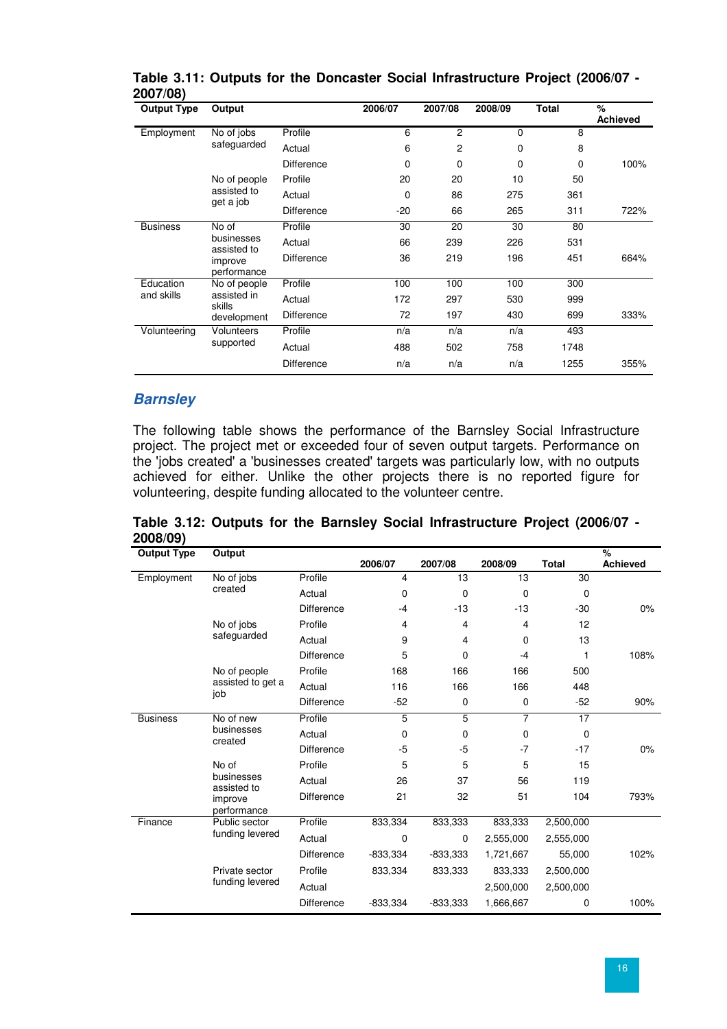**Table 3.11: Outputs for the Doncaster Social Infrastructure Project (2006/07 - 2007/08)**

| Output Type | Output | | 2006/07 | 2007/08 | 2008/09 | Total | % Achieved |
|---|---|---|---|---|---|---|---|
| Employment | No of jobs safeguarded | Profile | 6 | 2 | 0 | 8 | |
| | | Actual | 6 | 2 | 0 | 8 | |
| | | Difference | 0 | 0 | 0 | 0 | 100% |
| | No of people assisted to get a job | Profile | 20 | 20 | 10 | 50 | |
| | | Actual | 0 | 86 | 275 | 361 | |
| | | Difference | -20 | 66 | 265 | 311 | 722% |
| Business | No of businesses assisted to improve performance | Profile | 30 | 20 | 30 | 80 | |
| | | Actual | 66 | 239 | 226 | 531 | |
| | | Difference | 36 | 219 | 196 | 451 | 664% |
| Education and skills | No of people assisted in skills development | Profile | 100 | 100 | 100 | 300 | |
| | | Actual | 172 | 297 | 530 | 999 | |
| | | Difference | 72 | 197 | 430 | 699 | 333% |
| Volunteering | Volunteers supported | Profile | n/a | n/a | n/a | 493 | |
| | | Actual | 488 | 502 | 758 | 1748 | |
| | | Difference | n/a | n/a | n/a | 1255 | 355% |

### *Barnsley*

The following table shows the performance of the Barnsley Social Infrastructure project. The project met or exceeded four of seven output targets. Performance on the 'jobs created' a 'businesses created' targets was particularly low, with no outputs achieved for either. Unlike the other projects there is no reported figure for volunteering, despite funding allocated to the volunteer centre.

**Table 3.12: Outputs for the Barnsley Social Infrastructure Project (2006/07 - 2008/09)**

| Output Type | Output | | 2006/07 | 2007/08 | 2008/09 | Total | % Achieved |
|---|---|---|---|---|---|---|---|
| Employment | No of jobs created | Profile | 4 | 13 | 13 | 30 | |
| | | Actual | 0 | 0 | 0 | 0 | |
| | | Difference | -4 | -13 | -13 | -30 | 0% |
| | No of jobs safeguarded | Profile | 4 | 4 | 4 | 12 | |
| | | Actual | 9 | 4 | 0 | 13 | |
| | | Difference | 5 | 0 | -4 | 1 | 108% |
| | No of people assisted to get a job | Profile | 168 | 166 | 166 | 500 | |
| | | Actual | 116 | 166 | 166 | 448 | |
| | | Difference | -52 | 0 | 0 | -52 | 90% |
| Business | No of new businesses created | Profile | 5 | 5 | 7 | 17 | |
| | | Actual | 0 | 0 | 0 | 0 | |
| | | Difference | -5 | -5 | -7 | -17 | 0% |
| | No of businesses assisted to improve performance | Profile | 5 | 5 | 5 | 15 | |
| | | Actual | 26 | 37 | 56 | 119 | |
| | | Difference | 21 | 32 | 51 | 104 | 793% |
| Finance | Public sector funding levered | Profile | 833,334 | 833,333 | 833,333 | 2,500,000 | |
| | | Actual | 0 | 0 | 2,555,000 | 2,555,000 | |
| | | Difference | -833,334 | -833,333 | 1,721,667 | 55,000 | 102% |
| | Private sector funding levered | Profile | 833,334 | 833,333 | 833,333 | 2,500,000 | |
| | | Actual | | | 2,500,000 | 2,500,000 | |
| | | Difference | -833,334 | -833,333 | 1,666,667 | 0 | 100% |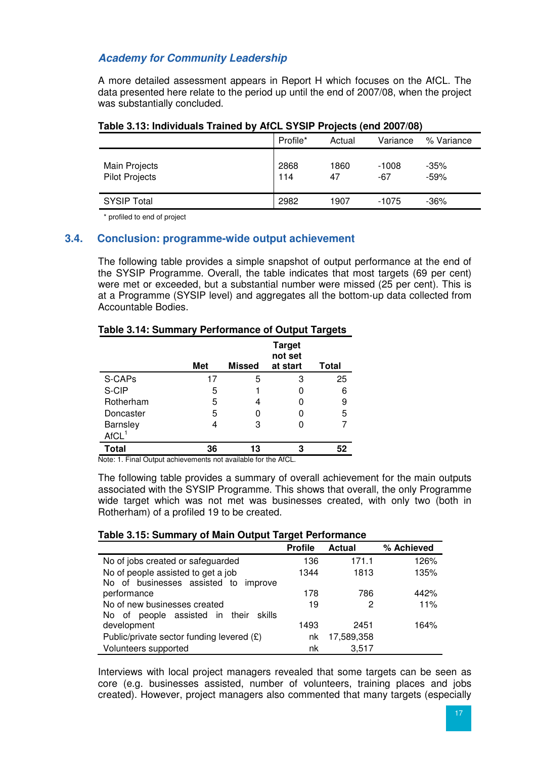### *Academy for Community Leadership*

A more detailed assessment appears in Report H which focuses on the AfCL. The data presented here relate to the period up until the end of 2007/08, when the project was substantially concluded.

**Table 3.13: Individuals Trained by AfCL SYSIP Projects (end 2007/08)**

| | Profile* | Actual | Variance | % Variance |
|---|---|---|---|---|
| Main Projects | 2868 | 1860 | -1008 | -35% |
| Pilot Projects | 114 | 47 | -67 | -59% |
| SYSIP Total | 2982 | 1907 | -1075 | -36% |

\* profiled to end of project

## 3.4. Conclusion: programme-wide output achievement

The following table provides a simple snapshot of output performance at the end of the SYSIP Programme. Overall, the table indicates that most targets (69 per cent) were met or exceeded, but a substantial number were missed (25 per cent). This is at a Programme (SYSIP level) and aggregates all the bottom-up data collected from Accountable Bodies.

**Table 3.14: Summary Performance of Output Targets**

| | Met | Missed | Target not set at start | Total |
|---|---|---|---|---|
| S-CAPs | 17 | 5 | 3 | 25 |
| S-CIP | 5 | 1 | 0 | 6 |
| Rotherham | 5 | 4 | 0 | 9 |
| Doncaster | 5 | 0 | 0 | 5 |
| Barnsley | 4 | 3 | 0 | 7 |
| AfCL[1] | | | | |
| **Total** | **36** | **13** | **3** | **52** |

Note: 1. Final Output achievements not available for the AfCL.

The following table provides a summary of overall achievement for the main outputs associated with the SYSIP Programme. This shows that overall, the only Programme wide target which was not met was businesses created, with only two (both in Rotherham) of a profiled 19 to be created.

**Table 3.15: Summary of Main Output Target Performance**

| | Profile | Actual | % Achieved |
|---|---|---|---|
| No of jobs created or safeguarded | 136 | 171.1 | 126% |
| No of people assisted to get a job | 1344 | 1813 | 135% |
| No of businesses assisted to improve performance | 178 | 786 | 442% |
| No of new businesses created | 19 | 2 | 11% |
| No of people assisted in their skills development | 1493 | 2451 | 164% |
| Public/private sector funding levered (£) | nk | 17,589,358 | |
| Volunteers supported | nk | 3,517 | |

Interviews with local project managers revealed that some targets can be seen as core (e.g. businesses assisted, number of volunteers, training places and jobs created). However, project managers also commented that many targets (especially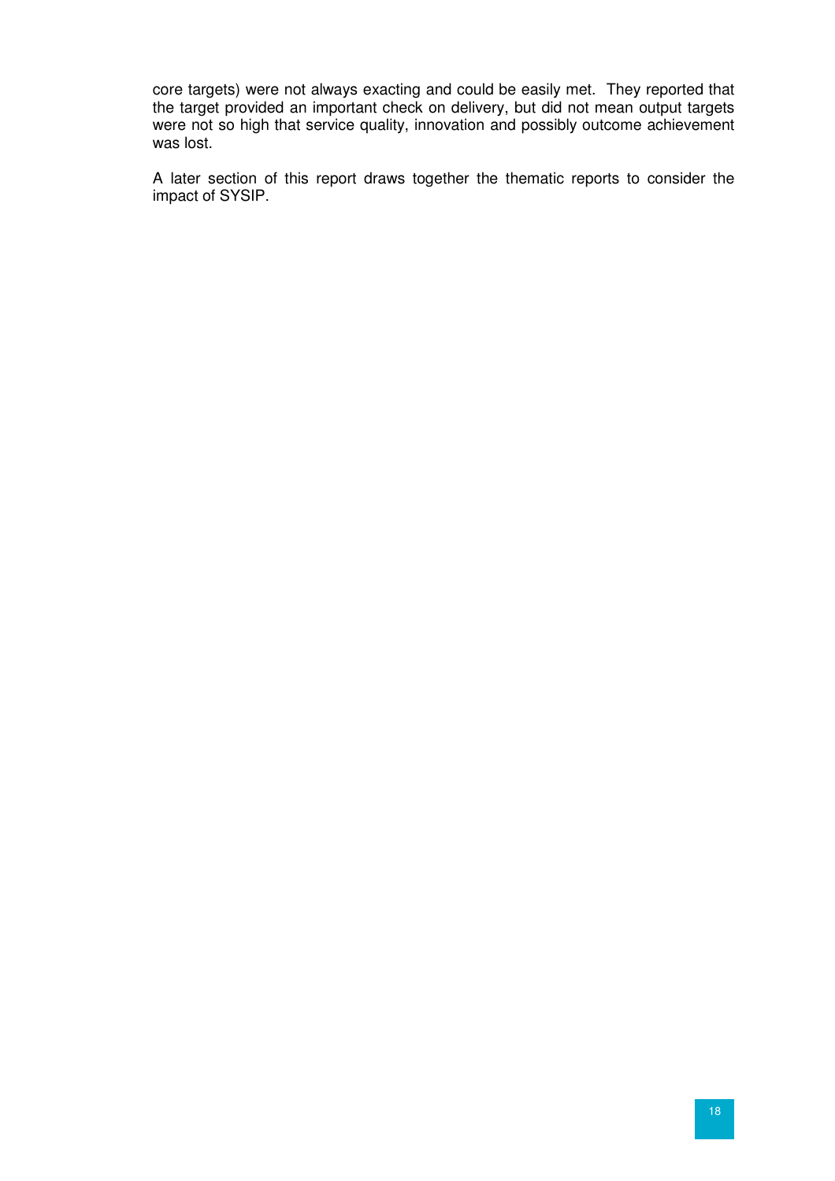core targets) were not always exacting and could be easily met. They reported that the target provided an important check on delivery, but did not mean output targets were not so high that service quality, innovation and possibly outcome achievement was lost.

A later section of this report draws together the thematic reports to consider the impact of SYSIP.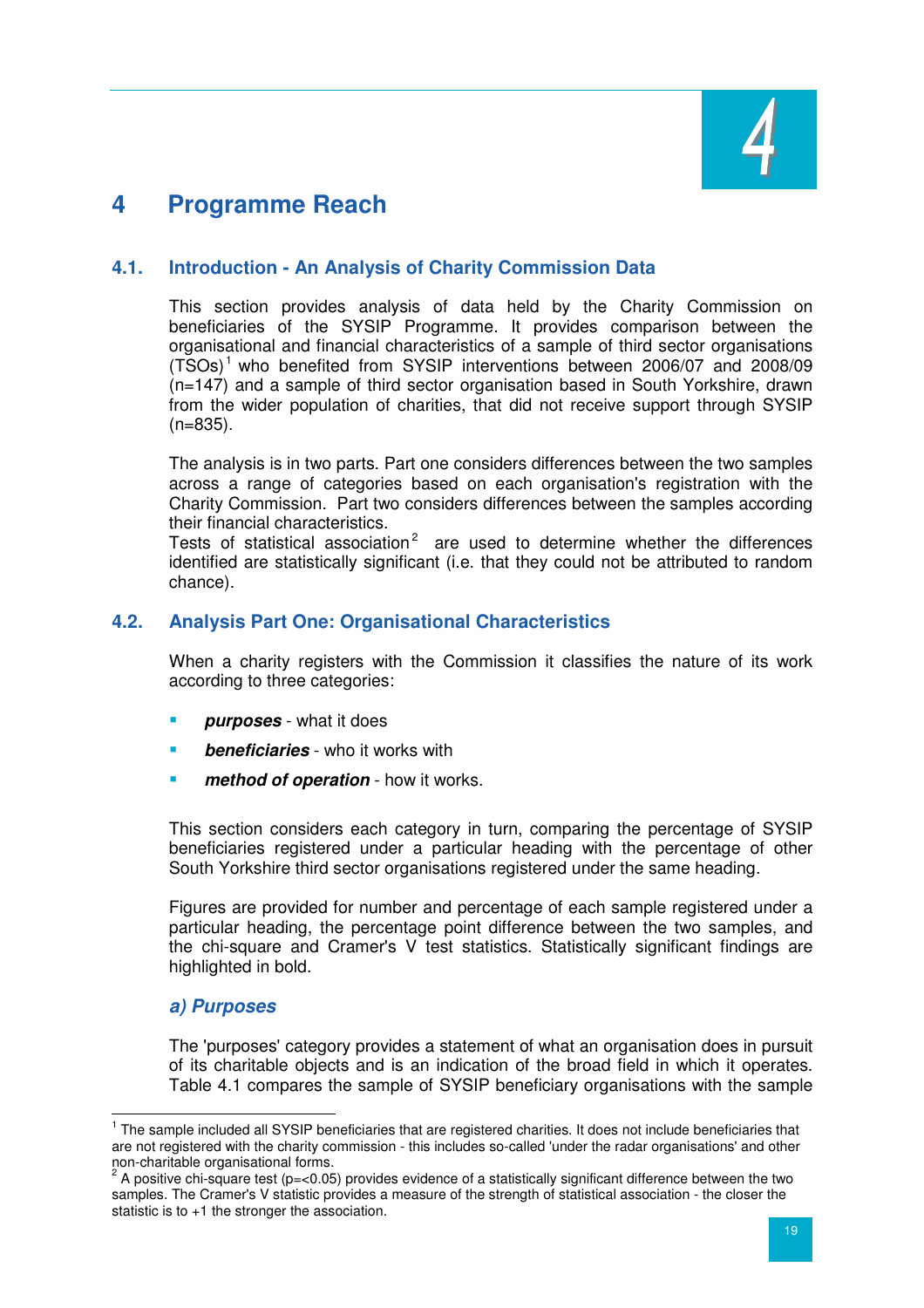# 4 Programme Reach

## 4.1. Introduction - An Analysis of Charity Commission Data

This section provides analysis of data held by the Charity Commission on beneficiaries of the SYSIP Programme. It provides comparison between the organisational and financial characteristics of a sample of third sector organisations (TSOs)[1] who benefited from SYSIP interventions between 2006/07 and 2008/09 (n=147) and a sample of third sector organisation based in South Yorkshire, drawn from the wider population of charities, that did not receive support through SYSIP (n=835).

The analysis is in two parts. Part one considers differences between the two samples across a range of categories based on each organisation's registration with the Charity Commission. Part two considers differences between the samples according their financial characteristics.
Tests of statistical association[2] are used to determine whether the differences identified are statistically significant (i.e. that they could not be attributed to random chance).

## 4.2. Analysis Part One: Organisational Characteristics

When a charity registers with the Commission it classifies the nature of its work according to three categories:

- ***purposes*** - what it does
- ***beneficiaries*** - who it works with
- ***method of operation*** - how it works.

This section considers each category in turn, comparing the percentage of SYSIP beneficiaries registered under a particular heading with the percentage of other South Yorkshire third sector organisations registered under the same heading.

Figures are provided for number and percentage of each sample registered under a particular heading, the percentage point difference between the two samples, and the chi-square and Cramer's V test statistics. Statistically significant findings are highlighted in bold.

### *a) Purposes*

The 'purposes' category provides a statement of what an organisation does in pursuit of its charitable objects and is an indication of the broad field in which it operates. Table 4.1 compares the sample of SYSIP beneficiary organisations with the sample

---

[1] The sample included all SYSIP beneficiaries that are registered charities. It does not include beneficiaries that are not registered with the charity commission - this includes so-called 'under the radar organisations' and other non-charitable organisational forms.

[2] A positive chi-square test ($p=<0.05$) provides evidence of a statistically significant difference between the two samples. The Cramer's V statistic provides a measure of the strength of statistical association - the closer the statistic is to +1 the stronger the association.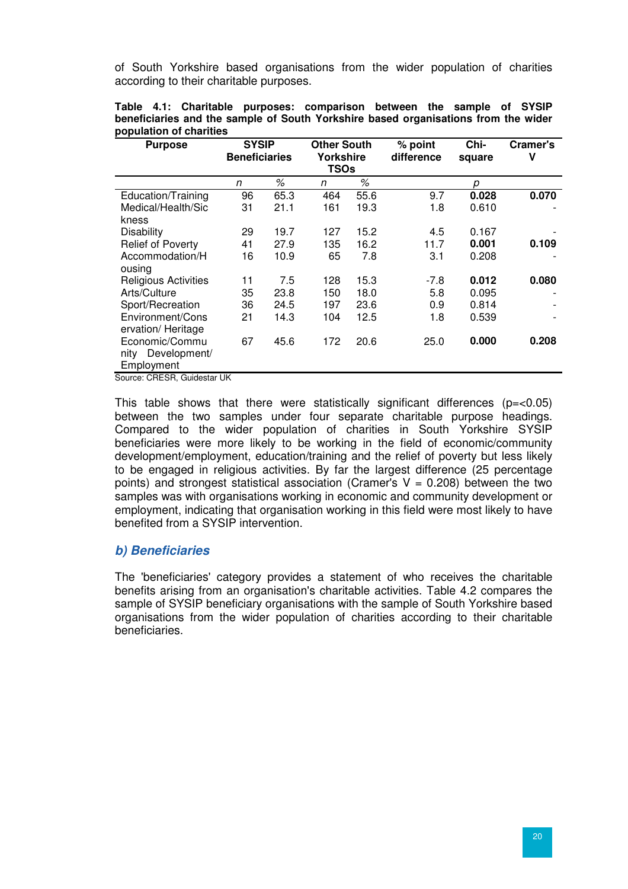of South Yorkshire based organisations from the wider population of charities according to their charitable purposes.

**Table 4.1: Charitable purposes: comparison between the sample of SYSIP beneficiaries and the sample of South Yorkshire based organisations from the wider population of charities**

| Purpose | SYSIP Beneficiaries | | Other South Yorkshire TSOs | | % point difference | Chi-square | Cramer's V |
|---|---|---|---|---|---|---|---|
| | *n* | *%* | *n* | *%* | | *p* | |
| Education/Training | 96 | 65.3 | 464 | 55.6 | 9.7 | **0.028** | **0.070** |
| Medical/Health/Sickness | 31 | 21.1 | 161 | 19.3 | 1.8 | 0.610 | - |
| Disability | 29 | 19.7 | 127 | 15.2 | 4.5 | 0.167 | - |
| Relief of Poverty | 41 | 27.9 | 135 | 16.2 | 11.7 | **0.001** | **0.109** |
| Accommodation/Housing | 16 | 10.9 | 65 | 7.8 | 3.1 | 0.208 | - |
| Religious Activities | 11 | 7.5 | 128 | 15.3 | -7.8 | **0.012** | **0.080** |
| Arts/Culture | 35 | 23.8 | 150 | 18.0 | 5.8 | 0.095 | - |
| Sport/Recreation | 36 | 24.5 | 197 | 23.6 | 0.9 | 0.814 | - |
| Environment/Conservation/ Heritage | 21 | 14.3 | 104 | 12.5 | 1.8 | 0.539 | - |
| Economic/Community Development/ Employment | 67 | 45.6 | 172 | 20.6 | 25.0 | **0.000** | **0.208** |

Source: CRESR, Guidestar UK

This table shows that there were statistically significant differences ($p = < 0.05$) between the two samples under four separate charitable purpose headings. Compared to the wider population of charities in South Yorkshire SYSIP beneficiaries were more likely to be working in the field of economic/community development/employment, education/training and the relief of poverty but less likely to be engaged in religious activities. By far the largest difference (25 percentage points) and strongest statistical association (Cramer's V = 0.208) between the two samples was with organisations working in economic and community development or employment, indicating that organisation working in this field were most likely to have benefited from a SYSIP intervention.

### *b) Beneficiaries*

The 'beneficiaries' category provides a statement of who receives the charitable benefits arising from an organisation's charitable activities. Table 4.2 compares the sample of SYSIP beneficiary organisations with the sample of South Yorkshire based organisations from the wider population of charities according to their charitable beneficiaries.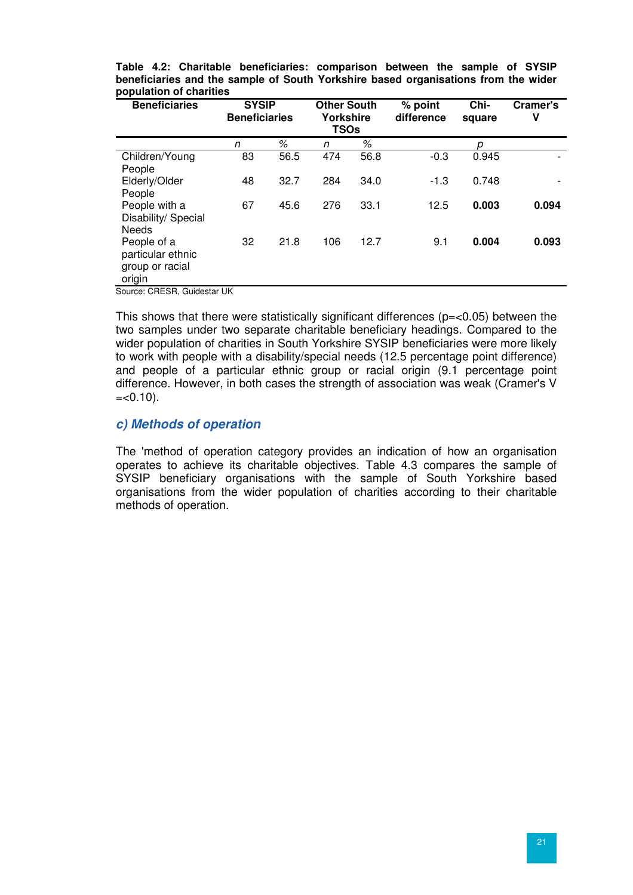**Table 4.2: Charitable beneficiaries: comparison between the sample of SYSIP beneficiaries and the sample of South Yorkshire based organisations from the wider population of charities**

| Beneficiaries | SYSIP Beneficiaries | | Other South Yorkshire TSOs | | % point difference | Chi-square | Cramer's V |
|---|---|---|---|---|---|---|---|
| | *n* | *%* | *n* | *%* | | *p* | |
| Children/Young People | 83 | 56.5 | 474 | 56.8 | -0.3 | 0.945 | - |
| Elderly/Older People | 48 | 32.7 | 284 | 34.0 | -1.3 | 0.748 | - |
| People with a Disability/ Special Needs | 67 | 45.6 | 276 | 33.1 | 12.5 | **0.003** | **0.094** |
| People of a particular ethnic group or racial origin | 32 | 21.8 | 106 | 12.7 | 9.1 | **0.004** | **0.093** |

Source: CRESR, Guidestar UK

This shows that there were statistically significant differences (p=<0.05) between the two samples under two separate charitable beneficiary headings. Compared to the wider population of charities in South Yorkshire SYSIP beneficiaries were more likely to work with people with a disability/special needs (12.5 percentage point difference) and people of a particular ethnic group or racial origin (9.1 percentage point difference. However, in both cases the strength of association was weak (Cramer's V =<0.10).

### *c) Methods of operation*

The 'method of operation category provides an indication of how an organisation operates to achieve its charitable objectives. Table 4.3 compares the sample of SYSIP beneficiary organisations with the sample of South Yorkshire based organisations from the wider population of charities according to their charitable methods of operation.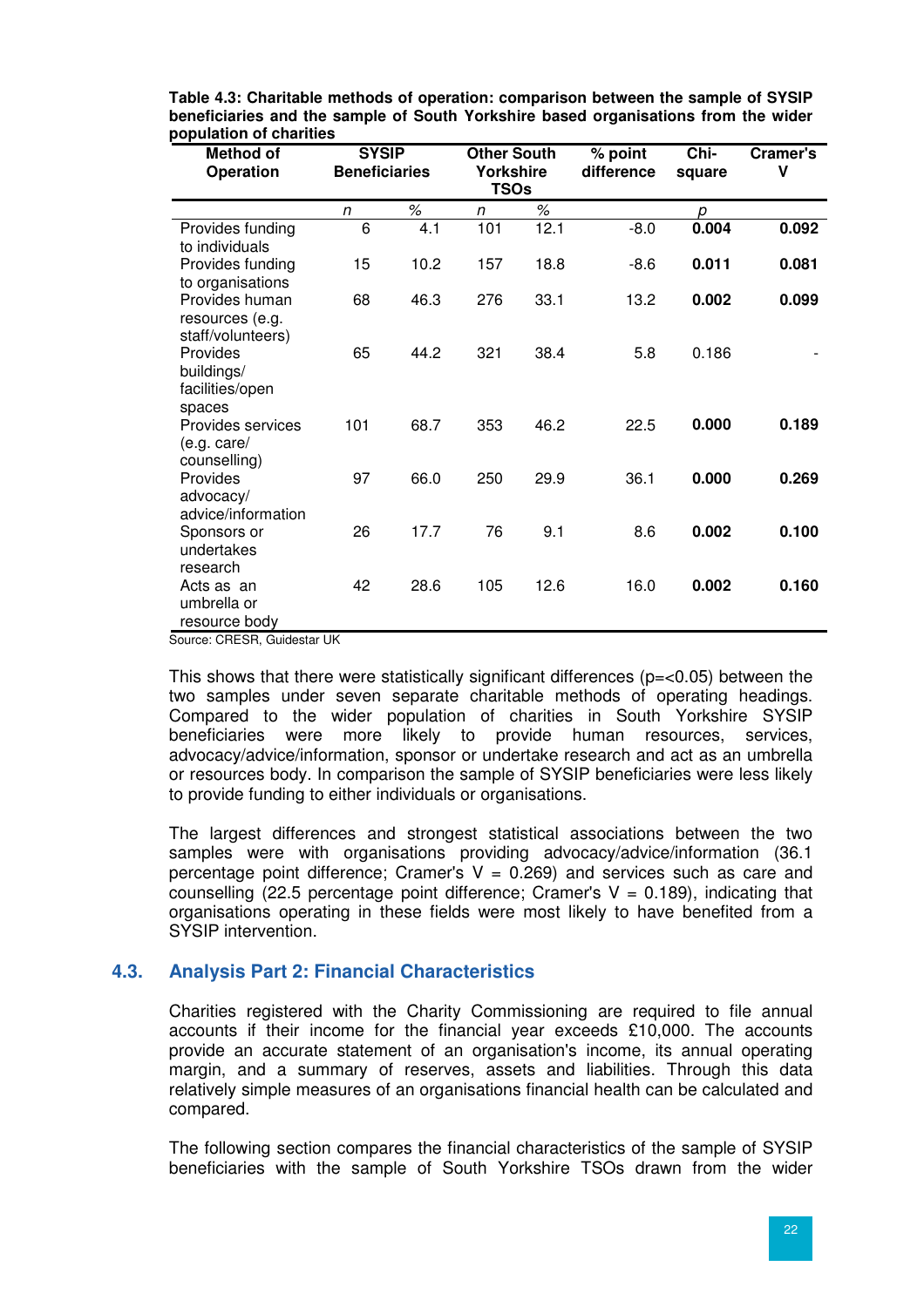**Table 4.3: Charitable methods of operation: comparison between the sample of SYSIP beneficiaries and the sample of South Yorkshire based organisations from the wider population of charities**

| Method of Operation | SYSIP Beneficiaries | | Other South Yorkshire TSOs | | % point difference | Chi-square | Cramer's V |
|---|---|---|---|---|---|---|---|
| | *n* | % | *n* | % | | *p* | |
| Provides funding to individuals | 6 | 4.1 | 101 | 12.1 | -8.0 | **0.004** | **0.092** |
| Provides funding to organisations | 15 | 10.2 | 157 | 18.8 | -8.6 | **0.011** | **0.081** |
| Provides human resources (e.g. staff/volunteers) | 68 | 46.3 | 276 | 33.1 | 13.2 | **0.002** | **0.099** |
| Provides buildings/ facilities/open spaces | 65 | 44.2 | 321 | 38.4 | 5.8 | 0.186 | - |
| Provides services (e.g. care/ counselling) | 101 | 68.7 | 353 | 46.2 | 22.5 | **0.000** | **0.189** |
| Provides advocacy/ advice/information | 97 | 66.0 | 250 | 29.9 | 36.1 | **0.000** | **0.269** |
| Sponsors or undertakes research | 26 | 17.7 | 76 | 9.1 | 8.6 | **0.002** | **0.100** |
| Acts as an umbrella or resource body | 42 | 28.6 | 105 | 12.6 | 16.0 | **0.002** | **0.160** |

Source: CRESR, Guidestar UK

This shows that there were statistically significant differences ($p=<0.05$) between the two samples under seven separate charitable methods of operating headings. Compared to the wider population of charities in South Yorkshire SYSIP beneficiaries were more likely to provide human resources, services, advocacy/advice/information, sponsor or undertake research and act as an umbrella or resources body. In comparison the sample of SYSIP beneficiaries were less likely to provide funding to either individuals or organisations.

The largest differences and strongest statistical associations between the two samples were with organisations providing advocacy/advice/information (36.1 percentage point difference; Cramer's V = 0.269) and services such as care and counselling (22.5 percentage point difference; Cramer's V = 0.189), indicating that organisations operating in these fields were most likely to have benefited from a SYSIP intervention.

## 4.3. Analysis Part 2: Financial Characteristics

Charities registered with the Charity Commissioning are required to file annual accounts if their income for the financial year exceeds £10,000. The accounts provide an accurate statement of an organisation's income, its annual operating margin, and a summary of reserves, assets and liabilities. Through this data relatively simple measures of an organisations financial health can be calculated and compared.

The following section compares the financial characteristics of the sample of SYSIP beneficiaries with the sample of South Yorkshire TSOs drawn from the wider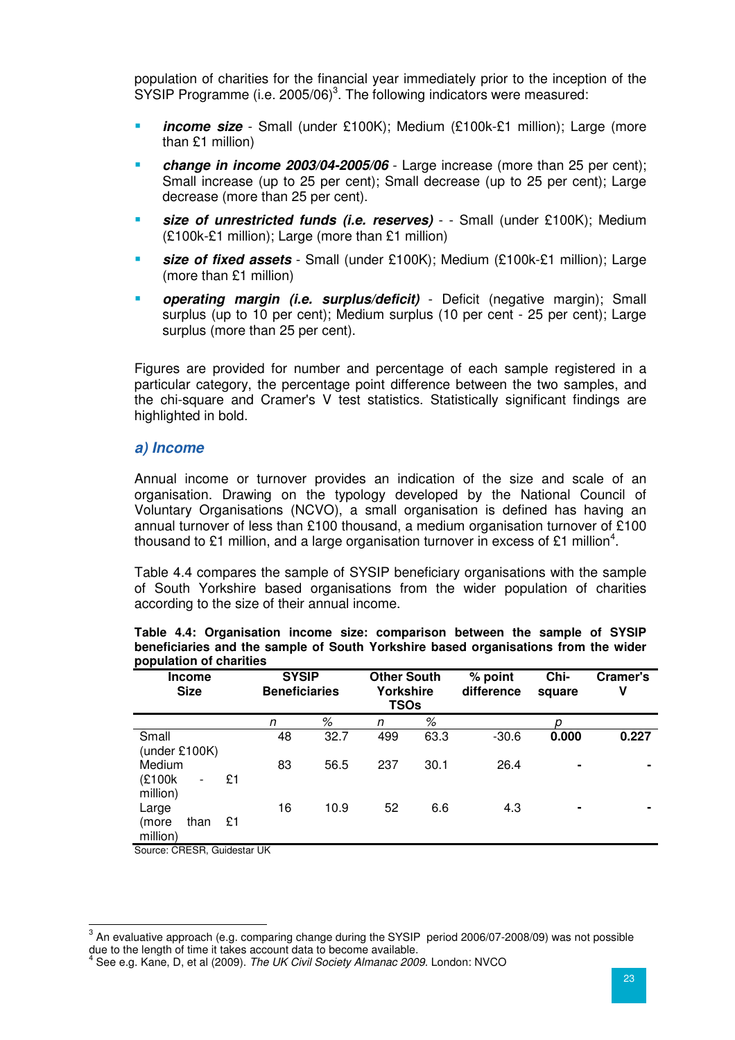population of charities for the financial year immediately prior to the inception of the SYSIP Programme (i.e. 2005/06)[3]. The following indicators were measured:

- ***income size*** - Small (under £100K); Medium (£100k-£1 million); Large (more than £1 million)
- ***change in income 2003/04-2005/06*** - Large increase (more than 25 per cent); Small increase (up to 25 per cent); Small decrease (up to 25 per cent); Large decrease (more than 25 per cent).
- ***size of unrestricted funds (i.e. reserves)*** - - Small (under £100K); Medium (£100k-£1 million); Large (more than £1 million)
- ***size of fixed assets*** - Small (under £100K); Medium (£100k-£1 million); Large (more than £1 million)
- ***operating margin (i.e. surplus/deficit)*** - Deficit (negative margin); Small surplus (up to 10 per cent); Medium surplus (10 per cent - 25 per cent); Large surplus (more than 25 per cent).

Figures are provided for number and percentage of each sample registered in a particular category, the percentage point difference between the two samples, and the chi-square and Cramer's V test statistics. Statistically significant findings are highlighted in bold.

### *a) Income*

Annual income or turnover provides an indication of the size and scale of an organisation. Drawing on the typology developed by the National Council of Voluntary Organisations (NCVO), a small organisation is defined has having an annual turnover of less than £100 thousand, a medium organisation turnover of £100 thousand to £1 million, and a large organisation turnover in excess of £1 million[4].

Table 4.4 compares the sample of SYSIP beneficiary organisations with the sample of South Yorkshire based organisations from the wider population of charities according to the size of their annual income.

**Table 4.4: Organisation income size: comparison between the sample of SYSIP beneficiaries and the sample of South Yorkshire based organisations from the wider population of charities**

| Income Size | SYSIP Beneficiaries | | Other South Yorkshire TSOs | | % point difference | Chi-square | Cramer's V |
|---|---|---|---|---|---|---|---|
| | *n* | *%* | *n* | *%* | | *p* | |
| Small (under £100K) | 48 | 32.7 | 499 | 63.3 | -30.6 | **0.000** | **0.227** |
| Medium (£100k - £1 million) | 83 | 56.5 | 237 | 30.1 | 26.4 | - | - |
| Large (more than £1 million) | 16 | 10.9 | 52 | 6.6 | 4.3 | - | - |

Source: CRESR, Guidestar UK

[3] An evaluative approach (e.g. comparing change during the SYSIP period 2006/07-2008/09) was not possible due to the length of time it takes account data to become available.

[4] See e.g. Kane, D, et al (2009). *The UK Civil Society Almanac 2009*. London: NVCO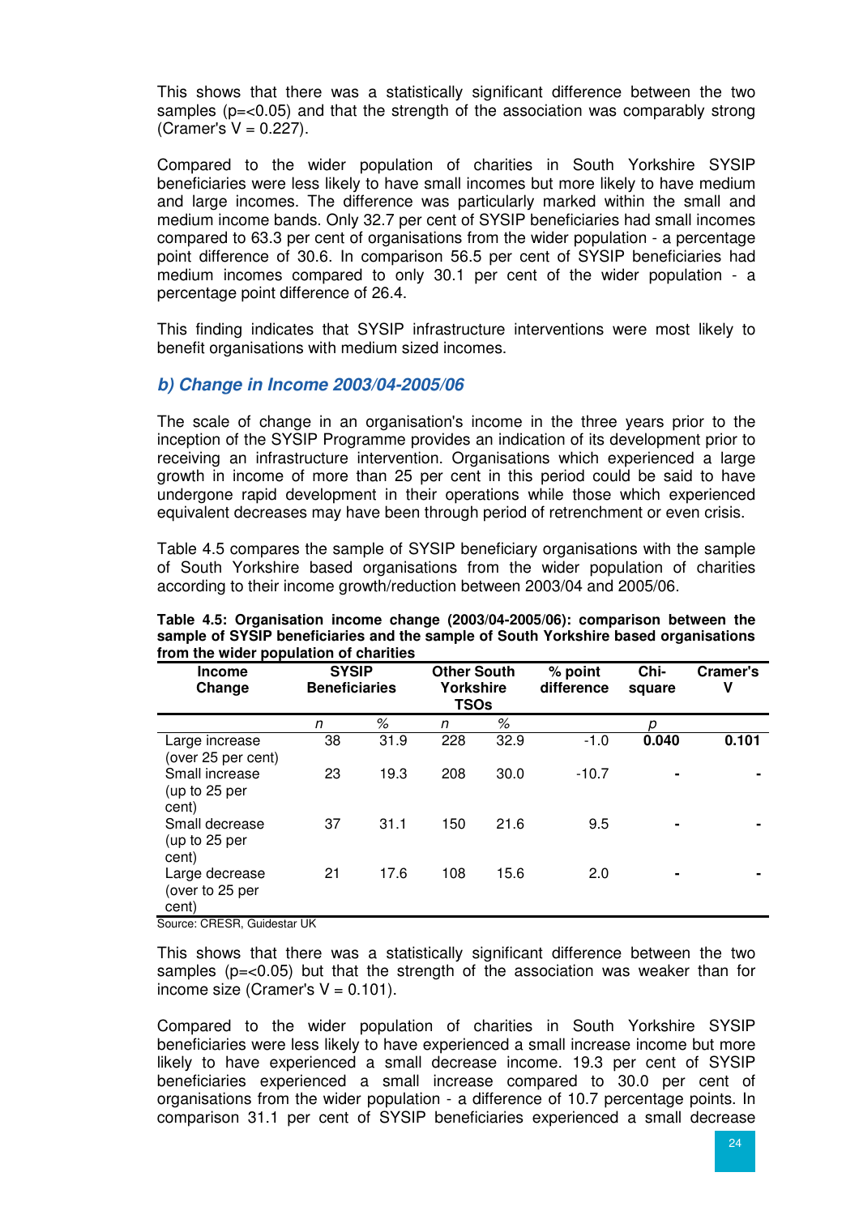This shows that there was a statistically significant difference between the two samples (p=<0.05) and that the strength of the association was comparably strong (Cramer's V = 0.227).

Compared to the wider population of charities in South Yorkshire SYSIP beneficiaries were less likely to have small incomes but more likely to have medium and large incomes. The difference was particularly marked within the small and medium income bands. Only 32.7 per cent of SYSIP beneficiaries had small incomes compared to 63.3 per cent of organisations from the wider population - a percentage point difference of 30.6. In comparison 56.5 per cent of SYSIP beneficiaries had medium incomes compared to only 30.1 per cent of the wider population - a percentage point difference of 26.4.

This finding indicates that SYSIP infrastructure interventions were most likely to benefit organisations with medium sized incomes.

### *b) Change in Income 2003/04-2005/06*

The scale of change in an organisation's income in the three years prior to the inception of the SYSIP Programme provides an indication of its development prior to receiving an infrastructure intervention. Organisations which experienced a large growth in income of more than 25 per cent in this period could be said to have undergone rapid development in their operations while those which experienced equivalent decreases may have been through period of retrenchment or even crisis.

Table 4.5 compares the sample of SYSIP beneficiary organisations with the sample of South Yorkshire based organisations from the wider population of charities according to their income growth/reduction between 2003/04 and 2005/06.

**Table 4.5: Organisation income change (2003/04-2005/06): comparison between the sample of SYSIP beneficiaries and the sample of South Yorkshire based organisations from the wider population of charities**

| Income Change | SYSIP Beneficiaries | | Other South Yorkshire TSOs | | % point difference | Chi-square | Cramer's V |
|---|---|---|---|---|---|---|---|
| | *n* | *%* | *n* | *%* | | *p* | |
| Large increase (over 25 per cent) | 38 | 31.9 | 228 | 32.9 | -1.0 | **0.040** | **0.101** |
| Small increase (up to 25 per cent) | 23 | 19.3 | 208 | 30.0 | -10.7 | - | - |
| Small decrease (up to 25 per cent) | 37 | 31.1 | 150 | 21.6 | 9.5 | - | - |
| Large decrease (over to 25 per cent) | 21 | 17.6 | 108 | 15.6 | 2.0 | - | - |

Source: CRESR, Guidestar UK

This shows that there was a statistically significant difference between the two samples (p=<0.05) but that the strength of the association was weaker than for income size (Cramer's V = 0.101).

Compared to the wider population of charities in South Yorkshire SYSIP beneficiaries were less likely to have experienced a small increase income but more likely to have experienced a small decrease income. 19.3 per cent of SYSIP beneficiaries experienced a small increase compared to 30.0 per cent of organisations from the wider population - a difference of 10.7 percentage points. In comparison 31.1 per cent of SYSIP beneficiaries experienced a small decrease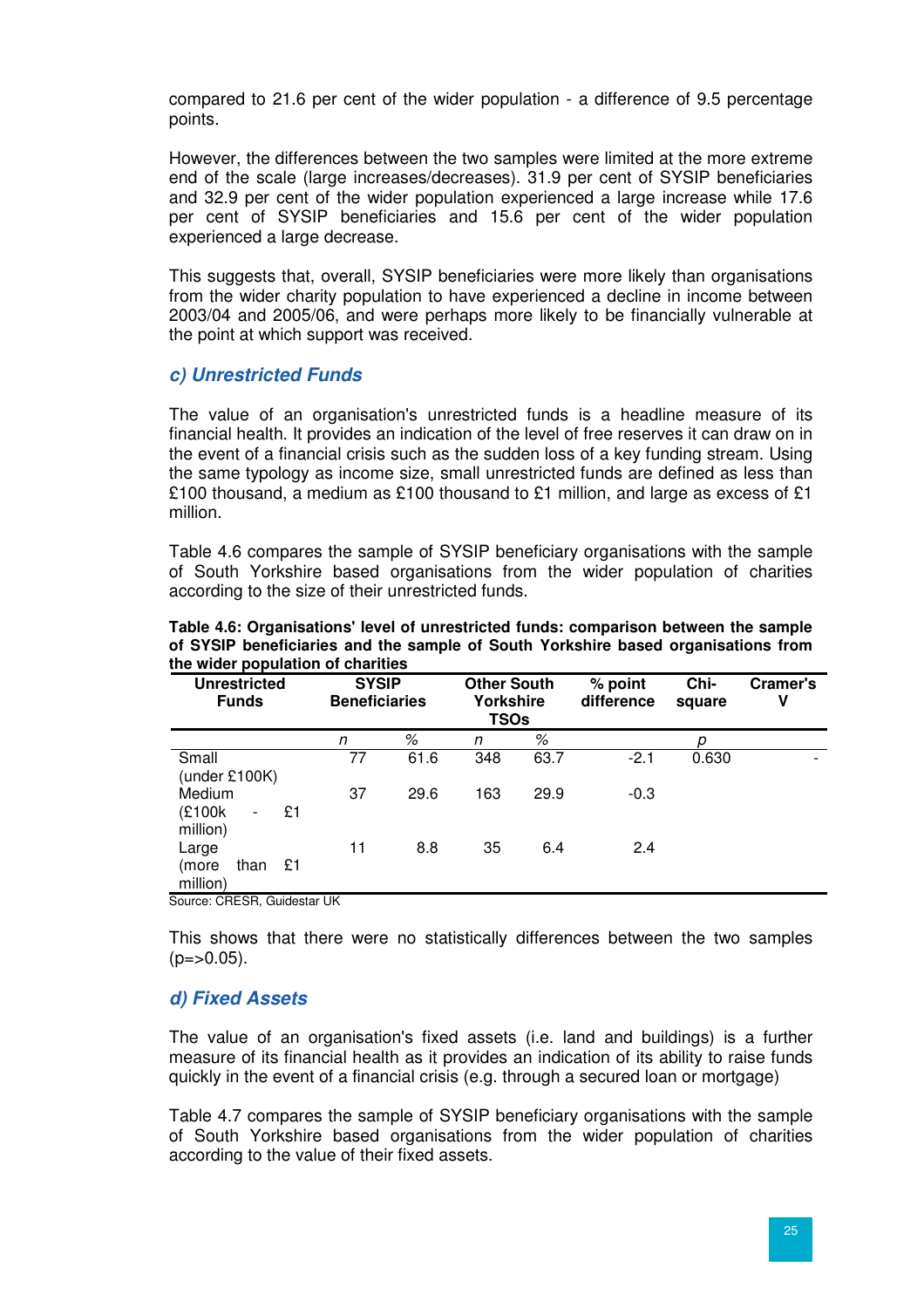compared to 21.6 per cent of the wider population - a difference of 9.5 percentage points.

However, the differences between the two samples were limited at the more extreme end of the scale (large increases/decreases). 31.9 per cent of SYSIP beneficiaries and 32.9 per cent of the wider population experienced a large increase while 17.6 per cent of SYSIP beneficiaries and 15.6 per cent of the wider population experienced a large decrease.

This suggests that, overall, SYSIP beneficiaries were more likely than organisations from the wider charity population to have experienced a decline in income between 2003/04 and 2005/06, and were perhaps more likely to be financially vulnerable at the point at which support was received.

### *c) Unrestricted Funds*

The value of an organisation's unrestricted funds is a headline measure of its financial health. It provides an indication of the level of free reserves it can draw on in the event of a financial crisis such as the sudden loss of a key funding stream. Using the same typology as income size, small unrestricted funds are defined as less than £100 thousand, a medium as £100 thousand to £1 million, and large as excess of £1 million.

Table 4.6 compares the sample of SYSIP beneficiary organisations with the sample of South Yorkshire based organisations from the wider population of charities according to the size of their unrestricted funds.

**Table 4.6: Organisations' level of unrestricted funds: comparison between the sample of SYSIP beneficiaries and the sample of South Yorkshire based organisations from the wider population of charities**

| Unrestricted Funds | SYSIP Beneficiaries | | Other South Yorkshire TSOs | | % point difference | Chi-square | Cramer's V |
|---|---|---|---|---|---|---|---|
| | n | % | n | % | | p | |
| Small (under £100K) | 77 | 61.6 | 348 | 63.7 | -2.1 | 0.630 | - |
| Medium (£100k - £1 million) | 37 | 29.6 | 163 | 29.9 | -0.3 | | |
| Large (more than £1 million) | 11 | 8.8 | 35 | 6.4 | 2.4 | | |

Source: CRESR, Guidestar UK

This shows that there were no statistically differences between the two samples ($p=>0.05$).

### *d) Fixed Assets*

The value of an organisation's fixed assets (i.e. land and buildings) is a further measure of its financial health as it provides an indication of its ability to raise funds quickly in the event of a financial crisis (e.g. through a secured loan or mortgage)

Table 4.7 compares the sample of SYSIP beneficiary organisations with the sample of South Yorkshire based organisations from the wider population of charities according to the value of their fixed assets.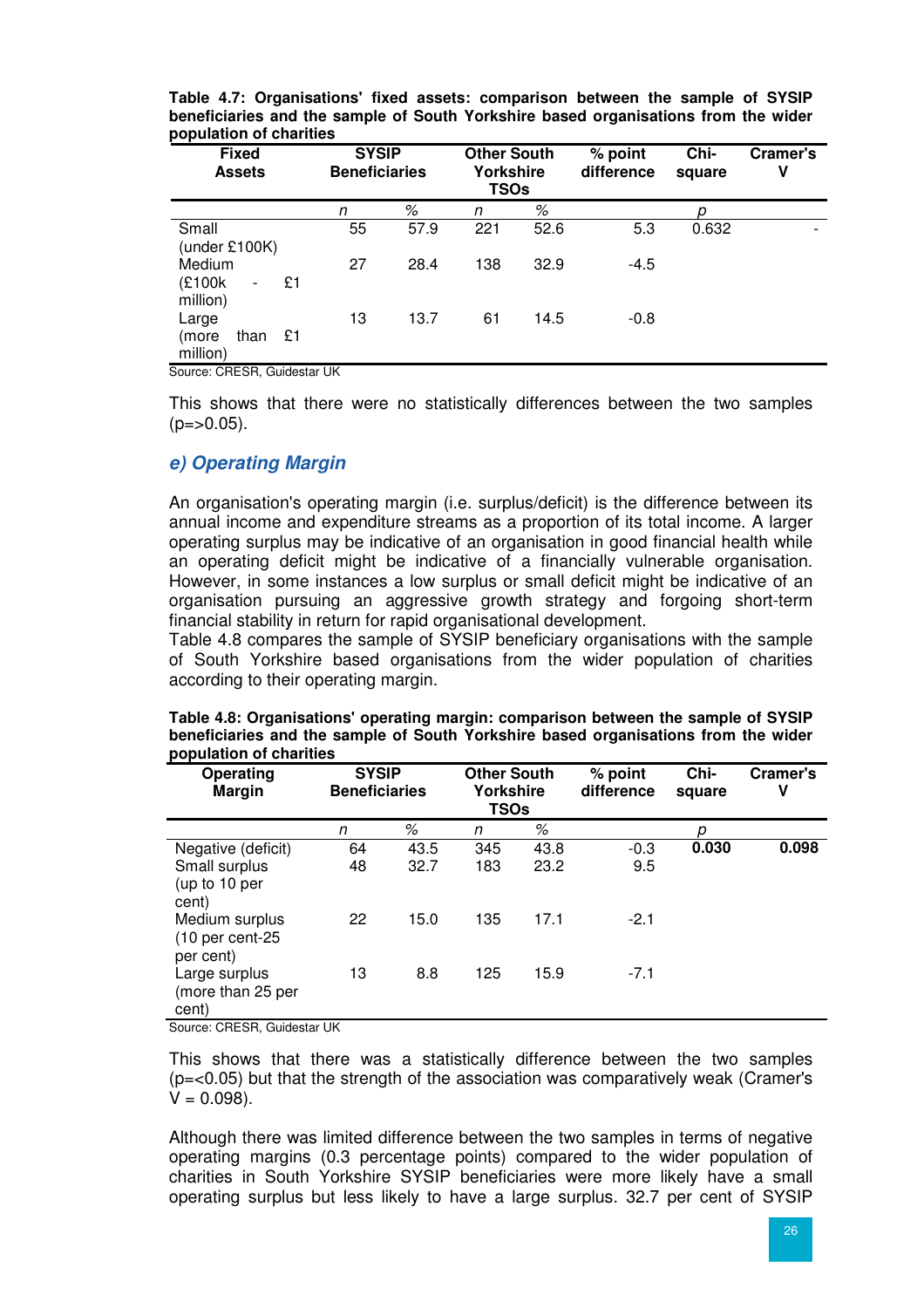**Table 4.7: Organisations' fixed assets: comparison between the sample of SYSIP beneficiaries and the sample of South Yorkshire based organisations from the wider population of charities**

| Fixed Assets | SYSIP Beneficiaries | | Other South Yorkshire TSOs | | % point difference | Chi-square | Cramer's V |
|---|---|---|---|---|---|---|---|
| | *n* | *%* | *n* | *%* | | *p* | |
| Small (under £100K) | 55 | 57.9 | 221 | 52.6 | 5.3 | 0.632 | - |
| Medium (£100k - £1 million) | 27 | 28.4 | 138 | 32.9 | -4.5 | | |
| Large (more than £1 million) | 13 | 13.7 | 61 | 14.5 | -0.8 | | |

Source: CRESR, Guidestar UK

This shows that there were no statistically differences between the two samples (p=>0.05).

### *e) Operating Margin*

An organisation's operating margin (i.e. surplus/deficit) is the difference between its annual income and expenditure streams as a proportion of its total income. A larger operating surplus may be indicative of an organisation in good financial health while an operating deficit might be indicative of a financially vulnerable organisation. However, in some instances a low surplus or small deficit might be indicative of an organisation pursuing an aggressive growth strategy and forgoing short-term financial stability in return for rapid organisational development.
Table 4.8 compares the sample of SYSIP beneficiary organisations with the sample of South Yorkshire based organisations from the wider population of charities according to their operating margin.

**Table 4.8: Organisations' operating margin: comparison between the sample of SYSIP beneficiaries and the sample of South Yorkshire based organisations from the wider population of charities**

| Operating Margin | SYSIP Beneficiaries | | Other South Yorkshire TSOs | | % point difference | Chi-square | Cramer's V |
|---|---|---|---|---|---|---|---|
| | *n* | *%* | *n* | *%* | | *p* | |
| Negative (deficit) | 64 | 43.5 | 345 | 43.8 | -0.3 | **0.030** | **0.098** |
| Small surplus (up to 10 per cent) | 48 | 32.7 | 183 | 23.2 | 9.5 | | |
| Medium surplus (10 per cent-25 per cent) | 22 | 15.0 | 135 | 17.1 | -2.1 | | |
| Large surplus (more than 25 per cent) | 13 | 8.8 | 125 | 15.9 | -7.1 | | |

Source: CRESR, Guidestar UK

This shows that there was a statistically difference between the two samples (p=<0.05) but that the strength of the association was comparatively weak (Cramer's V = 0.098).

Although there was limited difference between the two samples in terms of negative operating margins (0.3 percentage points) compared to the wider population of charities in South Yorkshire SYSIP beneficiaries were more likely have a small operating surplus but less likely to have a large surplus. 32.7 per cent of SYSIP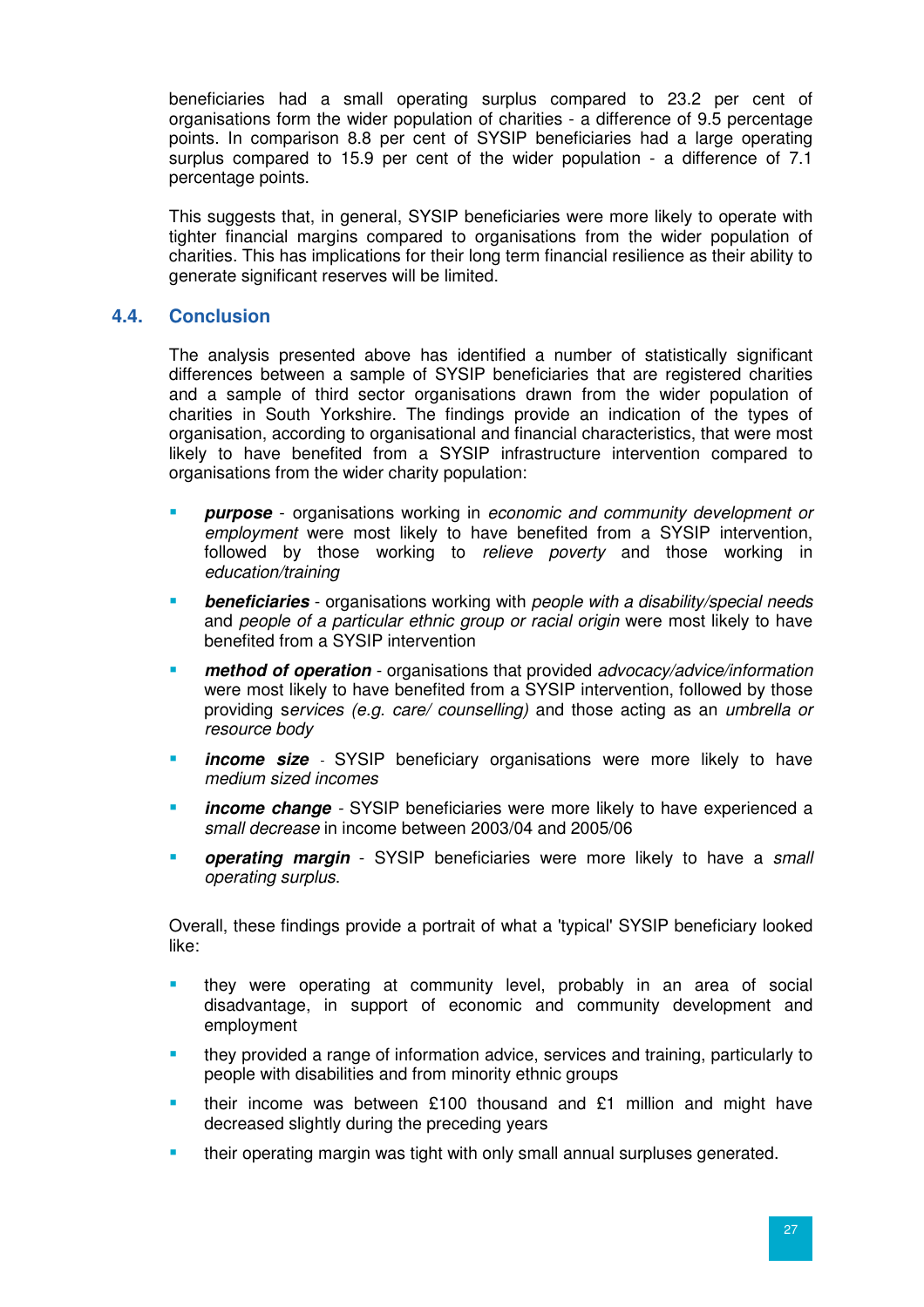beneficiaries had a small operating surplus compared to 23.2 per cent of organisations form the wider population of charities - a difference of 9.5 percentage points. In comparison 8.8 per cent of SYSIP beneficiaries had a large operating surplus compared to 15.9 per cent of the wider population - a difference of 7.1 percentage points.

This suggests that, in general, SYSIP beneficiaries were more likely to operate with tighter financial margins compared to organisations from the wider population of charities. This has implications for their long term financial resilience as their ability to generate significant reserves will be limited.

## 4.4. Conclusion

The analysis presented above has identified a number of statistically significant differences between a sample of SYSIP beneficiaries that are registered charities and a sample of third sector organisations drawn from the wider population of charities in South Yorkshire. The findings provide an indication of the types of organisation, according to organisational and financial characteristics, that were most likely to have benefited from a SYSIP infrastructure intervention compared to organisations from the wider charity population:

- ***purpose*** - organisations working in *economic and community development or employment* were most likely to have benefited from a SYSIP intervention, followed by those working to *relieve poverty* and those working in *education/training*
- ***beneficiaries*** - organisations working with *people with a disability/special needs* and *people of a particular ethnic group or racial origin* were most likely to have benefited from a SYSIP intervention
- ***method of operation*** - organisations that provided *advocacy/advice/information* were most likely to have benefited from a SYSIP intervention, followed by those providing s*ervices (e.g. care/ counselling)* and those acting as an *umbrella or resource body*
- ***income size*** - SYSIP beneficiary organisations were more likely to have *medium sized incomes*
- ***income change*** - SYSIP beneficiaries were more likely to have experienced a *small decrease* in income between 2003/04 and 2005/06
- ***operating margin*** - SYSIP beneficiaries were more likely to have a *small operating surplus*.

Overall, these findings provide a portrait of what a 'typical' SYSIP beneficiary looked like:

- they were operating at community level, probably in an area of social disadvantage, in support of economic and community development and employment
- they provided a range of information advice, services and training, particularly to people with disabilities and from minority ethnic groups
- their income was between £100 thousand and £1 million and might have decreased slightly during the preceding years
- their operating margin was tight with only small annual surpluses generated.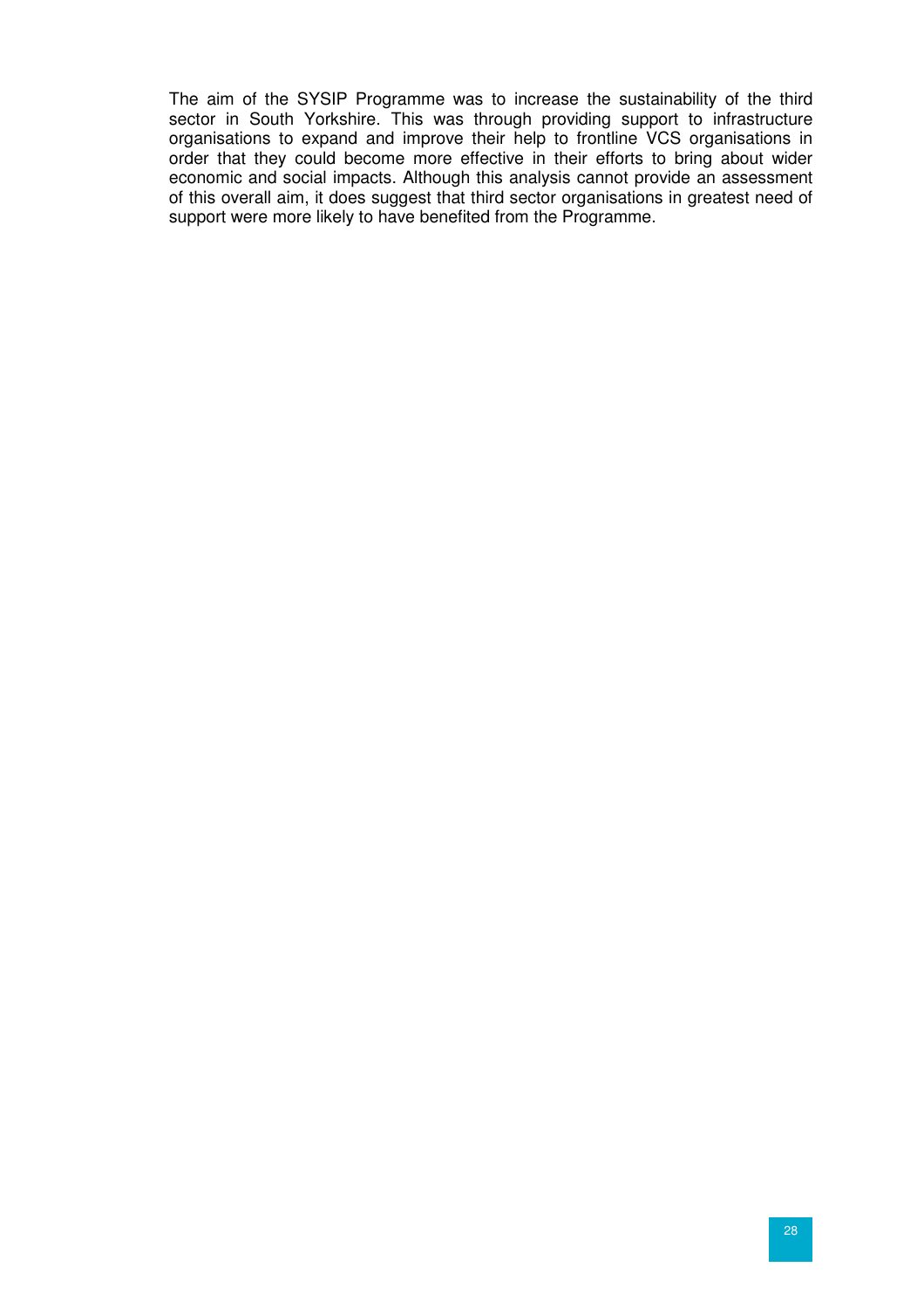The aim of the SYSIP Programme was to increase the sustainability of the third sector in South Yorkshire. This was through providing support to infrastructure organisations to expand and improve their help to frontline VCS organisations in order that they could become more effective in their efforts to bring about wider economic and social impacts. Although this analysis cannot provide an assessment of this overall aim, it does suggest that third sector organisations in greatest need of support were more likely to have benefited from the Programme.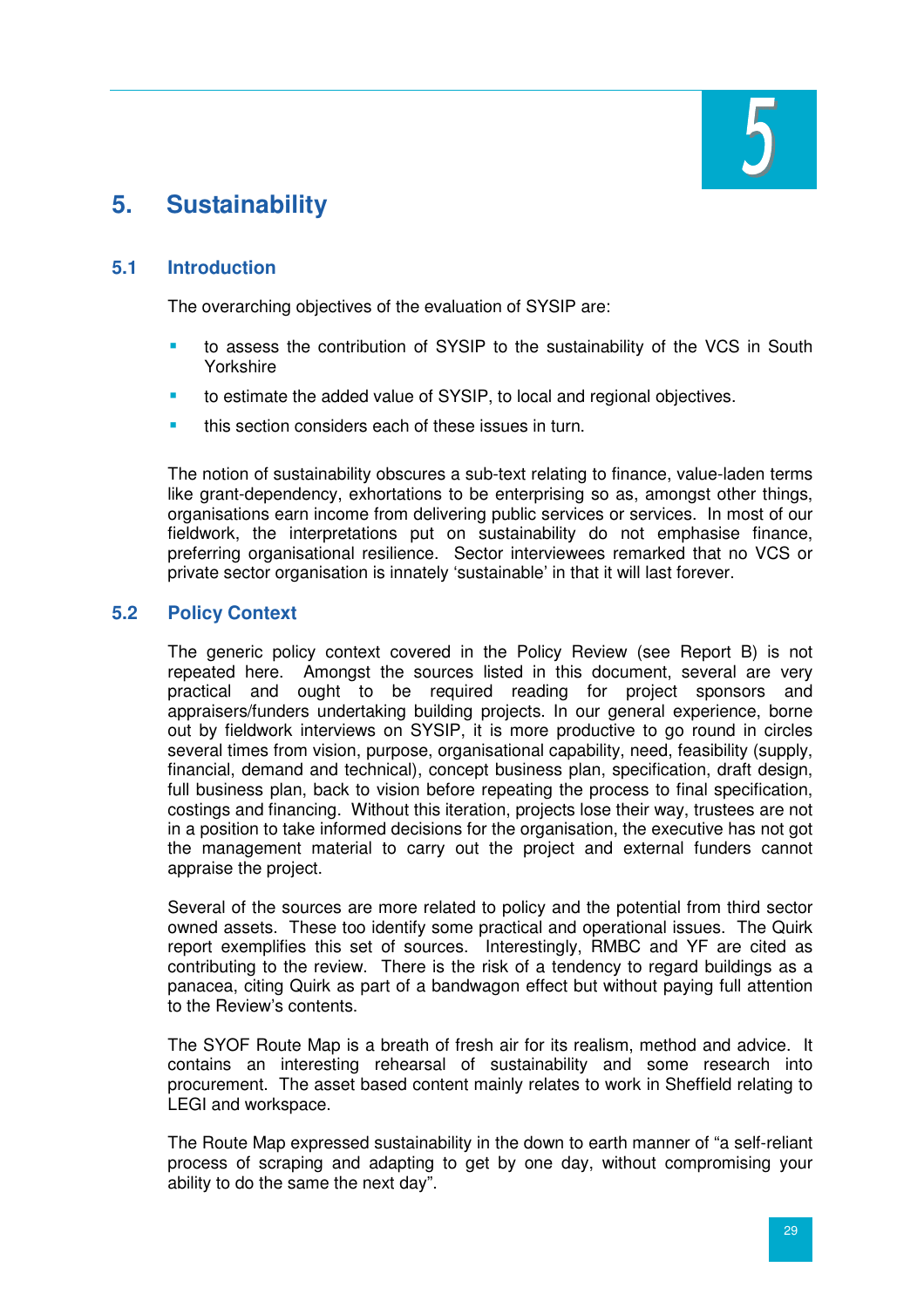// 5

# 5. Sustainability

## 5.1 Introduction

The overarching objectives of the evaluation of SYSIP are:

- to assess the contribution of SYSIP to the sustainability of the VCS in South Yorkshire
- to estimate the added value of SYSIP, to local and regional objectives.
- this section considers each of these issues in turn.

The notion of sustainability obscures a sub-text relating to finance, value-laden terms like grant-dependency, exhortations to be enterprising so as, amongst other things, organisations earn income from delivering public services or services. In most of our fieldwork, the interpretations put on sustainability do not emphasise finance, preferring organisational resilience. Sector interviewees remarked that no VCS or private sector organisation is innately 'sustainable' in that it will last forever.

## 5.2 Policy Context

The generic policy context covered in the Policy Review (see Report B) is not repeated here. Amongst the sources listed in this document, several are very practical and ought to be required reading for project sponsors and appraisers/funders undertaking building projects. In our general experience, borne out by fieldwork interviews on SYSIP, it is more productive to go round in circles several times from vision, purpose, organisational capability, need, feasibility (supply, financial, demand and technical), concept business plan, specification, draft design, full business plan, back to vision before repeating the process to final specification, costings and financing. Without this iteration, projects lose their way, trustees are not in a position to take informed decisions for the organisation, the executive has not got the management material to carry out the project and external funders cannot appraise the project.

Several of the sources are more related to policy and the potential from third sector owned assets. These too identify some practical and operational issues. The Quirk report exemplifies this set of sources. Interestingly, RMBC and YF are cited as contributing to the review. There is the risk of a tendency to regard buildings as a panacea, citing Quirk as part of a bandwagon effect but without paying full attention to the Review's contents.

The SYOF Route Map is a breath of fresh air for its realism, method and advice. It contains an interesting rehearsal of sustainability and some research into procurement. The asset based content mainly relates to work in Sheffield relating to LEGI and workspace.

The Route Map expressed sustainability in the down to earth manner of "a self-reliant process of scraping and adapting to get by one day, without compromising your ability to do the same the next day".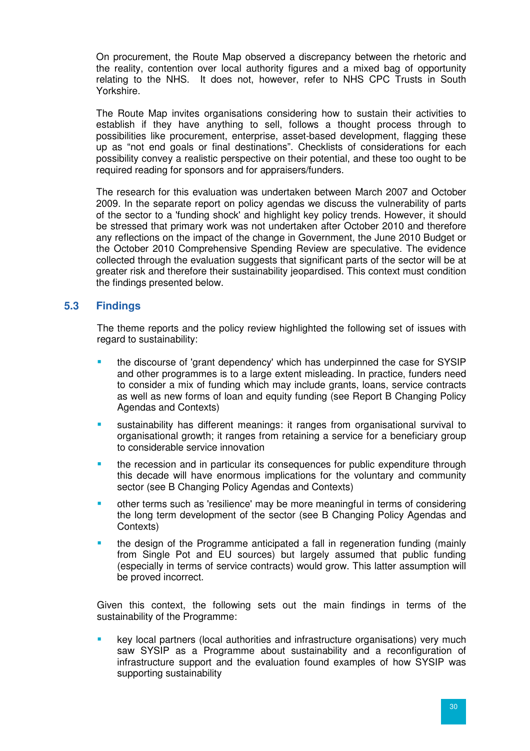On procurement, the Route Map observed a discrepancy between the rhetoric and the reality, contention over local authority figures and a mixed bag of opportunity relating to the NHS. It does not, however, refer to NHS CPC Trusts in South Yorkshire.

The Route Map invites organisations considering how to sustain their activities to establish if they have anything to sell, follows a thought process through to possibilities like procurement, enterprise, asset-based development, flagging these up as "not end goals or final destinations". Checklists of considerations for each possibility convey a realistic perspective on their potential, and these too ought to be required reading for sponsors and for appraisers/funders.

The research for this evaluation was undertaken between March 2007 and October 2009. In the separate report on policy agendas we discuss the vulnerability of parts of the sector to a 'funding shock' and highlight key policy trends. However, it should be stressed that primary work was not undertaken after October 2010 and therefore any reflections on the impact of the change in Government, the June 2010 Budget or the October 2010 Comprehensive Spending Review are speculative. The evidence collected through the evaluation suggests that significant parts of the sector will be at greater risk and therefore their sustainability jeopardised. This context must condition the findings presented below.

## 5.3 Findings

The theme reports and the policy review highlighted the following set of issues with regard to sustainability:

- the discourse of 'grant dependency' which has underpinned the case for SYSIP and other programmes is to a large extent misleading. In practice, funders need to consider a mix of funding which may include grants, loans, service contracts as well as new forms of loan and equity funding (see Report B Changing Policy Agendas and Contexts)
- sustainability has different meanings: it ranges from organisational survival to organisational growth; it ranges from retaining a service for a beneficiary group to considerable service innovation
- the recession and in particular its consequences for public expenditure through this decade will have enormous implications for the voluntary and community sector (see B Changing Policy Agendas and Contexts)
- other terms such as 'resilience' may be more meaningful in terms of considering the long term development of the sector (see B Changing Policy Agendas and Contexts)
- the design of the Programme anticipated a fall in regeneration funding (mainly from Single Pot and EU sources) but largely assumed that public funding (especially in terms of service contracts) would grow. This latter assumption will be proved incorrect.

Given this context, the following sets out the main findings in terms of the sustainability of the Programme:

- key local partners (local authorities and infrastructure organisations) very much saw SYSIP as a Programme about sustainability and a reconfiguration of infrastructure support and the evaluation found examples of how SYSIP was supporting sustainability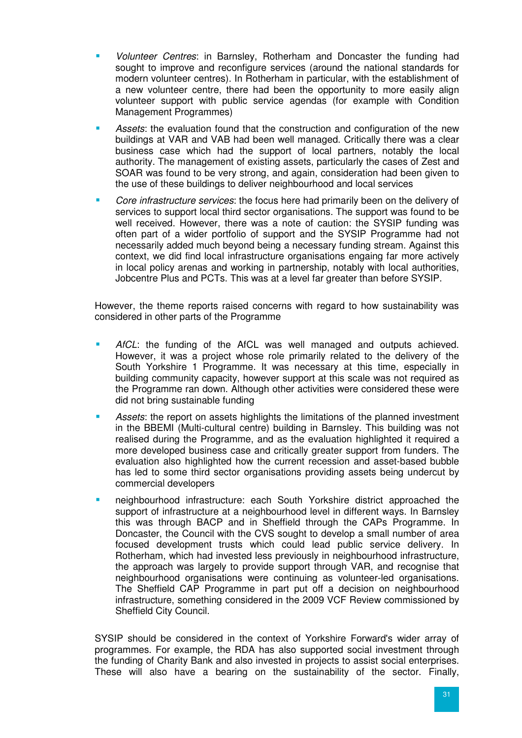- *Volunteer Centres*: in Barnsley, Rotherham and Doncaster the funding had sought to improve and reconfigure services (around the national standards for modern volunteer centres). In Rotherham in particular, with the establishment of a new volunteer centre, there had been the opportunity to more easily align volunteer support with public service agendas (for example with Condition Management Programmes)
- *Assets*: the evaluation found that the construction and configuration of the new buildings at VAR and VAB had been well managed. Critically there was a clear business case which had the support of local partners, notably the local authority. The management of existing assets, particularly the cases of Zest and SOAR was found to be very strong, and again, consideration had been given to the use of these buildings to deliver neighbourhood and local services
- *Core infrastructure services*: the focus here had primarily been on the delivery of services to support local third sector organisations. The support was found to be well received. However, there was a note of caution: the SYSIP funding was often part of a wider portfolio of support and the SYSIP Programme had not necessarily added much beyond being a necessary funding stream. Against this context, we did find local infrastructure organisations engaging far more actively in local policy arenas and working in partnership, notably with local authorities, Jobcentre Plus and PCTs. This was at a level far greater than before SYSIP.

However, the theme reports raised concerns with regard to how sustainability was considered in other parts of the Programme

- *AfCL*: the funding of the AfCL was well managed and outputs achieved. However, it was a project whose role primarily related to the delivery of the South Yorkshire 1 Programme. It was necessary at this time, especially in building community capacity, however support at this scale was not required as the Programme ran down. Although other activities were considered these were did not bring sustainable funding
- *Assets*: the report on assets highlights the limitations of the planned investment in the BBEMI (Multi-cultural centre) building in Barnsley. This building was not realised during the Programme, and as the evaluation highlighted it required a more developed business case and critically greater support from funders. The evaluation also highlighted how the current recession and asset-based bubble has led to some third sector organisations providing assets being undercut by commercial developers
- neighbourhood infrastructure: each South Yorkshire district approached the support of infrastructure at a neighbourhood level in different ways. In Barnsley this was through BACP and in Sheffield through the CAPs Programme. In Doncaster, the Council with the CVS sought to develop a small number of area focused development trusts which could lead public service delivery. In Rotherham, which had invested less previously in neighbourhood infrastructure, the approach was largely to provide support through VAR, and recognise that neighbourhood organisations were continuing as volunteer-led organisations. The Sheffield CAP Programme in part put off a decision on neighbourhood infrastructure, something considered in the 2009 VCF Review commissioned by Sheffield City Council.

SYSIP should be considered in the context of Yorkshire Forward's wider array of programmes. For example, the RDA has also supported social investment through the funding of Charity Bank and also invested in projects to assist social enterprises. These will also have a bearing on the sustainability of the sector. Finally,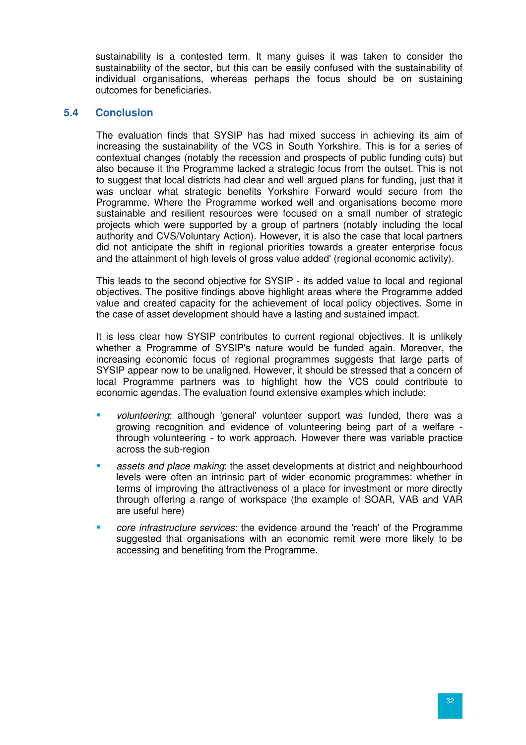sustainability is a contested term. It many guises it was taken to consider the sustainability of the sector, but this can be easily confused with the sustainability of individual organisations, whereas perhaps the focus should be on sustaining outcomes for beneficiaries.

## 5.4 Conclusion

The evaluation finds that SYSIP has had mixed success in achieving its aim of increasing the sustainability of the VCS in South Yorkshire. This is for a series of contextual changes (notably the recession and prospects of public funding cuts) but also because it the Programme lacked a strategic focus from the outset. This is not to suggest that local districts had clear and well argued plans for funding, just that it was unclear what strategic benefits Yorkshire Forward would secure from the Programme. Where the Programme worked well and organisations become more sustainable and resilient resources were focused on a small number of strategic projects which were supported by a group of partners (notably including the local authority and CVS/Voluntary Action). However, it is also the case that local partners did not anticipate the shift in regional priorities towards a greater enterprise focus and the attainment of high levels of gross value added' (regional economic activity).

This leads to the second objective for SYSIP - its added value to local and regional objectives. The positive findings above highlight areas where the Programme added value and created capacity for the achievement of local policy objectives. Some in the case of asset development should have a lasting and sustained impact.

It is less clear how SYSIP contributes to current regional objectives. It is unlikely whether a Programme of SYSIP's nature would be funded again. Moreover, the increasing economic focus of regional programmes suggests that large parts of SYSIP appear now to be unaligned. However, it should be stressed that a concern of local Programme partners was to highlight how the VCS could contribute to economic agendas. The evaluation found extensive examples which include:

- *volunteering*: although 'general' volunteer support was funded, there was a growing recognition and evidence of volunteering being part of a welfare - through volunteering - to work approach. However there was variable practice across the sub-region
- *assets and place making*: the asset developments at district and neighbourhood levels were often an intrinsic part of wider economic programmes: whether in terms of improving the attractiveness of a place for investment or more directly through offering a range of workspace (the example of SOAR, VAB and VAR are useful here)
- *core infrastructure services*: the evidence around the 'reach' of the Programme suggested that organisations with an economic remit were more likely to be accessing and benefiting from the Programme.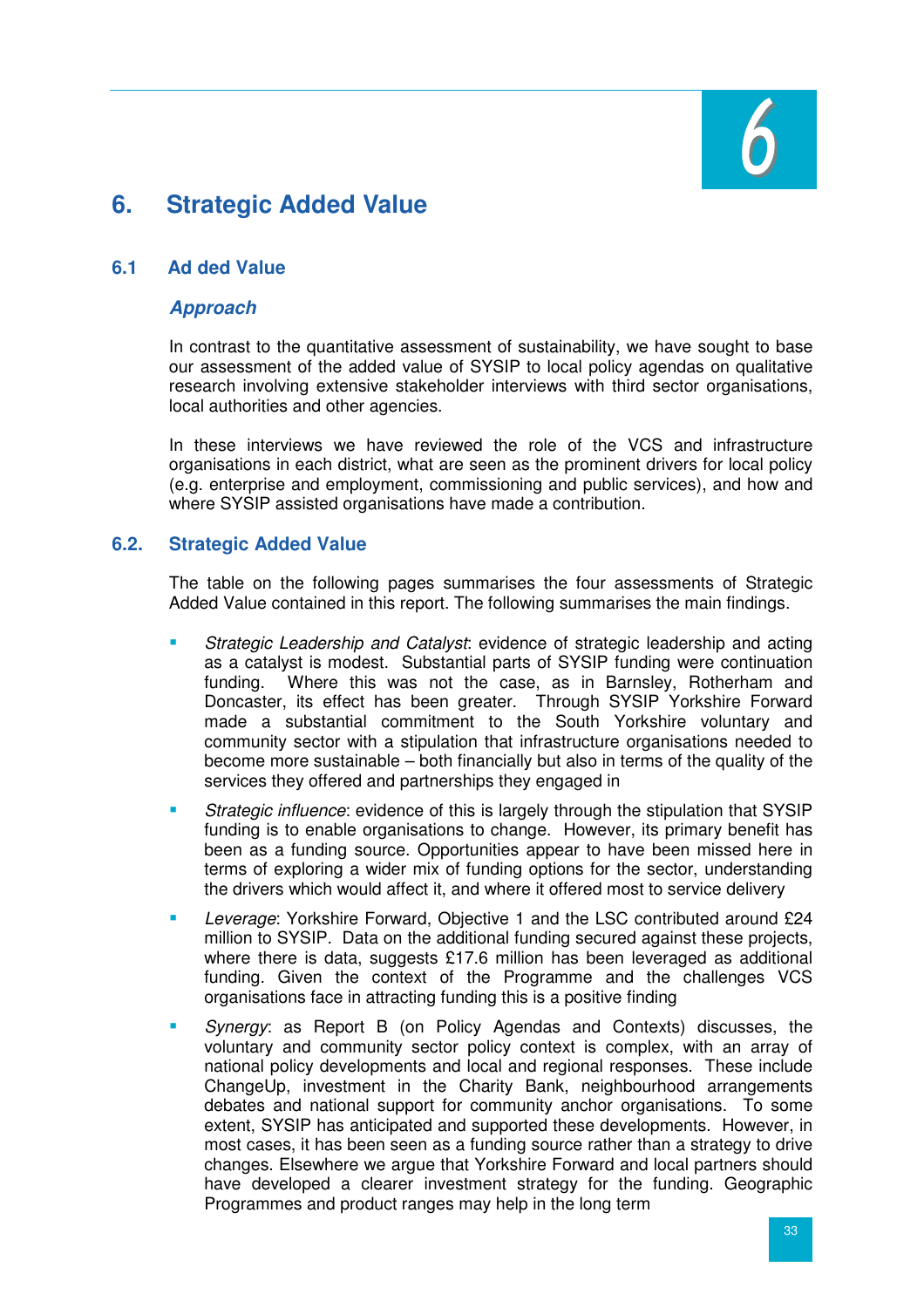# 6. Strategic Added Value

## 6.1 Ad ded Value

### *Approach*

In contrast to the quantitative assessment of sustainability, we have sought to base our assessment of the added value of SYSIP to local policy agendas on qualitative research involving extensive stakeholder interviews with third sector organisations, local authorities and other agencies.

In these interviews we have reviewed the role of the VCS and infrastructure organisations in each district, what are seen as the prominent drivers for local policy (e.g. enterprise and employment, commissioning and public services), and how and where SYSIP assisted organisations have made a contribution.

## 6.2. Strategic Added Value

The table on the following pages summarises the four assessments of Strategic Added Value contained in this report. The following summarises the main findings.

- *Strategic Leadership and Catalyst*: evidence of strategic leadership and acting as a catalyst is modest. Substantial parts of SYSIP funding were continuation funding. Where this was not the case, as in Barnsley, Rotherham and Doncaster, its effect has been greater. Through SYSIP Yorkshire Forward made a substantial commitment to the South Yorkshire voluntary and community sector with a stipulation that infrastructure organisations needed to become more sustainable – both financially but also in terms of the quality of the services they offered and partnerships they engaged in
- *Strategic influence*: evidence of this is largely through the stipulation that SYSIP funding is to enable organisations to change. However, its primary benefit has been as a funding source. Opportunities appear to have been missed here in terms of exploring a wider mix of funding options for the sector, understanding the drivers which would affect it, and where it offered most to service delivery
- *Leverage*: Yorkshire Forward, Objective 1 and the LSC contributed around £24 million to SYSIP. Data on the additional funding secured against these projects, where there is data, suggests £17.6 million has been leveraged as additional funding. Given the context of the Programme and the challenges VCS organisations face in attracting funding this is a positive finding
- *Synergy*: as Report B (on Policy Agendas and Contexts) discusses, the voluntary and community sector policy context is complex, with an array of national policy developments and local and regional responses. These include ChangeUp, investment in the Charity Bank, neighbourhood arrangements debates and national support for community anchor organisations. To some extent, SYSIP has anticipated and supported these developments. However, in most cases, it has been seen as a funding source rather than a strategy to drive changes. Elsewhere we argue that Yorkshire Forward and local partners should have developed a clearer investment strategy for the funding. Geographic Programmes and product ranges may help in the long term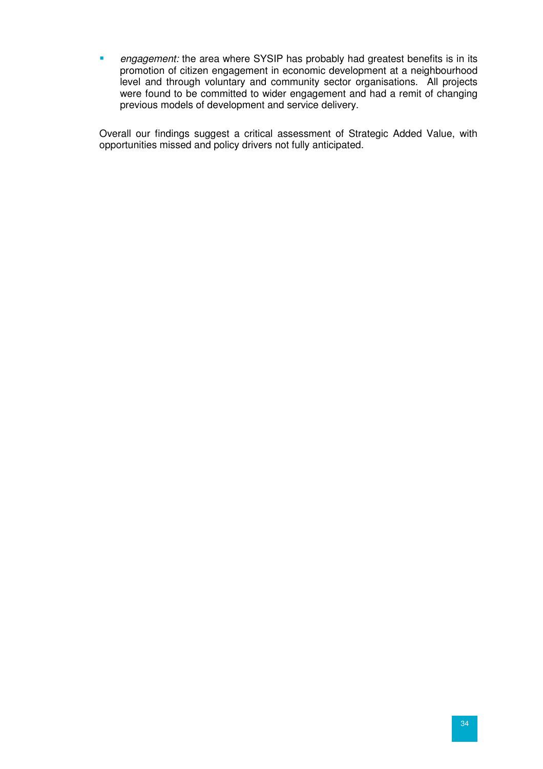- *engagement:* the area where SYSIP has probably had greatest benefits is in its promotion of citizen engagement in economic development at a neighbourhood level and through voluntary and community sector organisations. All projects were found to be committed to wider engagement and had a remit of changing previous models of development and service delivery.

Overall our findings suggest a critical assessment of Strategic Added Value, with opportunities missed and policy drivers not fully anticipated.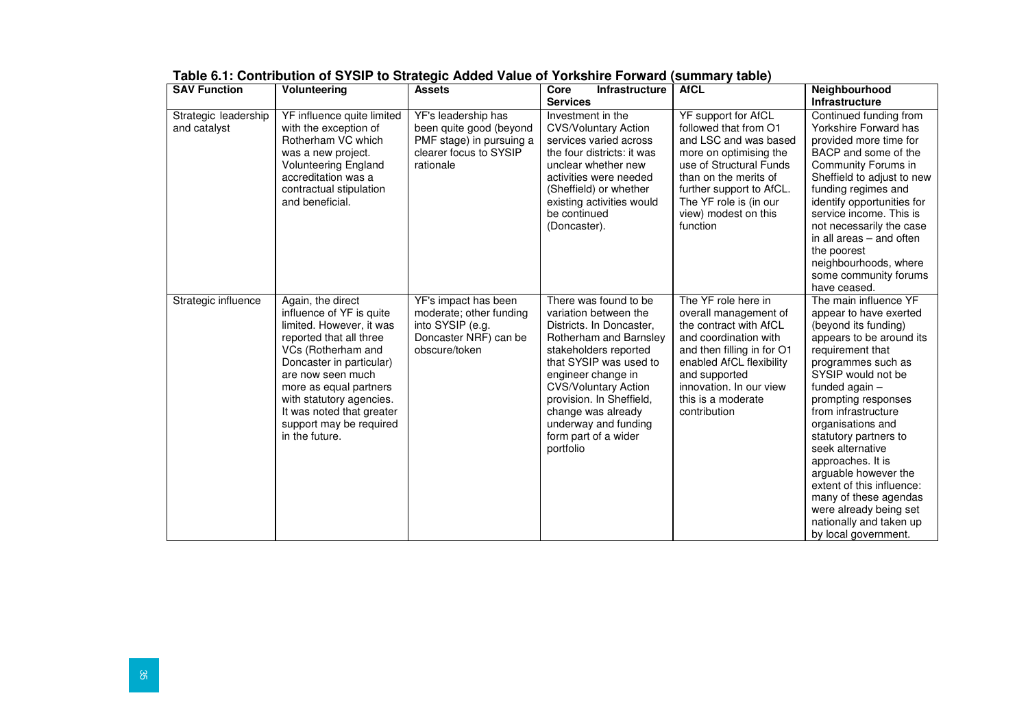**Table 6.1: Contribution of SYSIP to Strategic Added Value of Yorkshire Forward (summary table)**

| SAV Function | Volunteering | Assets | Core Infrastructure Services | AfCL | Neighbourhood Infrastructure |
|---|---|---|---|---|---|
| Strategic leadership and catalyst | YF influence quite limited with the exception of Rotherham VC which was a new project. Volunteering England accreditation was a contractual stipulation and beneficial. | YF's leadership has been quite good (beyond PMF stage) in pursuing a clearer focus to SYSIP rationale | Investment in the CVS/Voluntary Action services varied across the four districts: it was unclear whether new activities were needed (Sheffield) or whether existing activities would be continued (Doncaster). | YF support for AfCL followed that from O1 and LSC and was based more on optimising the use of Structural Funds than on the merits of further support to AfCL. The YF role is (in our view) modest on this function | Continued funding from Yorkshire Forward has provided more time for BACP and some of the Community Forums in Sheffield to adjust to new funding regimes and identify opportunities for service income. This is not necessarily the case in all areas – and often the poorest neighbourhoods, where some community forums have ceased. |
| Strategic influence | Again, the direct influence of YF is quite limited. However, it was reported that all three VCs (Rotherham and Doncaster in particular) are now seen much more as equal partners with statutory agencies. It was noted that greater support may be required in the future. | YF's impact has been moderate; other funding into SYSIP (e.g. Doncaster NRF) can be obscure/token | There was found to be variation between the Districts. In Doncaster, Rotherham and Barnsley stakeholders reported that SYSIP was used to engineer change in CVS/Voluntary Action provision. In Sheffield, change was already underway and funding form part of a wider portfolio | The YF role here in overall management of the contract with AfCL and coordination with and then filling in for O1 enabled AfCL flexibility and supported innovation. In our view this is a moderate contribution | The main influence YF appear to have exerted (beyond its funding) appears to be around its requirement that programmes such as SYSIP would not be funded again – prompting responses from infrastructure organisations and statutory partners to seek alternative approaches. It is arguable however the extent of this influence: many of these agendas were already being set nationally and taken up by local government. |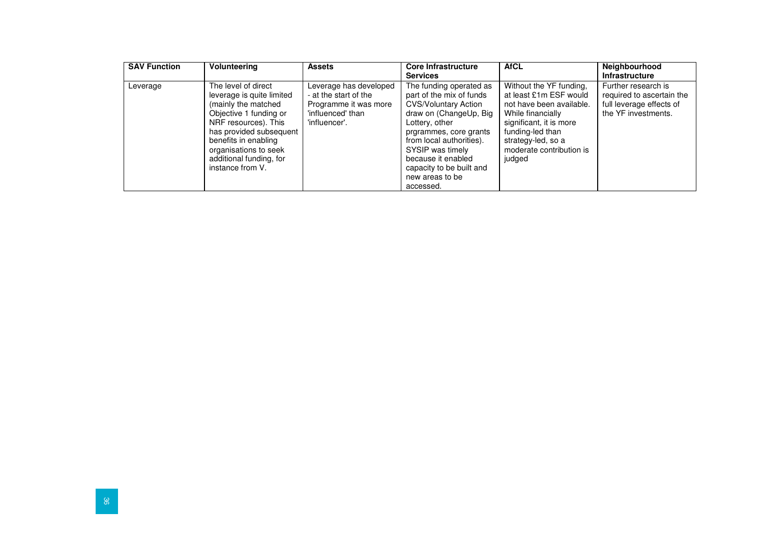| SAV Function | Volunteering | Assets | Core Infrastructure Services | AfCL | Neighbourhood Infrastructure |
|---|---|---|---|---|---|
| Leverage | The level of direct leverage is quite limited (mainly the matched Objective 1 funding or NRF resources). This has provided subsequent benefits in enabling organisations to seek additional funding, for instance from V. | Leverage has developed - at the start of the Programme it was more 'influenced' than 'influencer'. | The funding operated as part of the mix of funds CVS/Voluntary Action draw on (ChangeUp, Big Lottery, other prgrammes, core grants from local authorities). SYSIP was timely because it enabled capacity to be built and new areas to be accessed. | Without the YF funding, at least £1m ESF would not have been available. While financially significant, it is more funding-led than strategy-led, so a moderate contribution is judged | Further research is required to ascertain the full leverage effects of the YF investments. |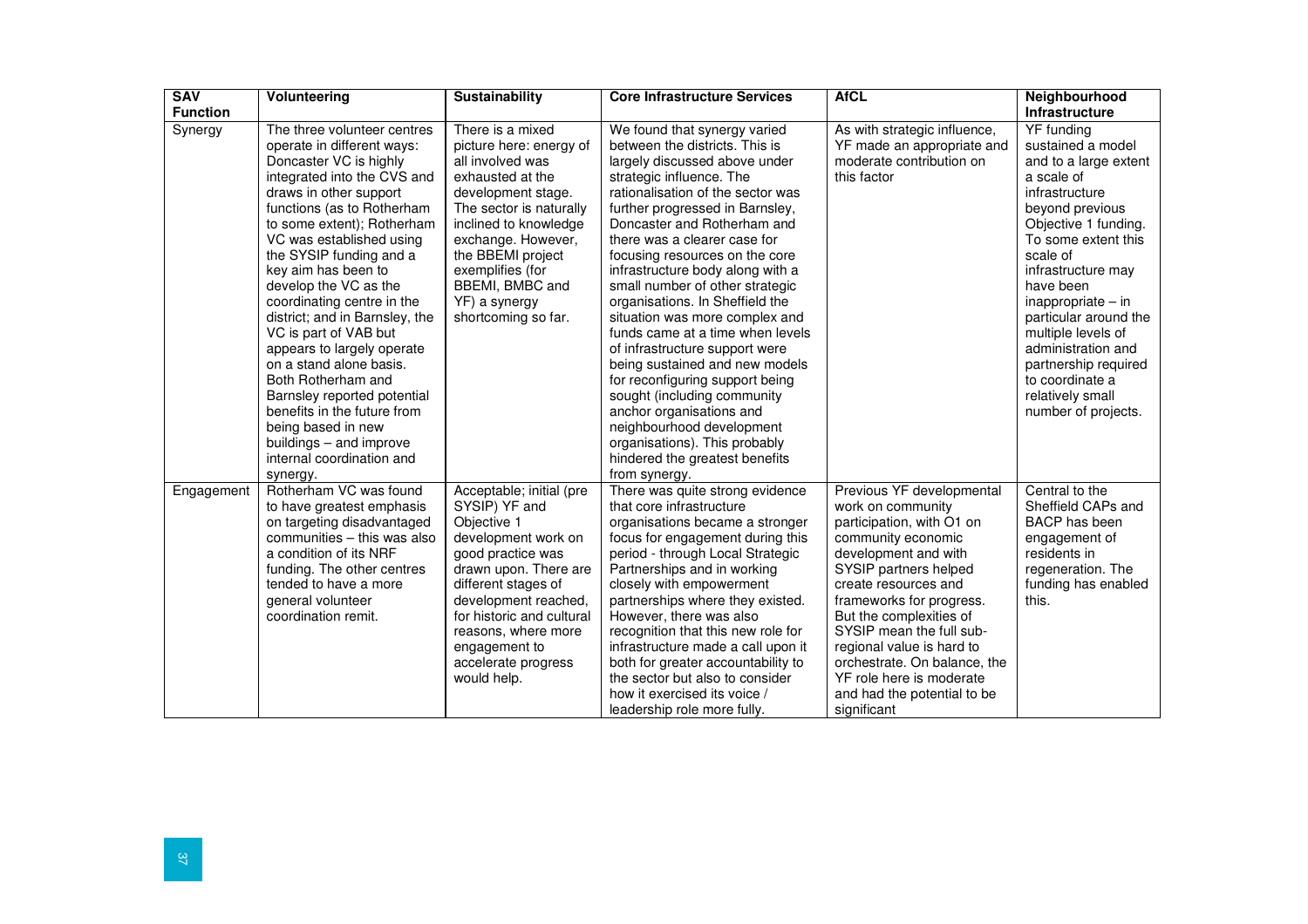| SAV Function | Volunteering | Sustainability | Core Infrastructure Services | AfCL | Neighbourhood Infrastructure |
|---|---|---|---|---|---|
| Synergy | The three volunteer centres operate in different ways: Doncaster VC is highly integrated into the CVS and draws in other support functions (as to Rotherham to some extent); Rotherham VC was established using the SYSIP funding and a key aim has been to develop the VC as the coordinating centre in the district; and in Barnsley, the VC is part of VAB but appears to largely operate on a stand alone basis. Both Rotherham and Barnsley reported potential benefits in the future from being based in new buildings – and improve internal coordination and synergy. | There is a mixed picture here: energy of all involved was exhausted at the development stage. The sector is naturally inclined to knowledge exchange. However, the BBEMI project exemplifies (for BBEMI, BMBC and YF) a synergy shortcoming so far. | We found that synergy varied between the districts. This is largely discussed above under strategic influence. The rationalisation of the sector was further progressed in Barnsley, Doncaster and Rotherham and there was a clearer case for focusing resources on the core infrastructure body along with a small number of other strategic organisations. In Sheffield the situation was more complex and funds came at a time when levels of infrastructure support were being sustained and new models for reconfiguring support being sought (including community anchor organisations and neighbourhood development organisations). This probably hindered the greatest benefits from synergy. | As with strategic influence, YF made an appropriate and moderate contribution on this factor | YF funding sustained a model and to a large extent a scale of infrastructure beyond previous Objective 1 funding. To some extent this scale of infrastructure may have been inappropriate – in particular around the multiple levels of administration and partnership required to coordinate a relatively small number of projects. |
| Engagement | Rotherham VC was found to have greatest emphasis on targeting disadvantaged communities – this was also a condition of its NRF funding. The other centres tended to have a more general volunteer coordination remit. | Acceptable; initial (pre SYSIP) YF and Objective 1 development work on good practice was drawn upon. There are different stages of development reached, for historic and cultural reasons, where more engagement to accelerate progress would help. | There was quite strong evidence that core infrastructure organisations became a stronger focus for engagement during this period - through Local Strategic Partnerships and in working closely with empowerment partnerships where they existed. However, there was also recognition that this new role for infrastructure made a call upon it both for greater accountability to the sector but also to consider how it exercised its voice / leadership role more fully. | Previous YF developmental work on community participation, with O1 on community economic development and with SYSIP partners helped create resources and frameworks for progress. But the complexities of SYSIP mean the full sub-regional value is hard to orchestrate. On balance, the YF role here is moderate and had the potential to be significant | Central to the Sheffield CAPs and BACP has been engagement of residents in regeneration. The funding has enabled this. |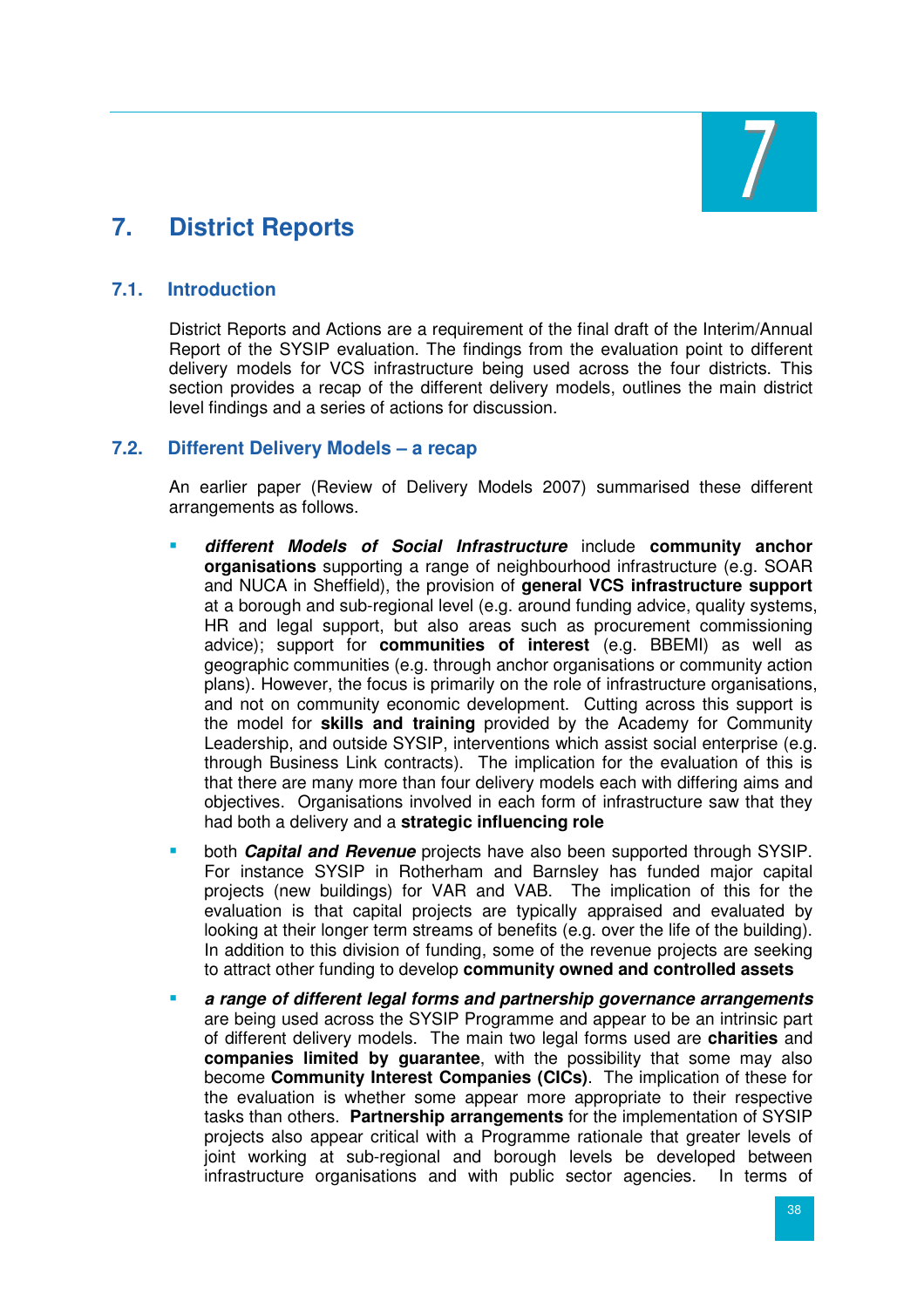# 7. District Reports

## 7.1. Introduction

District Reports and Actions are a requirement of the final draft of the Interim/Annual Report of the SYSIP evaluation. The findings from the evaluation point to different delivery models for VCS infrastructure being used across the four districts. This section provides a recap of the different delivery models, outlines the main district level findings and a series of actions for discussion.

## 7.2. Different Delivery Models – a recap

An earlier paper (Review of Delivery Models 2007) summarised these different arrangements as follows.

- ***different Models of Social Infrastructure*** include **community anchor organisations** supporting a range of neighbourhood infrastructure (e.g. SOAR and NUCA in Sheffield), the provision of **general VCS infrastructure support** at a borough and sub-regional level (e.g. around funding advice, quality systems, HR and legal support, but also areas such as procurement commissioning advice); support for **communities of interest** (e.g. BBEMI) as well as geographic communities (e.g. through anchor organisations or community action plans). However, the focus is primarily on the role of infrastructure organisations, and not on community economic development. Cutting across this support is the model for **skills and training** provided by the Academy for Community Leadership, and outside SYSIP, interventions which assist social enterprise (e.g. through Business Link contracts). The implication for the evaluation of this is that there are many more than four delivery models each with differing aims and objectives. Organisations involved in each form of infrastructure saw that they had both a delivery and a **strategic influencing role**
- both ***Capital and Revenue*** projects have also been supported through SYSIP. For instance SYSIP in Rotherham and Barnsley has funded major capital projects (new buildings) for VAR and VAB. The implication of this for the evaluation is that capital projects are typically appraised and evaluated by looking at their longer term streams of benefits (e.g. over the life of the building). In addition to this division of funding, some of the revenue projects are seeking to attract other funding to develop **community owned and controlled assets**
- ***a range of different legal forms and partnership governance arrangements*** are being used across the SYSIP Programme and appear to be an intrinsic part of different delivery models. The main two legal forms used are **charities** and **companies limited by guarantee**, with the possibility that some may also become **Community Interest Companies (CICs)**. The implication of these for the evaluation is whether some appear more appropriate to their respective tasks than others. **Partnership arrangements** for the implementation of SYSIP projects also appear critical with a Programme rationale that greater levels of joint working at sub-regional and borough levels be developed between infrastructure organisations and with public sector agencies. In terms of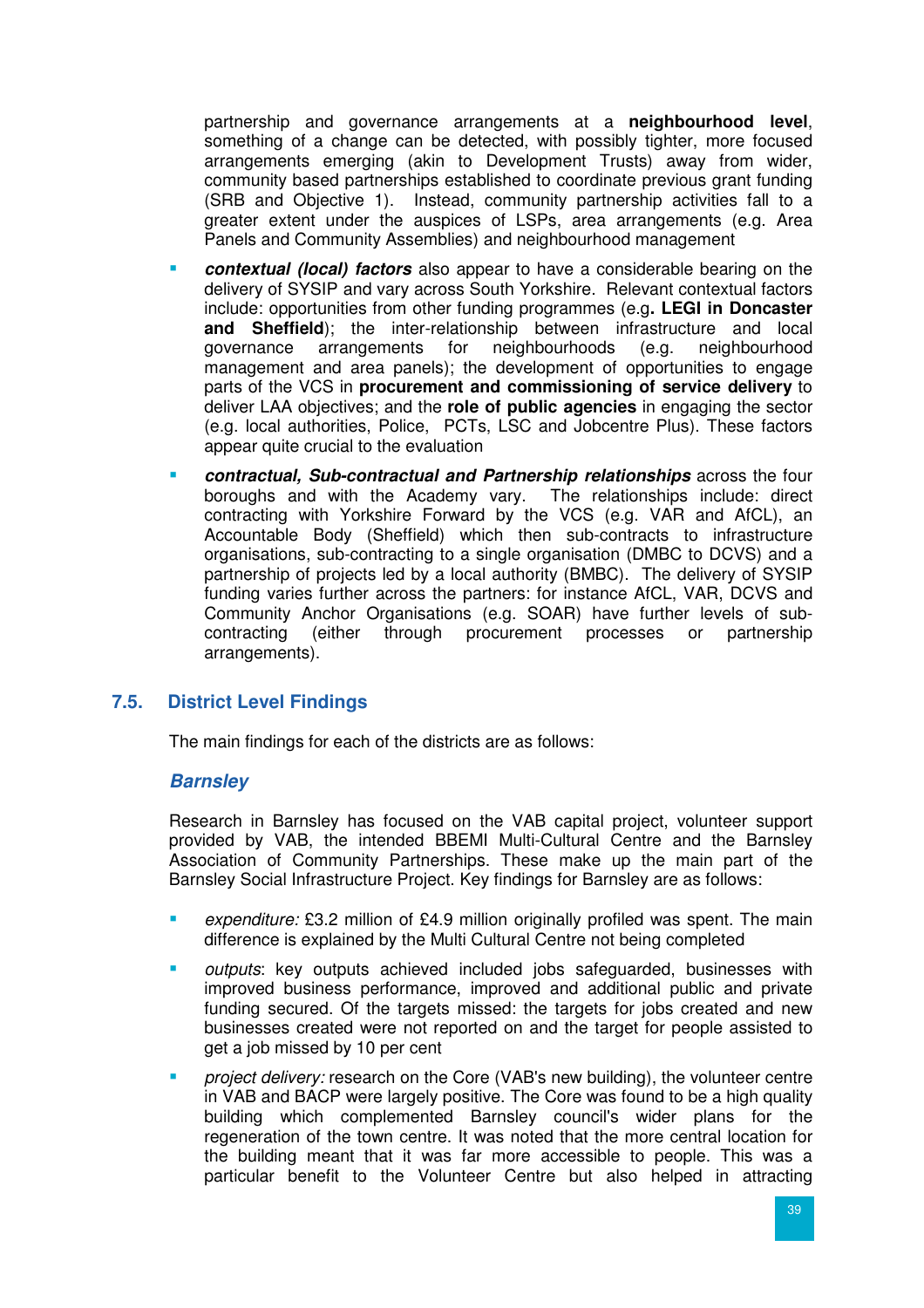partnership and governance arrangements at a **neighbourhood level**, something of a change can be detected, with possibly tighter, more focused arrangements emerging (akin to Development Trusts) away from wider, community based partnerships established to coordinate previous grant funding (SRB and Objective 1). Instead, community partnership activities fall to a greater extent under the auspices of LSPs, area arrangements (e.g. Area Panels and Community Assemblies) and neighbourhood management

- ***contextual (local) factors*** also appear to have a considerable bearing on the delivery of SYSIP and vary across South Yorkshire. Relevant contextual factors include: opportunities from other funding programmes (e.g**. LEGI in Doncaster and Sheffield**); the inter-relationship between infrastructure and local governance arrangements for neighbourhoods (e.g. neighbourhood management and area panels); the development of opportunities to engage parts of the VCS in **procurement and commissioning of service delivery** to deliver LAA objectives; and the **role of public agencies** in engaging the sector (e.g. local authorities, Police, PCTs, LSC and Jobcentre Plus). These factors appear quite crucial to the evaluation
- ***contractual, Sub-contractual and Partnership relationships*** across the four boroughs and with the Academy vary. The relationships include: direct contracting with Yorkshire Forward by the VCS (e.g. VAR and AfCL), an Accountable Body (Sheffield) which then sub-contracts to infrastructure organisations, sub-contracting to a single organisation (DMBC to DCVS) and a partnership of projects led by a local authority (BMBC). The delivery of SYSIP funding varies further across the partners: for instance AfCL, VAR, DCVS and Community Anchor Organisations (e.g. SOAR) have further levels of sub-contracting (either through procurement processes or partnership arrangements).

## 7.5. District Level Findings

The main findings for each of the districts are as follows:

### *Barnsley*

Research in Barnsley has focused on the VAB capital project, volunteer support provided by VAB, the intended BBEMI Multi-Cultural Centre and the Barnsley Association of Community Partnerships. These make up the main part of the Barnsley Social Infrastructure Project. Key findings for Barnsley are as follows:

- *expenditure:* £3.2 million of £4.9 million originally profiled was spent. The main difference is explained by the Multi Cultural Centre not being completed
- *outputs*: key outputs achieved included jobs safeguarded, businesses with improved business performance, improved and additional public and private funding secured. Of the targets missed: the targets for jobs created and new businesses created were not reported on and the target for people assisted to get a job missed by 10 per cent
- *project delivery:* research on the Core (VAB's new building), the volunteer centre in VAB and BACP were largely positive. The Core was found to be a high quality building which complemented Barnsley council's wider plans for the regeneration of the town centre. It was noted that the more central location for the building meant that it was far more accessible to people. This was a particular benefit to the Volunteer Centre but also helped in attracting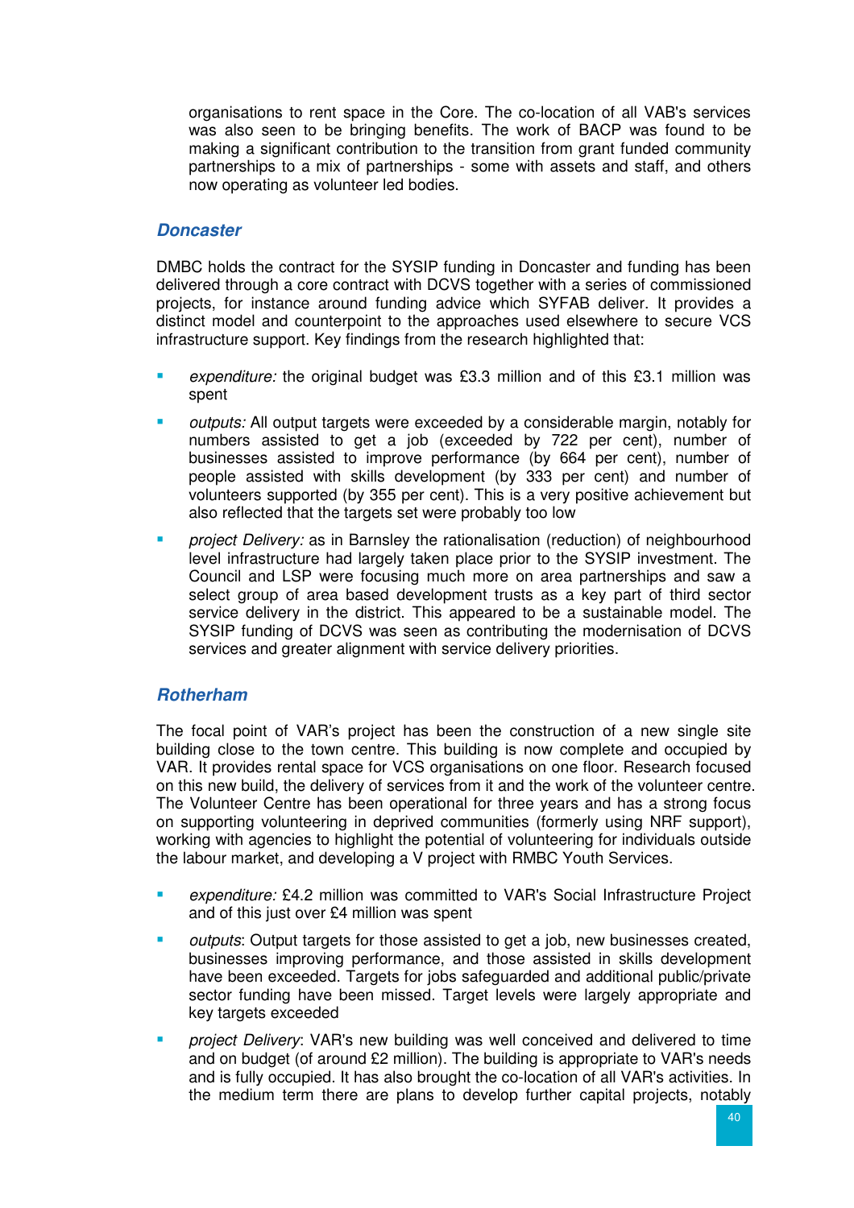organisations to rent space in the Core. The co-location of all VAB's services was also seen to be bringing benefits. The work of BACP was found to be making a significant contribution to the transition from grant funded community partnerships to a mix of partnerships - some with assets and staff, and others now operating as volunteer led bodies.

### Doncaster

DMBC holds the contract for the SYSIP funding in Doncaster and funding has been delivered through a core contract with DCVS together with a series of commissioned projects, for instance around funding advice which SYFAB deliver. It provides a distinct model and counterpoint to the approaches used elsewhere to secure VCS infrastructure support. Key findings from the research highlighted that:

- *expenditure:* the original budget was £3.3 million and of this £3.1 million was spent
- *outputs:* All output targets were exceeded by a considerable margin, notably for numbers assisted to get a job (exceeded by 722 per cent), number of businesses assisted to improve performance (by 664 per cent), number of people assisted with skills development (by 333 per cent) and number of volunteers supported (by 355 per cent). This is a very positive achievement but also reflected that the targets set were probably too low
- *project Delivery:* as in Barnsley the rationalisation (reduction) of neighbourhood level infrastructure had largely taken place prior to the SYSIP investment. The Council and LSP were focusing much more on area partnerships and saw a select group of area based development trusts as a key part of third sector service delivery in the district. This appeared to be a sustainable model. The SYSIP funding of DCVS was seen as contributing the modernisation of DCVS services and greater alignment with service delivery priorities.

### Rotherham

The focal point of VAR's project has been the construction of a new single site building close to the town centre. This building is now complete and occupied by VAR. It provides rental space for VCS organisations on one floor. Research focused on this new build, the delivery of services from it and the work of the volunteer centre. The Volunteer Centre has been operational for three years and has a strong focus on supporting volunteering in deprived communities (formerly using NRF support), working with agencies to highlight the potential of volunteering for individuals outside the labour market, and developing a V project with RMBC Youth Services.

- *expenditure:* £4.2 million was committed to VAR's Social Infrastructure Project and of this just over £4 million was spent
- *outputs*: Output targets for those assisted to get a job, new businesses created, businesses improving performance, and those assisted in skills development have been exceeded. Targets for jobs safeguarded and additional public/private sector funding have been missed. Target levels were largely appropriate and key targets exceeded
- *project Delivery*: VAR's new building was well conceived and delivered to time and on budget (of around £2 million). The building is appropriate to VAR's needs and is fully occupied. It has also brought the co-location of all VAR's activities. In the medium term there are plans to develop further capital projects, notably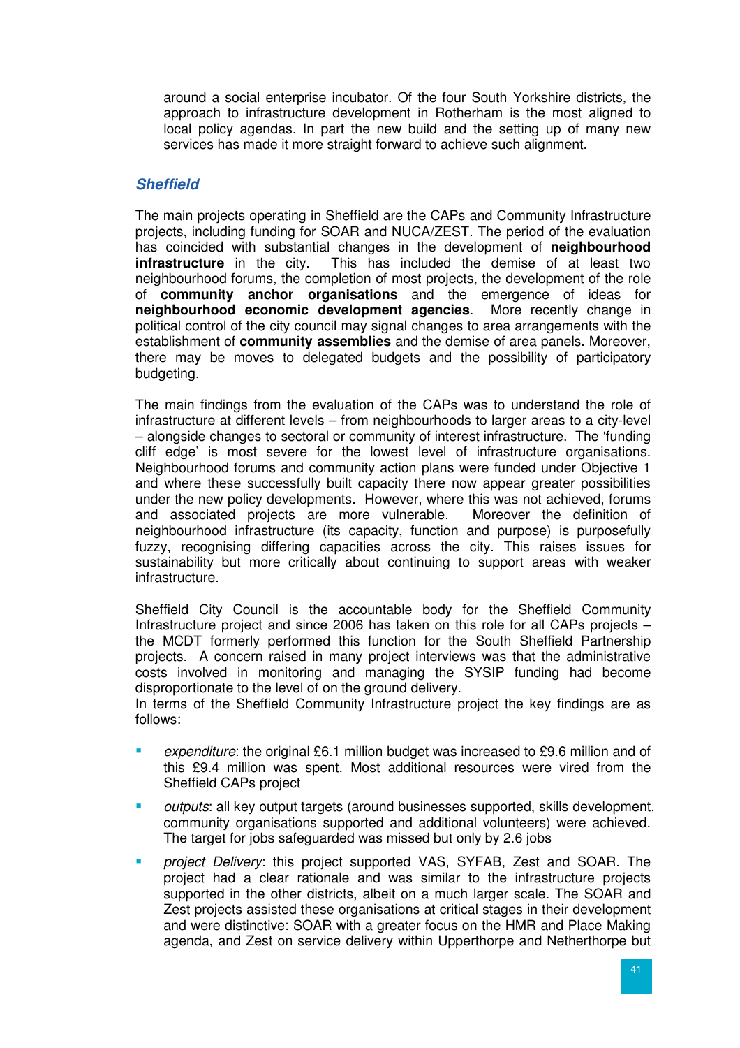around a social enterprise incubator. Of the four South Yorkshire districts, the approach to infrastructure development in Rotherham is the most aligned to local policy agendas. In part the new build and the setting up of many new services has made it more straight forward to achieve such alignment.

### *Sheffield*

The main projects operating in Sheffield are the CAPs and Community Infrastructure projects, including funding for SOAR and NUCA/ZEST. The period of the evaluation has coincided with substantial changes in the development of **neighbourhood infrastructure** in the city. This has included the demise of at least two neighbourhood forums, the completion of most projects, the development of the role of **community anchor organisations** and the emergence of ideas for **neighbourhood economic development agencies**. More recently change in political control of the city council may signal changes to area arrangements with the establishment of **community assemblies** and the demise of area panels. Moreover, there may be moves to delegated budgets and the possibility of participatory budgeting.

The main findings from the evaluation of the CAPs was to understand the role of infrastructure at different levels – from neighbourhoods to larger areas to a city-level – alongside changes to sectoral or community of interest infrastructure. The 'funding cliff edge' is most severe for the lowest level of infrastructure organisations. Neighbourhood forums and community action plans were funded under Objective 1 and where these successfully built capacity there now appear greater possibilities under the new policy developments. However, where this was not achieved, forums and associated projects are more vulnerable. Moreover the definition of neighbourhood infrastructure (its capacity, function and purpose) is purposefully fuzzy, recognising differing capacities across the city. This raises issues for sustainability but more critically about continuing to support areas with weaker infrastructure.

Sheffield City Council is the accountable body for the Sheffield Community Infrastructure project and since 2006 has taken on this role for all CAPs projects – the MCDT formerly performed this function for the South Sheffield Partnership projects. A concern raised in many project interviews was that the administrative costs involved in monitoring and managing the SYSIP funding had become disproportionate to the level of on the ground delivery.
In terms of the Sheffield Community Infrastructure project the key findings are as follows:

- *expenditure*: the original £6.1 million budget was increased to £9.6 million and of this £9.4 million was spent. Most additional resources were vired from the Sheffield CAPs project
- *outputs*: all key output targets (around businesses supported, skills development, community organisations supported and additional volunteers) were achieved. The target for jobs safeguarded was missed but only by 2.6 jobs
- *project Delivery*: this project supported VAS, SYFAB, Zest and SOAR. The project had a clear rationale and was similar to the infrastructure projects supported in the other districts, albeit on a much larger scale. The SOAR and Zest projects assisted these organisations at critical stages in their development and were distinctive: SOAR with a greater focus on the HMR and Place Making agenda, and Zest on service delivery within Upperthorpe and Netherthorpe but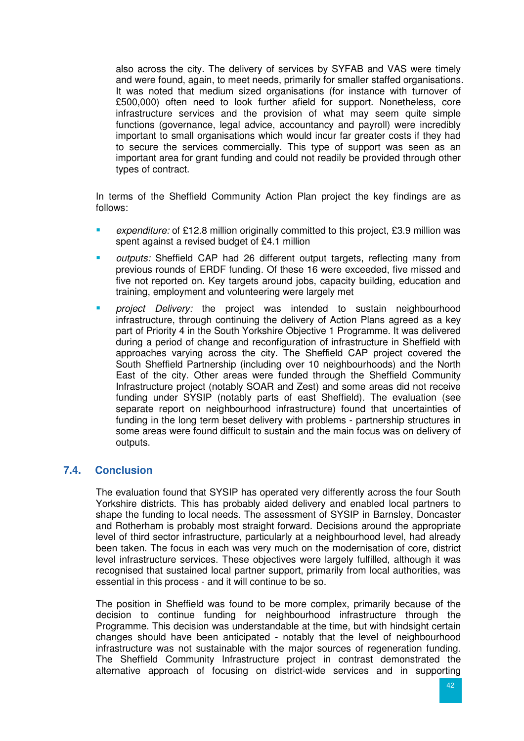also across the city. The delivery of services by SYFAB and VAS were timely and were found, again, to meet needs, primarily for smaller staffed organisations. It was noted that medium sized organisations (for instance with turnover of £500,000) often need to look further afield for support. Nonetheless, core infrastructure services and the provision of what may seem quite simple functions (governance, legal advice, accountancy and payroll) were incredibly important to small organisations which would incur far greater costs if they had to secure the services commercially. This type of support was seen as an important area for grant funding and could not readily be provided through other types of contract.

In terms of the Sheffield Community Action Plan project the key findings are as follows:

- *expenditure:* of £12.8 million originally committed to this project, £3.9 million was spent against a revised budget of £4.1 million
- *outputs:* Sheffield CAP had 26 different output targets, reflecting many from previous rounds of ERDF funding. Of these 16 were exceeded, five missed and five not reported on. Key targets around jobs, capacity building, education and training, employment and volunteering were largely met
- *project Delivery:* the project was intended to sustain neighbourhood infrastructure, through continuing the delivery of Action Plans agreed as a key part of Priority 4 in the South Yorkshire Objective 1 Programme. It was delivered during a period of change and reconfiguration of infrastructure in Sheffield with approaches varying across the city. The Sheffield CAP project covered the South Sheffield Partnership (including over 10 neighbourhoods) and the North East of the city. Other areas were funded through the Sheffield Community Infrastructure project (notably SOAR and Zest) and some areas did not receive funding under SYSIP (notably parts of east Sheffield). The evaluation (see separate report on neighbourhood infrastructure) found that uncertainties of funding in the long term beset delivery with problems - partnership structures in some areas were found difficult to sustain and the main focus was on delivery of outputs.

## 7.4. Conclusion

The evaluation found that SYSIP has operated very differently across the four South Yorkshire districts. This has probably aided delivery and enabled local partners to shape the funding to local needs. The assessment of SYSIP in Barnsley, Doncaster and Rotherham is probably most straight forward. Decisions around the appropriate level of third sector infrastructure, particularly at a neighbourhood level, had already been taken. The focus in each was very much on the modernisation of core, district level infrastructure services. These objectives were largely fulfilled, although it was recognised that sustained local partner support, primarily from local authorities, was essential in this process - and it will continue to be so.

The position in Sheffield was found to be more complex, primarily because of the decision to continue funding for neighbourhood infrastructure through the Programme. This decision was understandable at the time, but with hindsight certain changes should have been anticipated - notably that the level of neighbourhood infrastructure was not sustainable with the major sources of regeneration funding. The Sheffield Community Infrastructure project in contrast demonstrated the alternative approach of focusing on district-wide services and in supporting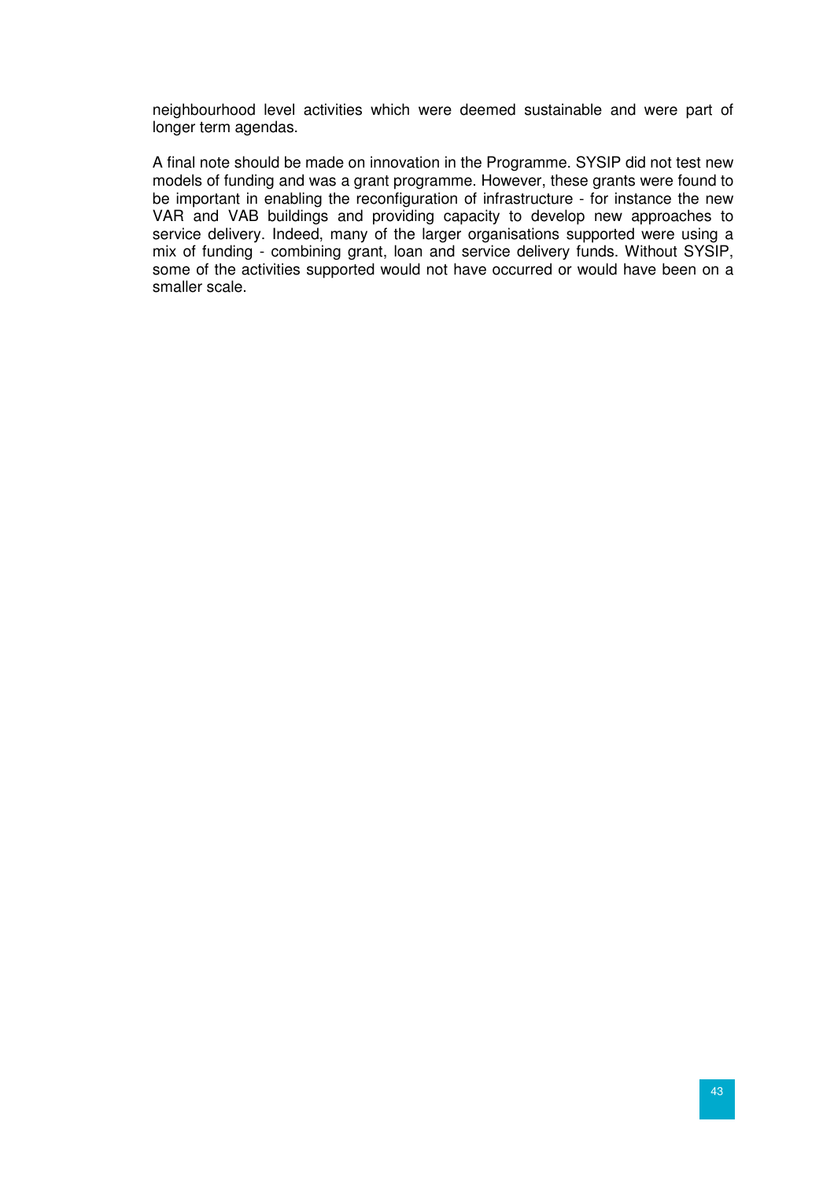neighbourhood level activities which were deemed sustainable and were part of longer term agendas.

A final note should be made on innovation in the Programme. SYSIP did not test new models of funding and was a grant programme. However, these grants were found to be important in enabling the reconfiguration of infrastructure - for instance the new VAR and VAB buildings and providing capacity to develop new approaches to service delivery. Indeed, many of the larger organisations supported were using a mix of funding - combining grant, loan and service delivery funds. Without SYSIP, some of the activities supported would not have occurred or would have been on a smaller scale.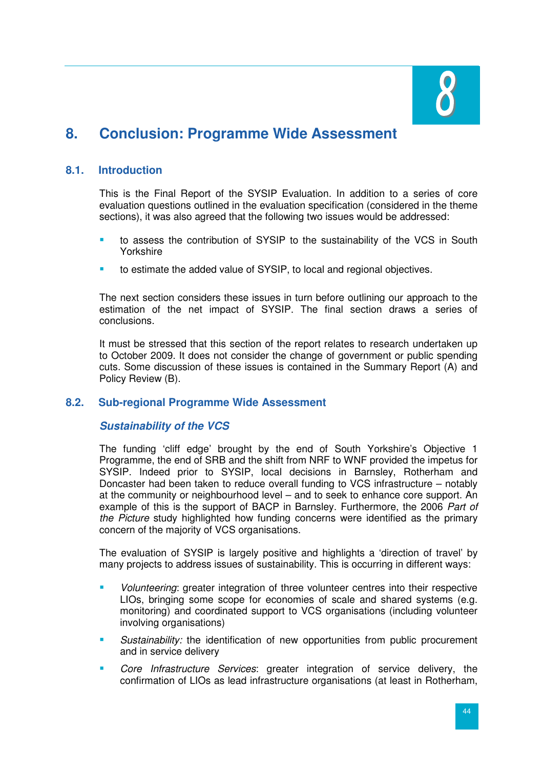# 8. Conclusion: Programme Wide Assessment

## 8.1. Introduction

This is the Final Report of the SYSIP Evaluation. In addition to a series of core evaluation questions outlined in the evaluation specification (considered in the theme sections), it was also agreed that the following two issues would be addressed:

- to assess the contribution of SYSIP to the sustainability of the VCS in South Yorkshire
- to estimate the added value of SYSIP, to local and regional objectives.

The next section considers these issues in turn before outlining our approach to the estimation of the net impact of SYSIP. The final section draws a series of conclusions.

It must be stressed that this section of the report relates to research undertaken up to October 2009. It does not consider the change of government or public spending cuts. Some discussion of these issues is contained in the Summary Report (A) and Policy Review (B).

## 8.2. Sub-regional Programme Wide Assessment

### *Sustainability of the VCS*

The funding 'cliff edge' brought by the end of South Yorkshire's Objective 1 Programme, the end of SRB and the shift from NRF to WNF provided the impetus for SYSIP. Indeed prior to SYSIP, local decisions in Barnsley, Rotherham and Doncaster had been taken to reduce overall funding to VCS infrastructure – notably at the community or neighbourhood level – and to seek to enhance core support. An example of this is the support of BACP in Barnsley. Furthermore, the 2006 *Part of the Picture* study highlighted how funding concerns were identified as the primary concern of the majority of VCS organisations.

The evaluation of SYSIP is largely positive and highlights a 'direction of travel' by many projects to address issues of sustainability. This is occurring in different ways:

- *Volunteering*: greater integration of three volunteer centres into their respective LIOs, bringing some scope for economies of scale and shared systems (e.g. monitoring) and coordinated support to VCS organisations (including volunteer involving organisations)
- *Sustainability:* the identification of new opportunities from public procurement and in service delivery
- *Core Infrastructure Services*: greater integration of service delivery, the confirmation of LIOs as lead infrastructure organisations (at least in Rotherham,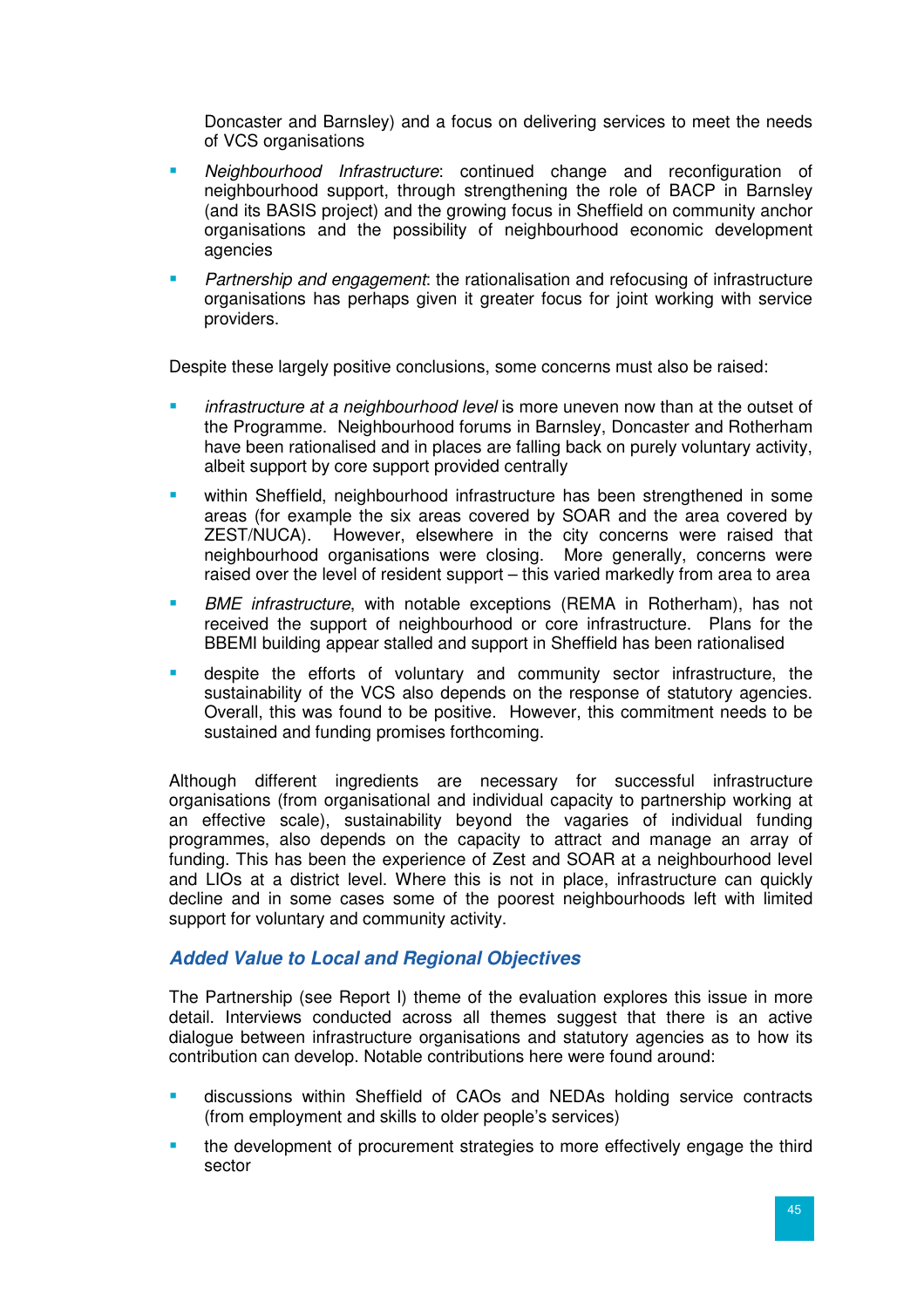Doncaster and Barnsley) and a focus on delivering services to meet the needs of VCS organisations

- *Neighbourhood Infrastructure*: continued change and reconfiguration of neighbourhood support, through strengthening the role of BACP in Barnsley (and its BASIS project) and the growing focus in Sheffield on community anchor organisations and the possibility of neighbourhood economic development agencies
- *Partnership and engagement*: the rationalisation and refocusing of infrastructure organisations has perhaps given it greater focus for joint working with service providers.

Despite these largely positive conclusions, some concerns must also be raised:

- *infrastructure at a neighbourhood level* is more uneven now than at the outset of the Programme. Neighbourhood forums in Barnsley, Doncaster and Rotherham have been rationalised and in places are falling back on purely voluntary activity, albeit support by core support provided centrally
- within Sheffield, neighbourhood infrastructure has been strengthened in some areas (for example the six areas covered by SOAR and the area covered by ZEST/NUCA). However, elsewhere in the city concerns were raised that neighbourhood organisations were closing. More generally, concerns were raised over the level of resident support – this varied markedly from area to area
- *BME infrastructure*, with notable exceptions (REMA in Rotherham), has not received the support of neighbourhood or core infrastructure. Plans for the BBEMI building appear stalled and support in Sheffield has been rationalised
- despite the efforts of voluntary and community sector infrastructure, the sustainability of the VCS also depends on the response of statutory agencies. Overall, this was found to be positive. However, this commitment needs to be sustained and funding promises forthcoming.

Although different ingredients are necessary for successful infrastructure organisations (from organisational and individual capacity to partnership working at an effective scale), sustainability beyond the vagaries of individual funding programmes, also depends on the capacity to attract and manage an array of funding. This has been the experience of Zest and SOAR at a neighbourhood level and LIOs at a district level. Where this is not in place, infrastructure can quickly decline and in some cases some of the poorest neighbourhoods left with limited support for voluntary and community activity.

### Added Value to Local and Regional Objectives

The Partnership (see Report I) theme of the evaluation explores this issue in more detail. Interviews conducted across all themes suggest that there is an active dialogue between infrastructure organisations and statutory agencies as to how its contribution can develop. Notable contributions here were found around:

- discussions within Sheffield of CAOs and NEDAs holding service contracts (from employment and skills to older people's services)
- the development of procurement strategies to more effectively engage the third sector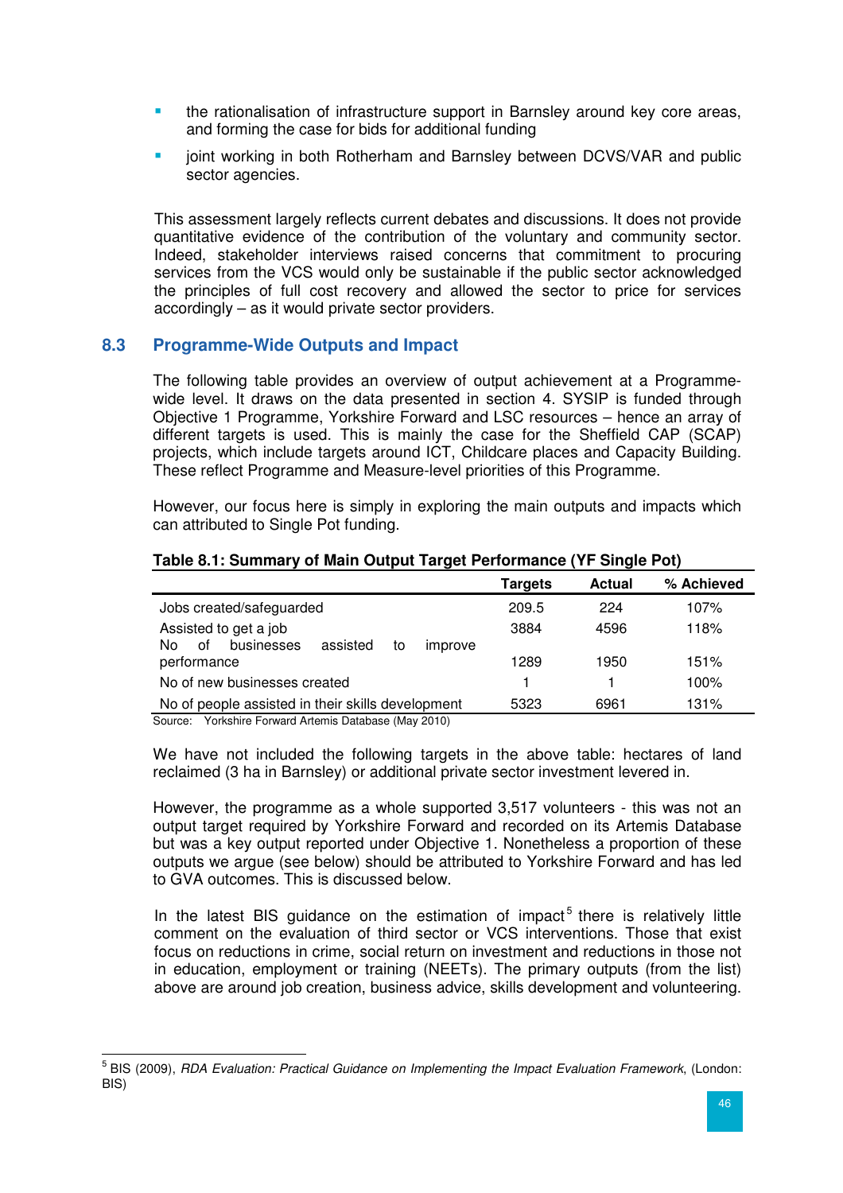- the rationalisation of infrastructure support in Barnsley around key core areas, and forming the case for bids for additional funding
- joint working in both Rotherham and Barnsley between DCVS/VAR and public sector agencies.

This assessment largely reflects current debates and discussions. It does not provide quantitative evidence of the contribution of the voluntary and community sector. Indeed, stakeholder interviews raised concerns that commitment to procuring services from the VCS would only be sustainable if the public sector acknowledged the principles of full cost recovery and allowed the sector to price for services accordingly – as it would private sector providers.

## 8.3 Programme-Wide Outputs and Impact

The following table provides an overview of output achievement at a Programme-wide level. It draws on the data presented in section 4. SYSIP is funded through Objective 1 Programme, Yorkshire Forward and LSC resources – hence an array of different targets is used. This is mainly the case for the Sheffield CAP (SCAP) projects, which include targets around ICT, Childcare places and Capacity Building. These reflect Programme and Measure-level priorities of this Programme.

However, our focus here is simply in exploring the main outputs and impacts which can attributed to Single Pot funding.

**Table 8.1: Summary of Main Output Target Performance (YF Single Pot)**

| | Targets | Actual | % Achieved |
|---|---|---|---|
| Jobs created/safeguarded | 209.5 | 224 | 107% |
| Assisted to get a job | 3884 | 4596 | 118% |
| No of businesses assisted to improve performance | 1289 | 1950 | 151% |
| No of new businesses created | 1 | 1 | 100% |
| No of people assisted in their skills development | 5323 | 6961 | 131% |

Source: Yorkshire Forward Artemis Database (May 2010)

We have not included the following targets in the above table: hectares of land reclaimed (3 ha in Barnsley) or additional private sector investment levered in.

However, the programme as a whole supported 3,517 volunteers - this was not an output target required by Yorkshire Forward and recorded on its Artemis Database but was a key output reported under Objective 1. Nonetheless a proportion of these outputs we argue (see below) should be attributed to Yorkshire Forward and has led to GVA outcomes. This is discussed below.

In the latest BIS guidance on the estimation of impact[5] there is relatively little comment on the evaluation of third sector or VCS interventions. Those that exist focus on reductions in crime, social return on investment and reductions in those not in education, employment or training (NEETs). The primary outputs (from the list) above are around job creation, business advice, skills development and volunteering.

[5] BIS (2009), *RDA Evaluation: Practical Guidance on Implementing the Impact Evaluation Framework*, (London: BIS)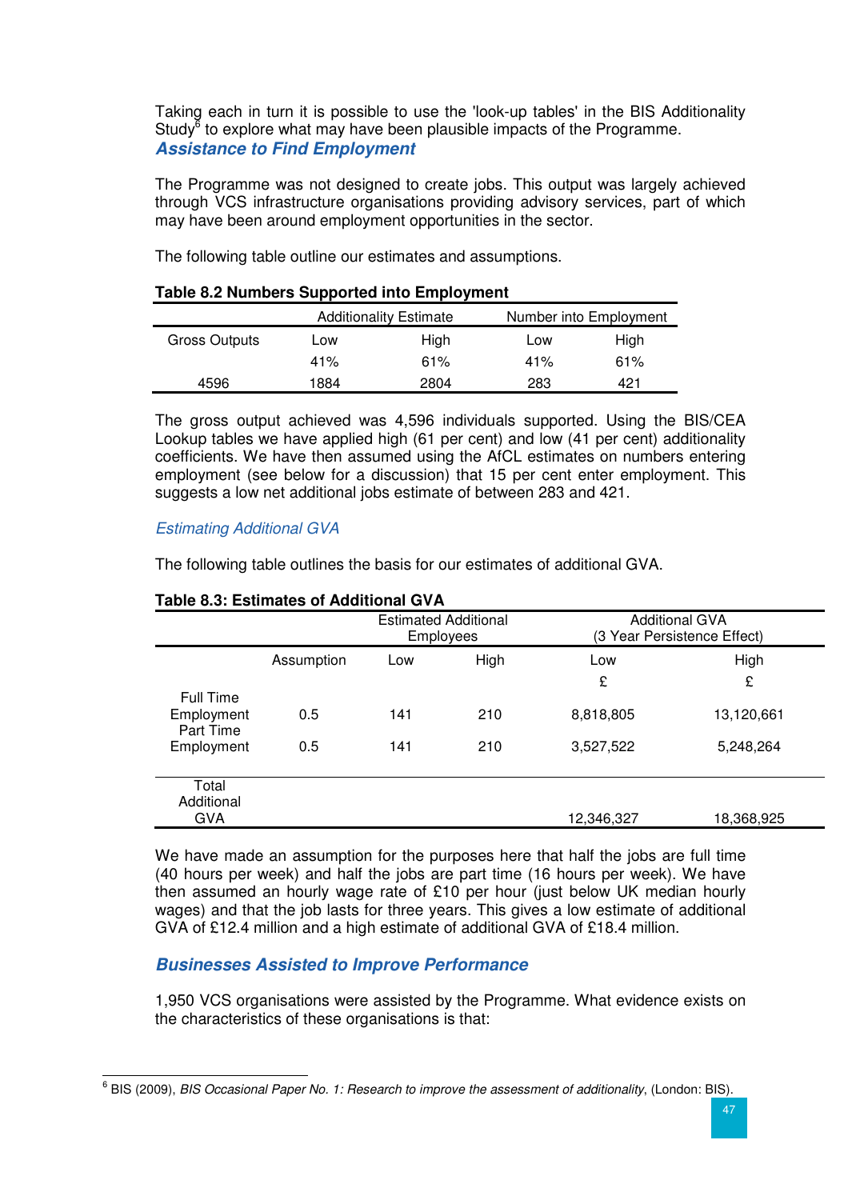Taking each in turn it is possible to use the 'look-up tables' in the BIS Additionality Study[6] to explore what may have been plausible impacts of the Programme.

### *Assistance to Find Employment*

The Programme was not designed to create jobs. This output was largely achieved through VCS infrastructure organisations providing advisory services, part of which may have been around employment opportunities in the sector.

The following table outline our estimates and assumptions.

**Table 8.2 Numbers Supported into Employment**

| | Additionality Estimate | | Number into Employment | |
|---|---|---|---|---|
| Gross Outputs | Low | High | Low | High |
| | 41% | 61% | 41% | 61% |
| 4596 | 1884 | 2804 | 283 | 421 |

The gross output achieved was 4,596 individuals supported. Using the BIS/CEA Lookup tables we have applied high (61 per cent) and low (41 per cent) additionality coefficients. We have then assumed using the AfCL estimates on numbers entering employment (see below for a discussion) that 15 per cent enter employment. This suggests a low net additional jobs estimate of between 283 and 421.

*Estimating Additional GVA*

The following table outlines the basis for our estimates of additional GVA.

**Table 8.3: Estimates of Additional GVA**

| | | Estimated Additional Employees | | Additional GVA (3 Year Persistence Effect) | |
|---|---|---|---|---|---|
| | Assumption | Low | High | Low | High |
| | | | | £ | £ |
| Full Time Employment | 0.5 | 141 | 210 | 8,818,805 | 13,120,661 |
| Part Time Employment | 0.5 | 141 | 210 | 3,527,522 | 5,248,264 |
| Total Additional GVA | | | | 12,346,327 | 18,368,925 |

We have made an assumption for the purposes here that half the jobs are full time (40 hours per week) and half the jobs are part time (16 hours per week). We have then assumed an hourly wage rate of £10 per hour (just below UK median hourly wages) and that the job lasts for three years. This gives a low estimate of additional GVA of £12.4 million and a high estimate of additional GVA of £18.4 million.

### *Businesses Assisted to Improve Performance*

1,950 VCS organisations were assisted by the Programme. What evidence exists on the characteristics of these organisations is that:

[6] BIS (2009), *BIS Occasional Paper No. 1: Research to improve the assessment of additionality*, (London: BIS).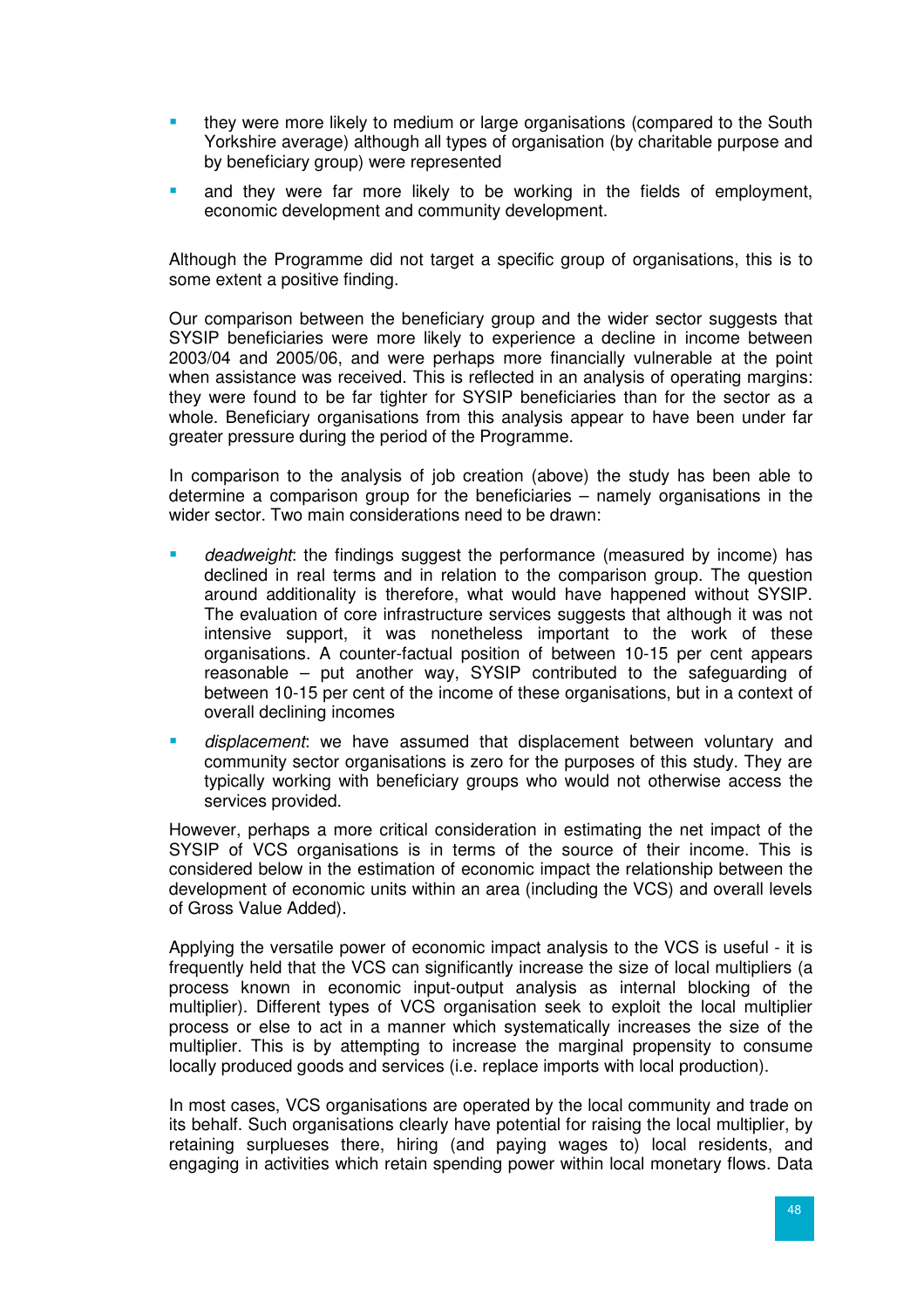- they were more likely to medium or large organisations (compared to the South Yorkshire average) although all types of organisation (by charitable purpose and by beneficiary group) were represented
- and they were far more likely to be working in the fields of employment, economic development and community development.

Although the Programme did not target a specific group of organisations, this is to some extent a positive finding.

Our comparison between the beneficiary group and the wider sector suggests that SYSIP beneficiaries were more likely to experience a decline in income between 2003/04 and 2005/06, and were perhaps more financially vulnerable at the point when assistance was received. This is reflected in an analysis of operating margins: they were found to be far tighter for SYSIP beneficiaries than for the sector as a whole. Beneficiary organisations from this analysis appear to have been under far greater pressure during the period of the Programme.

In comparison to the analysis of job creation (above) the study has been able to determine a comparison group for the beneficiaries – namely organisations in the wider sector. Two main considerations need to be drawn:

- *deadweight*: the findings suggest the performance (measured by income) has declined in real terms and in relation to the comparison group. The question around additionality is therefore, what would have happened without SYSIP. The evaluation of core infrastructure services suggests that although it was not intensive support, it was nonetheless important to the work of these organisations. A counter-factual position of between 10-15 per cent appears reasonable – put another way, SYSIP contributed to the safeguarding of between 10-15 per cent of the income of these organisations, but in a context of overall declining incomes
- *displacement*: we have assumed that displacement between voluntary and community sector organisations is zero for the purposes of this study. They are typically working with beneficiary groups who would not otherwise access the services provided.

However, perhaps a more critical consideration in estimating the net impact of the SYSIP of VCS organisations is in terms of the source of their income. This is considered below in the estimation of economic impact the relationship between the development of economic units within an area (including the VCS) and overall levels of Gross Value Added).

Applying the versatile power of economic impact analysis to the VCS is useful - it is frequently held that the VCS can significantly increase the size of local multipliers (a process known in economic input-output analysis as internal blocking of the multiplier). Different types of VCS organisation seek to exploit the local multiplier process or else to act in a manner which systematically increases the size of the multiplier. This is by attempting to increase the marginal propensity to consume locally produced goods and services (i.e. replace imports with local production).

In most cases, VCS organisations are operated by the local community and trade on its behalf. Such organisations clearly have potential for raising the local multiplier, by retaining surplueses there, hiring (and paying wages to) local residents, and engaging in activities which retain spending power within local monetary flows. Data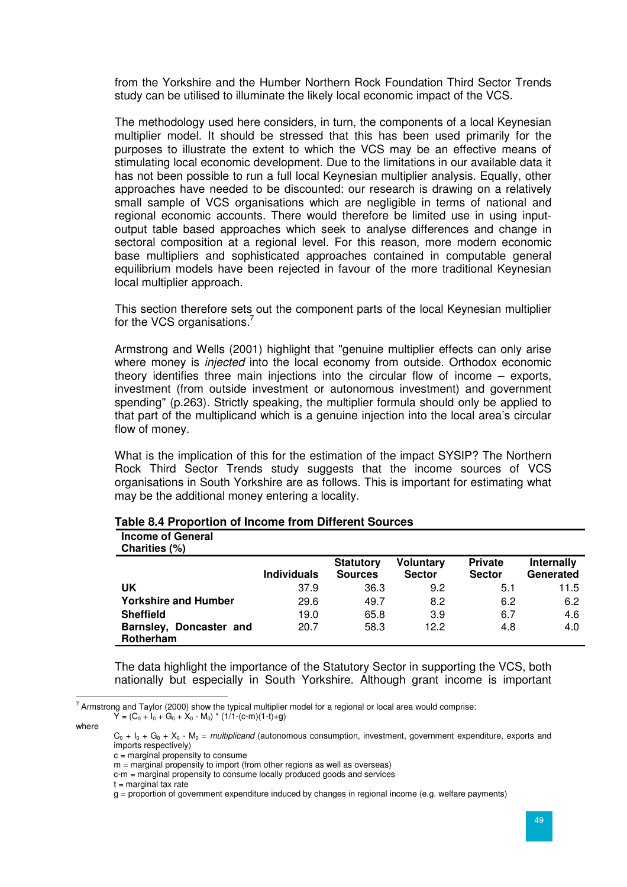from the Yorkshire and the Humber Northern Rock Foundation Third Sector Trends study can be utilised to illuminate the likely local economic impact of the VCS.

The methodology used here considers, in turn, the components of a local Keynesian multiplier model. It should be stressed that this has been used primarily for the purposes to illustrate the extent to which the VCS may be an effective means of stimulating local economic development. Due to the limitations in our available data it has not been possible to run a full local Keynesian multiplier analysis. Equally, other approaches have needed to be discounted: our research is drawing on a relatively small sample of VCS organisations which are negligible in terms of national and regional economic accounts. There would therefore be limited use in using input-output table based approaches which seek to analyse differences and change in sectoral composition at a regional level. For this reason, more modern economic base multipliers and sophisticated approaches contained in computable general equilibrium models have been rejected in favour of the more traditional Keynesian local multiplier approach.

This section therefore sets out the component parts of the local Keynesian multiplier for the VCS organisations.[7]

Armstrong and Wells (2001) highlight that "genuine multiplier effects can only arise where money is *injected* into the local economy from outside. Orthodox economic theory identifies three main injections into the circular flow of income – exports, investment (from outside investment or autonomous investment) and government spending" (p.263). Strictly speaking, the multiplier formula should only be applied to that part of the multiplicand which is a genuine injection into the local area's circular flow of money.

What is the implication of this for the estimation of the impact SYSIP? The Northern Rock Third Sector Trends study suggests that the income sources of VCS organisations in South Yorkshire are as follows. This is important for estimating what may be the additional money entering a locality.

**Table 8.4 Proportion of Income from Different Sources**

| Income of General Charities (%) | Individuals | Statutory Sources | Voluntary Sector | Private Sector | Internally Generated |
|---|---|---|---|---|---|
| **UK** | 37.9 | 36.3 | 9.2 | 5.1 | 11.5 |
| **Yorkshire and Humber** | 29.6 | 49.7 | 8.2 | 6.2 | 6.2 |
| **Sheffield** | 19.0 | 65.8 | 3.9 | 6.7 | 4.6 |
| **Barnsley, Doncaster and Rotherham** | 20.7 | 58.3 | 12.2 | 4.8 | 4.0 |

The data highlight the importance of the Statutory Sector in supporting the VCS, both nationally but especially in South Yorkshire. Although grant income is important

---

[7] Armstrong and Taylor (2000) show the typical multiplier model for a regional or local area would comprise:

$$Y = (C_0 + I_0 + G_0 + X_0 - M_0) * (1/1-(c-m)(1-t)+g)$$

where

$C_0 + I_0 + G_0 + X_0 - M_0$ = *multiplicand* (autonomous consumption, investment, government expenditure, exports and imports respectively)

c = marginal propensity to consume

m = marginal propensity to import (from other regions as well as overseas)

c-m = marginal propensity to consume locally produced goods and services

t = marginal tax rate

g = proportion of government expenditure induced by changes in regional income (e.g. welfare payments)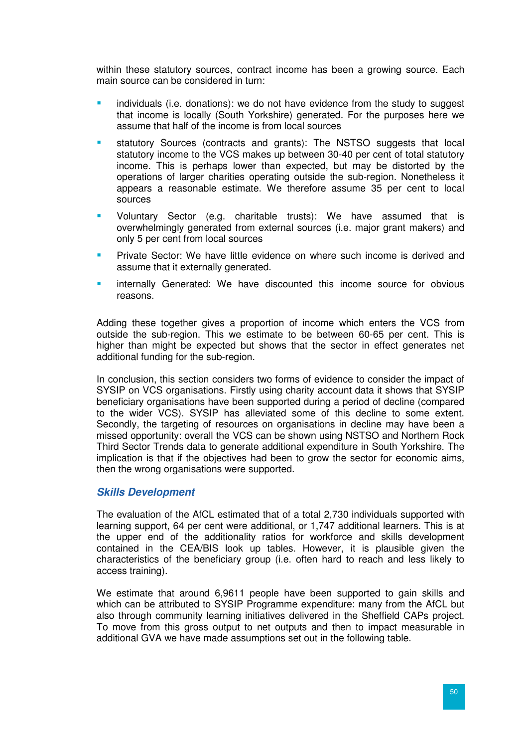within these statutory sources, contract income has been a growing source. Each main source can be considered in turn:

- individuals (i.e. donations): we do not have evidence from the study to suggest that income is locally (South Yorkshire) generated. For the purposes here we assume that half of the income is from local sources
- statutory Sources (contracts and grants): The NSTSO suggests that local statutory income to the VCS makes up between 30-40 per cent of total statutory income. This is perhaps lower than expected, but may be distorted by the operations of larger charities operating outside the sub-region. Nonetheless it appears a reasonable estimate. We therefore assume 35 per cent to local sources
- Voluntary Sector (e.g. charitable trusts): We have assumed that is overwhelmingly generated from external sources (i.e. major grant makers) and only 5 per cent from local sources
- Private Sector: We have little evidence on where such income is derived and assume that it externally generated.
- internally Generated: We have discounted this income source for obvious reasons.

Adding these together gives a proportion of income which enters the VCS from outside the sub-region. This we estimate to be between 60-65 per cent. This is higher than might be expected but shows that the sector in effect generates net additional funding for the sub-region.

In conclusion, this section considers two forms of evidence to consider the impact of SYSIP on VCS organisations. Firstly using charity account data it shows that SYSIP beneficiary organisations have been supported during a period of decline (compared to the wider VCS). SYSIP has alleviated some of this decline to some extent. Secondly, the targeting of resources on organisations in decline may have been a missed opportunity: overall the VCS can be shown using NSTSO and Northern Rock Third Sector Trends data to generate additional expenditure in South Yorkshire. The implication is that if the objectives had been to grow the sector for economic aims, then the wrong organisations were supported.

### *Skills Development*

The evaluation of the AfCL estimated that of a total 2,730 individuals supported with learning support, 64 per cent were additional, or 1,747 additional learners. This is at the upper end of the additionality ratios for workforce and skills development contained in the CEA/BIS look up tables. However, it is plausible given the characteristics of the beneficiary group (i.e. often hard to reach and less likely to access training).

We estimate that around 6,9611 people have been supported to gain skills and which can be attributed to SYSIP Programme expenditure: many from the AfCL but also through community learning initiatives delivered in the Sheffield CAPs project. To move from this gross output to net outputs and then to impact measurable in additional GVA we have made assumptions set out in the following table.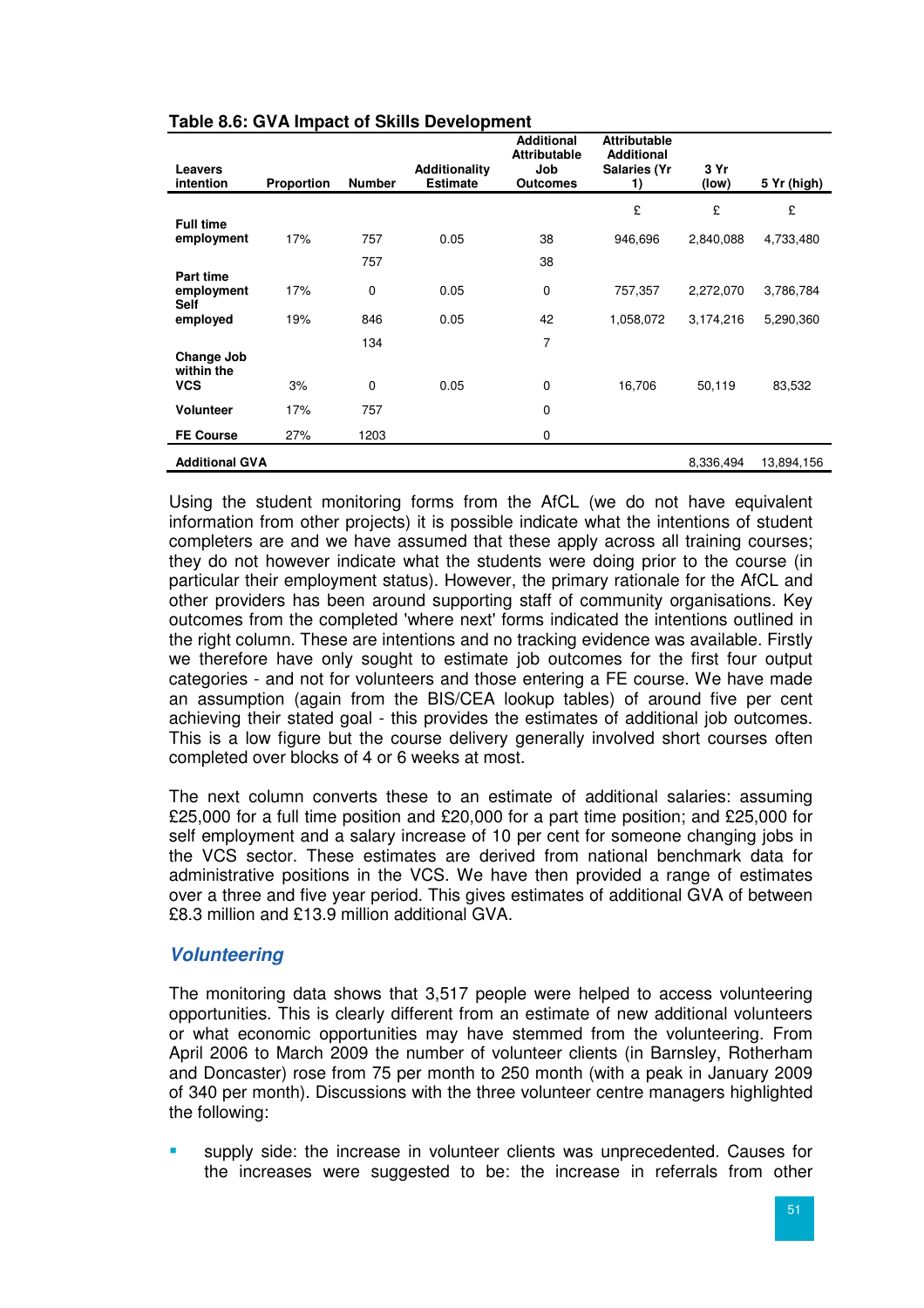**Table 8.6: GVA Impact of Skills Development**

| Leavers intention | Proportion | Number | Additionality Estimate | Additional Attributable Job Outcomes | Attributable Additional Salaries (Yr 1) | 3 Yr (low) | 5 Yr (high) |
|---|---|---|---|---|---|---|---|
| | | | | | £ | £ | £ |
| Full time employment | 17% | 757 | 0.05 | 38 | 946,696 | 2,840,088 | 4,733,480 |
| | | 757 | | 38 | | | |
| Part time employment | 17% | 0 | 0.05 | 0 | 757,357 | 2,272,070 | 3,786,784 |
| Self employed | 19% | 846 | 0.05 | 42 | 1,058,072 | 3,174,216 | 5,290,360 |
| | | 134 | | 7 | | | |
| Change Job within the VCS | 3% | 0 | 0.05 | 0 | 16,706 | 50,119 | 83,532 |
| Volunteer | 17% | 757 | | 0 | | | |
| FE Course | 27% | 1203 | | 0 | | | |
| **Additional GVA** | | | | | | 8,336,494 | 13,894,156 |

Using the student monitoring forms from the AfCL (we do not have equivalent information from other projects) it is possible indicate what the intentions of student completers are and we have assumed that these apply across all training courses; they do not however indicate what the students were doing prior to the course (in particular their employment status). However, the primary rationale for the AfCL and other providers has been around supporting staff of community organisations. Key outcomes from the completed 'where next' forms indicated the intentions outlined in the right column. These are intentions and no tracking evidence was available. Firstly we therefore have only sought to estimate job outcomes for the first four output categories - and not for volunteers and those entering a FE course. We have made an assumption (again from the BIS/CEA lookup tables) of around five per cent achieving their stated goal - this provides the estimates of additional job outcomes. This is a low figure but the course delivery generally involved short courses often completed over blocks of 4 or 6 weeks at most.

The next column converts these to an estimate of additional salaries: assuming £25,000 for a full time position and £20,000 for a part time position; and £25,000 for self employment and a salary increase of 10 per cent for someone changing jobs in the VCS sector. These estimates are derived from national benchmark data for administrative positions in the VCS. We have then provided a range of estimates over a three and five year period. This gives estimates of additional GVA of between £8.3 million and £13.9 million additional GVA.

### *Volunteering*

The monitoring data shows that 3,517 people were helped to access volunteering opportunities. This is clearly different from an estimate of new additional volunteers or what economic opportunities may have stemmed from the volunteering. From April 2006 to March 2009 the number of volunteer clients (in Barnsley, Rotherham and Doncaster) rose from 75 per month to 250 month (with a peak in January 2009 of 340 per month). Discussions with the three volunteer centre managers highlighted the following:

- supply side: the increase in volunteer clients was unprecedented. Causes for the increases were suggested to be: the increase in referrals from other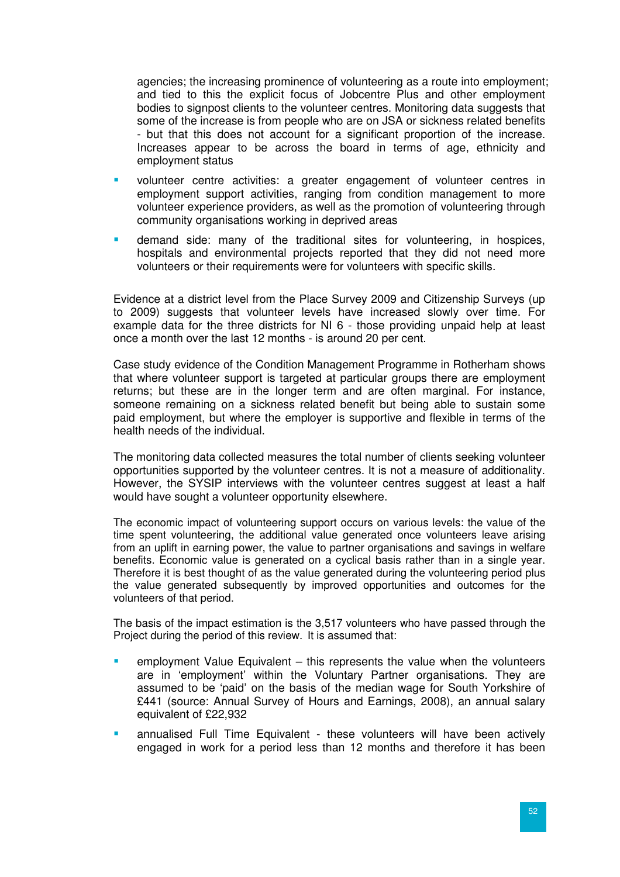agencies; the increasing prominence of volunteering as a route into employment; and tied to this the explicit focus of Jobcentre Plus and other employment bodies to signpost clients to the volunteer centres. Monitoring data suggests that some of the increase is from people who are on JSA or sickness related benefits - but that this does not account for a significant proportion of the increase. Increases appear to be across the board in terms of age, ethnicity and employment status

- volunteer centre activities: a greater engagement of volunteer centres in employment support activities, ranging from condition management to more volunteer experience providers, as well as the promotion of volunteering through community organisations working in deprived areas
- demand side: many of the traditional sites for volunteering, in hospices, hospitals and environmental projects reported that they did not need more volunteers or their requirements were for volunteers with specific skills.

Evidence at a district level from the Place Survey 2009 and Citizenship Surveys (up to 2009) suggests that volunteer levels have increased slowly over time. For example data for the three districts for NI 6 - those providing unpaid help at least once a month over the last 12 months - is around 20 per cent.

Case study evidence of the Condition Management Programme in Rotherham shows that where volunteer support is targeted at particular groups there are employment returns; but these are in the longer term and are often marginal. For instance, someone remaining on a sickness related benefit but being able to sustain some paid employment, but where the employer is supportive and flexible in terms of the health needs of the individual.

The monitoring data collected measures the total number of clients seeking volunteer opportunities supported by the volunteer centres. It is not a measure of additionality. However, the SYSIP interviews with the volunteer centres suggest at least a half would have sought a volunteer opportunity elsewhere.

The economic impact of volunteering support occurs on various levels: the value of the time spent volunteering, the additional value generated once volunteers leave arising from an uplift in earning power, the value to partner organisations and savings in welfare benefits. Economic value is generated on a cyclical basis rather than in a single year. Therefore it is best thought of as the value generated during the volunteering period plus the value generated subsequently by improved opportunities and outcomes for the volunteers of that period.

The basis of the impact estimation is the 3,517 volunteers who have passed through the Project during the period of this review. It is assumed that:

- employment Value Equivalent – this represents the value when the volunteers are in 'employment' within the Voluntary Partner organisations. They are assumed to be 'paid' on the basis of the median wage for South Yorkshire of £441 (source: Annual Survey of Hours and Earnings, 2008), an annual salary equivalent of £22,932
- annualised Full Time Equivalent - these volunteers will have been actively engaged in work for a period less than 12 months and therefore it has been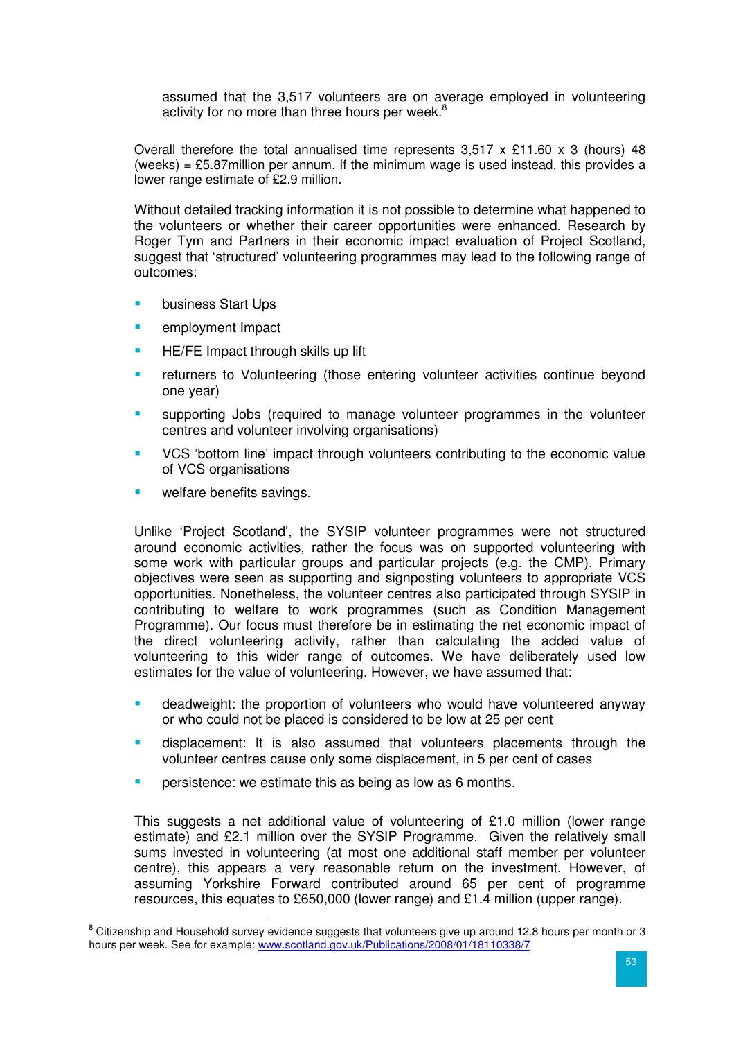assumed that the 3,517 volunteers are on average employed in volunteering activity for no more than three hours per week.[8]

Overall therefore the total annualised time represents 3,517 x £11.60 x 3 (hours) 48 (weeks) = £5.87million per annum. If the minimum wage is used instead, this provides a lower range estimate of £2.9 million.

Without detailed tracking information it is not possible to determine what happened to the volunteers or whether their career opportunities were enhanced. Research by Roger Tym and Partners in their economic impact evaluation of Project Scotland, suggest that 'structured' volunteering programmes may lead to the following range of outcomes:

- business Start Ups
- employment Impact
- HE/FE Impact through skills up lift
- returners to Volunteering (those entering volunteer activities continue beyond one year)
- supporting Jobs (required to manage volunteer programmes in the volunteer centres and volunteer involving organisations)
- VCS 'bottom line' impact through volunteers contributing to the economic value of VCS organisations
- welfare benefits savings.

Unlike 'Project Scotland', the SYSIP volunteer programmes were not structured around economic activities, rather the focus was on supported volunteering with some work with particular groups and particular projects (e.g. the CMP). Primary objectives were seen as supporting and signposting volunteers to appropriate VCS opportunities. Nonetheless, the volunteer centres also participated through SYSIP in contributing to welfare to work programmes (such as Condition Management Programme). Our focus must therefore be in estimating the net economic impact of the direct volunteering activity, rather than calculating the added value of volunteering to this wider range of outcomes. We have deliberately used low estimates for the value of volunteering. However, we have assumed that:

- deadweight: the proportion of volunteers who would have volunteered anyway or who could not be placed is considered to be low at 25 per cent
- displacement: It is also assumed that volunteers placements through the volunteer centres cause only some displacement, in 5 per cent of cases
- persistence: we estimate this as being as low as 6 months.

This suggests a net additional value of volunteering of £1.0 million (lower range estimate) and £2.1 million over the SYSIP Programme. Given the relatively small sums invested in volunteering (at most one additional staff member per volunteer centre), this appears a very reasonable return on the investment. However, of assuming Yorkshire Forward contributed around 65 per cent of programme resources, this equates to £650,000 (lower range) and £1.4 million (upper range).

[8] Citizenship and Household survey evidence suggests that volunteers give up around 12.8 hours per month or 3 hours per week. See for example: www.scotland.gov.uk/Publications/2008/01/18110338/7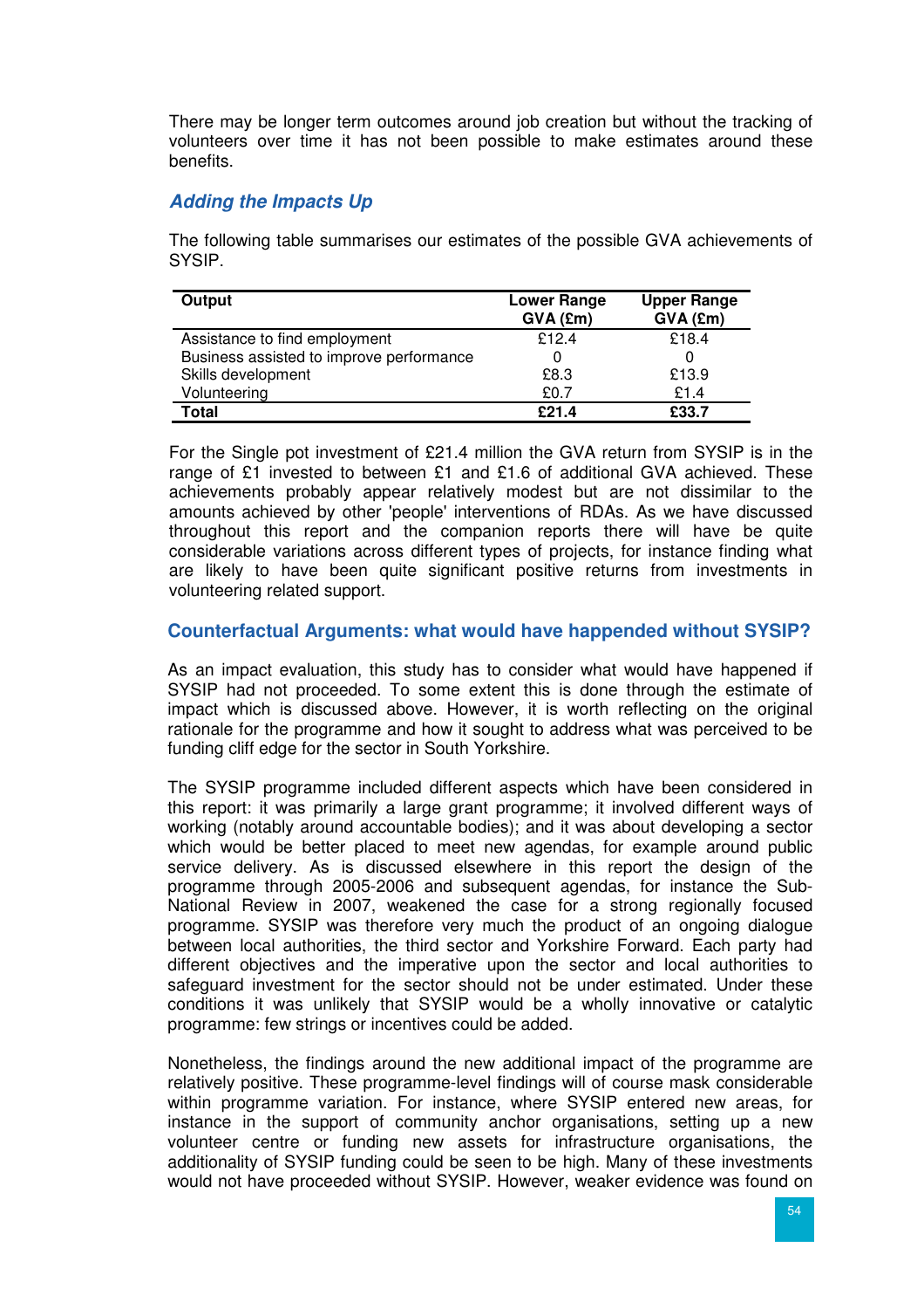There may be longer term outcomes around job creation but without the tracking of volunteers over time it has not been possible to make estimates around these benefits.

### *Adding the Impacts Up*

The following table summarises our estimates of the possible GVA achievements of SYSIP.

| Output | Lower Range GVA (£m) | Upper Range GVA (£m) |
|---|---|---|
| Assistance to find employment | £12.4 | £18.4 |
| Business assisted to improve performance | 0 | 0 |
| Skills development | £8.3 | £13.9 |
| Volunteering | £0.7 | £1.4 |
| **Total** | **£21.4** | **£33.7** |

For the Single pot investment of £21.4 million the GVA return from SYSIP is in the range of £1 invested to between £1 and £1.6 of additional GVA achieved. These achievements probably appear relatively modest but are not dissimilar to the amounts achieved by other 'people' interventions of RDAs. As we have discussed throughout this report and the companion reports there will have be quite considerable variations across different types of projects, for instance finding what are likely to have been quite significant positive returns from investments in volunteering related support.

## Counterfactual Arguments: what would have happended without SYSIP?

As an impact evaluation, this study has to consider what would have happened if SYSIP had not proceeded. To some extent this is done through the estimate of impact which is discussed above. However, it is worth reflecting on the original rationale for the programme and how it sought to address what was perceived to be funding cliff edge for the sector in South Yorkshire.

The SYSIP programme included different aspects which have been considered in this report: it was primarily a large grant programme; it involved different ways of working (notably around accountable bodies); and it was about developing a sector which would be better placed to meet new agendas, for example around public service delivery. As is discussed elsewhere in this report the design of the programme through 2005-2006 and subsequent agendas, for instance the Sub-National Review in 2007, weakened the case for a strong regionally focused programme. SYSIP was therefore very much the product of an ongoing dialogue between local authorities, the third sector and Yorkshire Forward. Each party had different objectives and the imperative upon the sector and local authorities to safeguard investment for the sector should not be under estimated. Under these conditions it was unlikely that SYSIP would be a wholly innovative or catalytic programme: few strings or incentives could be added.

Nonetheless, the findings around the new additional impact of the programme are relatively positive. These programme-level findings will of course mask considerable within programme variation. For instance, where SYSIP entered new areas, for instance in the support of community anchor organisations, setting up a new volunteer centre or funding new assets for infrastructure organisations, the additionality of SYSIP funding could be seen to be high. Many of these investments would not have proceeded without SYSIP. However, weaker evidence was found on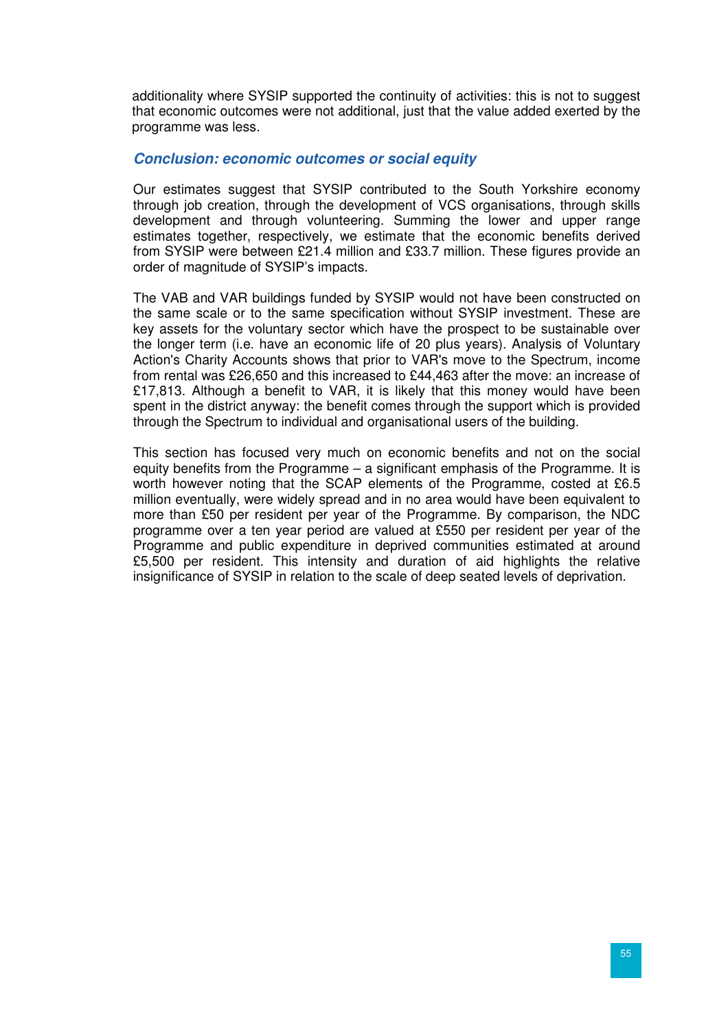additionality where SYSIP supported the continuity of activities: this is not to suggest that economic outcomes were not additional, just that the value added exerted by the programme was less.

### *Conclusion: economic outcomes or social equity*

Our estimates suggest that SYSIP contributed to the South Yorkshire economy through job creation, through the development of VCS organisations, through skills development and through volunteering. Summing the lower and upper range estimates together, respectively, we estimate that the economic benefits derived from SYSIP were between £21.4 million and £33.7 million. These figures provide an order of magnitude of SYSIP's impacts.

The VAB and VAR buildings funded by SYSIP would not have been constructed on the same scale or to the same specification without SYSIP investment. These are key assets for the voluntary sector which have the prospect to be sustainable over the longer term (i.e. have an economic life of 20 plus years). Analysis of Voluntary Action's Charity Accounts shows that prior to VAR's move to the Spectrum, income from rental was £26,650 and this increased to £44,463 after the move: an increase of £17,813. Although a benefit to VAR, it is likely that this money would have been spent in the district anyway: the benefit comes through the support which is provided through the Spectrum to individual and organisational users of the building.

This section has focused very much on economic benefits and not on the social equity benefits from the Programme – a significant emphasis of the Programme. It is worth however noting that the SCAP elements of the Programme, costed at £6.5 million eventually, were widely spread and in no area would have been equivalent to more than £50 per resident per year of the Programme. By comparison, the NDC programme over a ten year period are valued at £550 per resident per year of the Programme and public expenditure in deprived communities estimated at around £5,500 per resident. This intensity and duration of aid highlights the relative insignificance of SYSIP in relation to the scale of deep seated levels of deprivation.